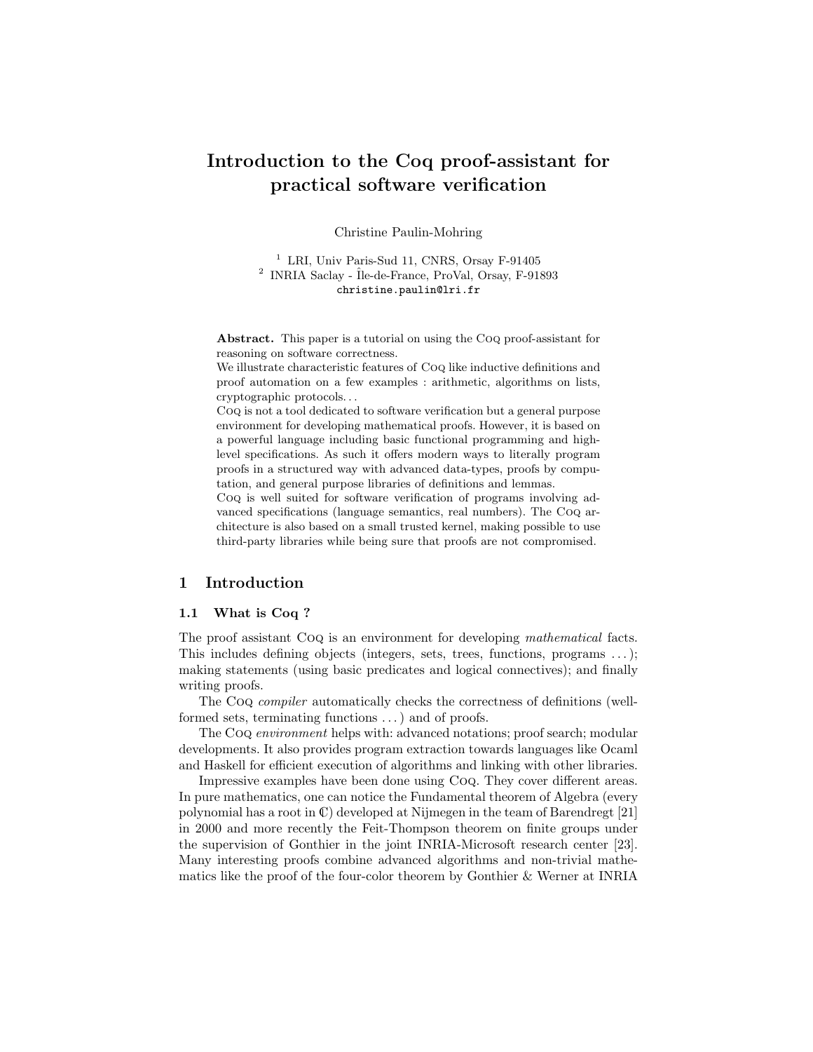# Introduction to the Coq proof-assistant for practical software verification

Christine Paulin-Mohring

[1] LRI, Univ Paris-Sud 11, CNRS, Orsay F-91405
[2] INRIA Saclay - Île-de-France, ProVal, Orsay, F-91893
`christine.paulin@lri.fr`

**Abstract.** This paper is a tutorial on using the Coq proof-assistant for reasoning on software correctness.
We illustrate characteristic features of Coq like inductive definitions and proof automation on a few examples : arithmetic, algorithms on lists, cryptographic protocols. . .
Coq is not a tool dedicated to software verification but a general purpose environment for developing mathematical proofs. However, it is based on a powerful language including basic functional programming and high-level specifications. As such it offers modern ways to literally program proofs in a structured way with advanced data-types, proofs by computation, and general purpose libraries of definitions and lemmas.
Coq is well suited for software verification of programs involving advanced specifications (language semantics, real numbers). The Coq architecture is also based on a small trusted kernel, making possible to use third-party libraries while being sure that proofs are not compromised.

## 1 Introduction

### 1.1 What is Coq ?

The proof assistant Coq is an environment for developing *mathematical* facts. This includes defining objects (integers, sets, trees, functions, programs . . . ); making statements (using basic predicates and logical connectives); and finally writing proofs.

The Coq *compiler* automatically checks the correctness of definitions (well-formed sets, terminating functions . . . ) and of proofs.

The Coq *environment* helps with: advanced notations; proof search; modular developments. It also provides program extraction towards languages like Ocaml and Haskell for efficient execution of algorithms and linking with other libraries.

Impressive examples have been done using Coq. They cover different areas. In pure mathematics, one can notice the Fundamental theorem of Algebra (every polynomial has a root in $\mathbb{C}$) developed at Nijmegen in the team of Barendregt [21] in 2000 and more recently the Feit-Thompson theorem on finite groups under the supervision of Gonthier in the joint INRIA-Microsoft research center [23]. Many interesting proofs combine advanced algorithms and non-trivial mathematics like the proof of the four-color theorem by Gonthier & Werner at INRIA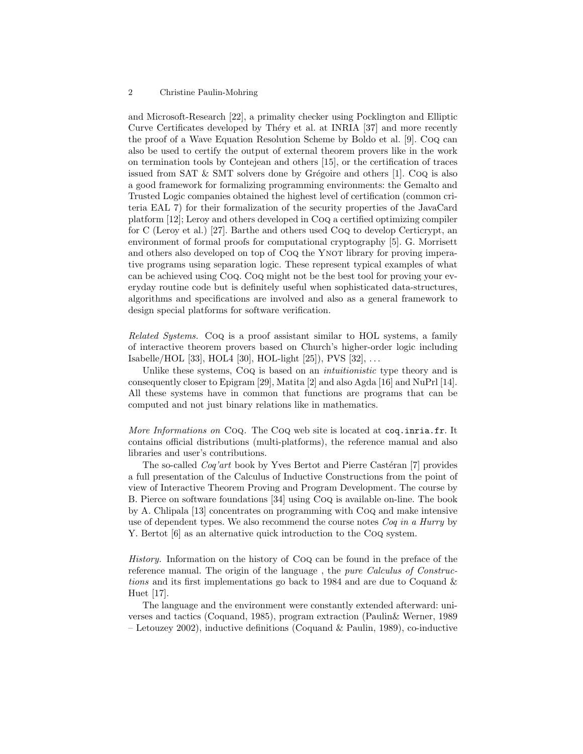and Microsoft-Research [22], a primality checker using Pocklington and Elliptic Curve Certificates developed by Théry et al. at INRIA [37] and more recently the proof of a Wave Equation Resolution Scheme by Boldo et al. [9]. Coq can also be used to certify the output of external theorem provers like in the work on termination tools by Contejean and others [15], or the certification of traces issued from SAT & SMT solvers done by Grégoire and others [1]. Coq is also a good framework for formalizing programming environments: the Gemalto and Trusted Logic companies obtained the highest level of certification (common criteria EAL 7) for their formalization of the security properties of the JavaCard platform [12]; Leroy and others developed in Coq a certified optimizing compiler for C (Leroy et al.) [27]. Barthe and others used Coq to develop Certicrypt, an environment of formal proofs for computational cryptography [5]. G. Morrisett and others also developed on top of Coq the Ynot library for proving imperative programs using separation logic. These represent typical examples of what can be achieved using Coq. Coq might not be the best tool for proving your everyday routine code but is definitely useful when sophisticated data-structures, algorithms and specifications are involved and also as a general framework to design special platforms for software verification.

*Related Systems.* Coq is a proof assistant similar to HOL systems, a family of interactive theorem provers based on Church's higher-order logic including Isabelle/HOL [33], HOL4 [30], HOL-light [25]), PVS [32], ...

Unlike these systems, Coq is based on an *intuitionistic* type theory and is consequently closer to Epigram [29], Matita [2] and also Agda [16] and NuPrl [14]. All these systems have in common that functions are programs that can be computed and not just binary relations like in mathematics.

*More Informations on* Coq. The Coq web site is located at `coq.inria.fr`. It contains official distributions (multi-platforms), the reference manual and also libraries and user's contributions.

The so-called *Coq'art* book by Yves Bertot and Pierre Castéran [7] provides a full presentation of the Calculus of Inductive Constructions from the point of view of Interactive Theorem Proving and Program Development. The course by B. Pierce on software foundations [34] using Coq is available on-line. The book by A. Chlipala [13] concentrates on programming with Coq and make intensive use of dependent types. We also recommend the course notes *Coq in a Hurry* by Y. Bertot [6] as an alternative quick introduction to the Coq system.

*History.* Information on the history of Coq can be found in the preface of the reference manual. The origin of the language , the *pure Calculus of Constructions* and its first implementations go back to 1984 and are due to Coquand & Huet [17].

The language and the environment were constantly extended afterward: universes and tactics (Coquand, 1985), program extraction (Paulin& Werner, 1989 – Letouzey 2002), inductive definitions (Coquand & Paulin, 1989), co-inductive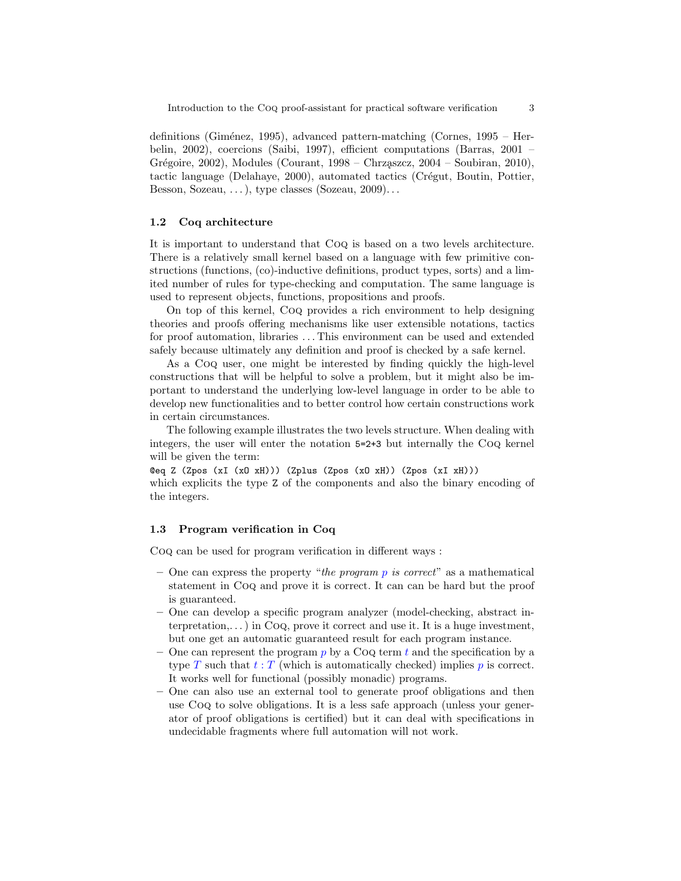definitions (Giménez, 1995), advanced pattern-matching (Cornes, 1995 – Herbelin, 2002), coercions (Saibi, 1997), efficient computations (Barras, 2001 – Grégoire, 2002), Modules (Courant, 1998 – Chrząszcz, 2004 – Soubiran, 2010), tactic language (Delahaye, 2000), automated tactics (Crégut, Boutin, Pottier, Besson, Sozeau, ...), type classes (Sozeau, 2009)...

### 1.2 Coq architecture

It is important to understand that Coq is based on a two levels architecture. There is a relatively small kernel based on a language with few primitive constructions (functions, (co)-inductive definitions, product types, sorts) and a limited number of rules for type-checking and computation. The same language is used to represent objects, functions, propositions and proofs.

On top of this kernel, Coq provides a rich environment to help designing theories and proofs offering mechanisms like user extensible notations, tactics for proof automation, libraries ... This environment can be used and extended safely because ultimately any definition and proof is checked by a safe kernel.

As a Coq user, one might be interested by finding quickly the high-level constructions that will be helpful to solve a problem, but it might also be important to understand the underlying low-level language in order to be able to develop new functionalities and to better control how certain constructions work in certain circumstances.

The following example illustrates the two levels structure. When dealing with integers, the user will enter the notation `5=2+3` but internally the Coq kernel will be given the term:

```
@eq Z (Zpos (xI (xO xH))) (Zplus (Zpos (xO xH)) (Zpos (xI xH)))
```

which explicits the type `Z` of the components and also the binary encoding of the integers.

### 1.3 Program verification in Coq

Coq can be used for program verification in different ways :

- One can express the property "*the program* $p$ *is correct*" as a mathematical statement in Coq and prove it is correct. It can can be hard but the proof is guaranteed.
- One can develop a specific program analyzer (model-checking, abstract interpretation,...) in Coq, prove it correct and use it. It is a huge investment, but one get an automatic guaranteed result for each program instance.
- One can represent the program $p$ by a Coq term $t$ and the specification by a type $T$ such that $t : T$ (which is automatically checked) implies $p$ is correct. It works well for functional (possibly monadic) programs.
- One can also use an external tool to generate proof obligations and then use Coq to solve obligations. It is a less safe approach (unless your generator of proof obligations is certified) but it can deal with specifications in undecidable fragments where full automation will not work.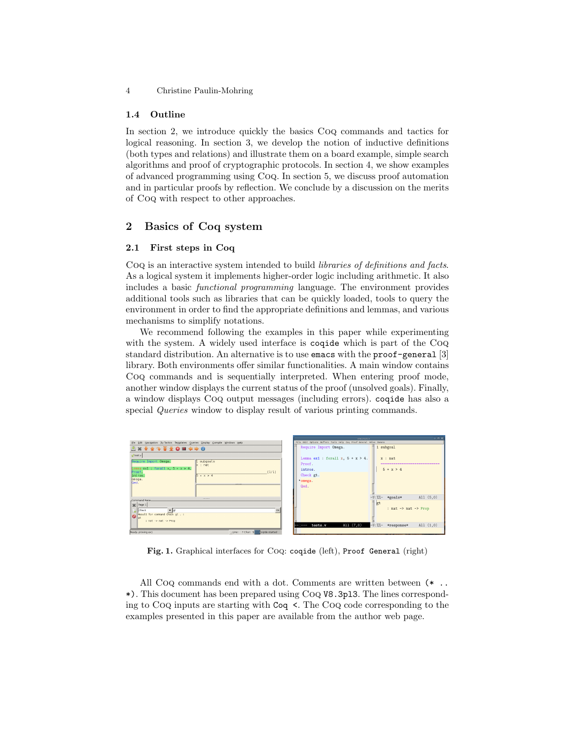### 1.4 Outline

In section 2, we introduce quickly the basics Coq commands and tactics for logical reasoning. In section 3, we develop the notion of inductive definitions (both types and relations) and illustrate them on a board example, simple search algorithms and proof of cryptographic protocols. In section 4, we show examples of advanced programming using Coq. In section 5, we discuss proof automation and in particular proofs by reflection. We conclude by a discussion on the merits of Coq with respect to other approaches.

## 2 Basics of Coq system

### 2.1 First steps in Coq

Coq is an interactive system intended to build *libraries of definitions and facts*. As a logical system it implements higher-order logic including arithmetic. It also includes a basic *functional programming* language. The environment provides additional tools such as libraries that can be quickly loaded, tools to query the environment in order to find the appropriate definitions and lemmas, and various mechanisms to simplify notations.

We recommend following the examples in this paper while experimenting with the system. A widely used interface is `coqide` which is part of the Coq standard distribution. An alternative is to use `emacs` with the `proof-general` [3] library. Both environments offer similar functionalities. A main window contains Coq commands and is sequentially interpreted. When entering proof mode, another window displays the current status of the proof (unsolved goals). Finally, a window displays Coq output messages (including errors). `coqide` has also a special *Queries* window to display result of various printing commands.

**Fig. 1.** Graphical interfaces for Coq: `coqide` (left), `Proof General` (right)

All Coq commands end with a dot. Comments are written between `(* .. *)`. This document has been prepared using Coq `V8.3pl3`. The lines corresponding to Coq inputs are starting with `Coq <`. The Coq code corresponding to the examples presented in this paper are available from the author web page.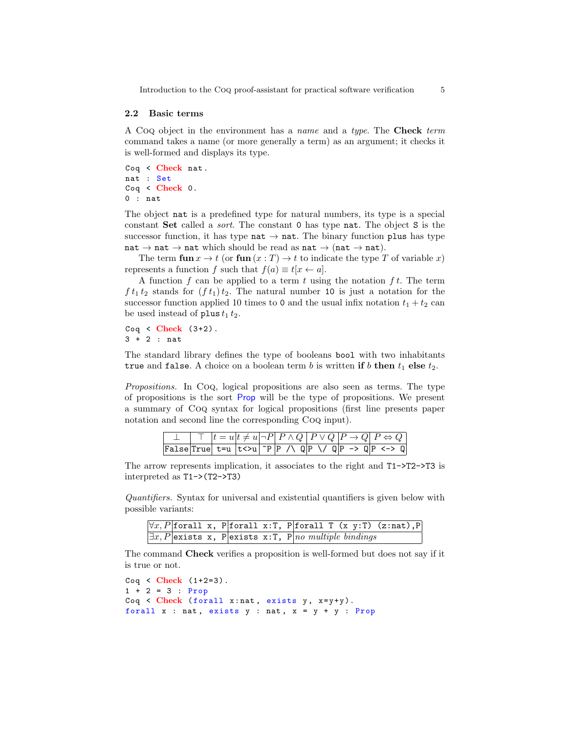## 2.2 Basic terms

A Coq object in the environment has a *name* and a *type*. The **Check** *term* command takes a name (or more generally a term) as an argument; it checks it is well-formed and displays its type.

```
Coq < Check nat.
nat : Set
Coq < Check 0.
0 : nat
```

The object `nat` is a predefined type for natural numbers, its type is a special constant **Set** called a *sort*. The constant `0` has type `nat`. The object `S` is the successor function, it has type `nat` → `nat`. The binary function `plus` has type `nat` → `nat` → `nat` which should be read as `nat` → (`nat` → `nat`).

The term **fun** $x \rightarrow t$ (or **fun** $(x : T) \rightarrow t$ to indicate the type $T$ of variable $x$) represents a function $f$ such that $f(a) \equiv t[x \leftarrow a]$.

A function $f$ can be applied to a term $t$ using the notation $f\,t$. The term $f\,t_1\,t_2$ stands for $(f\,t_1)\,t_2$. The natural number `10` is just a notation for the successor function applied 10 times to `0` and the usual infix notation $t_1 + t_2$ can be used instead of `plus` $t_1\,t_2$.

```
Coq < Check (3+2).
3 + 2 : nat
```

The standard library defines the type of booleans `bool` with two inhabitants `true` and `false`. A choice on a boolean term $b$ is written **if** $b$ **then** $t_1$ **else** $t_2$.

*Propositions.* In Coq, logical propositions are also seen as terms. The type of propositions is the sort Prop will be the type of propositions. We present a summary of Coq syntax for logical propositions (first line presents paper notation and second line the corresponding Coq input).

| $\bot$ | $\top$ | $t = u$ | $t \neq u$ | $\neg P$ | $P \land Q$ | $P \lor Q$ | $P \rightarrow Q$ | $P \Leftrightarrow Q$ |
|---|---|---|---|---|---|---|---|---|
| `False` | `True` | `t=u` | `t<>u` | `~P` | `P /\ Q` | `P \/ Q` | `P -> Q` | `P <-> Q` |

The arrow represents implication, it associates to the right and `T1->T2->T3` is interpreted as `T1->(T2->T3)`

*Quantifiers.* Syntax for universal and existential quantifiers is given below with possible variants:

| $\forall x, P$ | `forall x, P` | `forall x:T, P` | `forall T (x y:T) (z:nat),P` |
|---|---|---|---|
| $\exists x, P$ | `exists x, P` | `exists x:T, P` | *no multiple bindings* |

The command **Check** verifies a proposition is well-formed but does not say if it is true or not.

```
Coq < Check (1+2=3).
1 + 2 = 3 : Prop
Coq < Check (forall x:nat, exists y, x=y+y).
forall x : nat, exists y : nat, x = y + y : Prop
```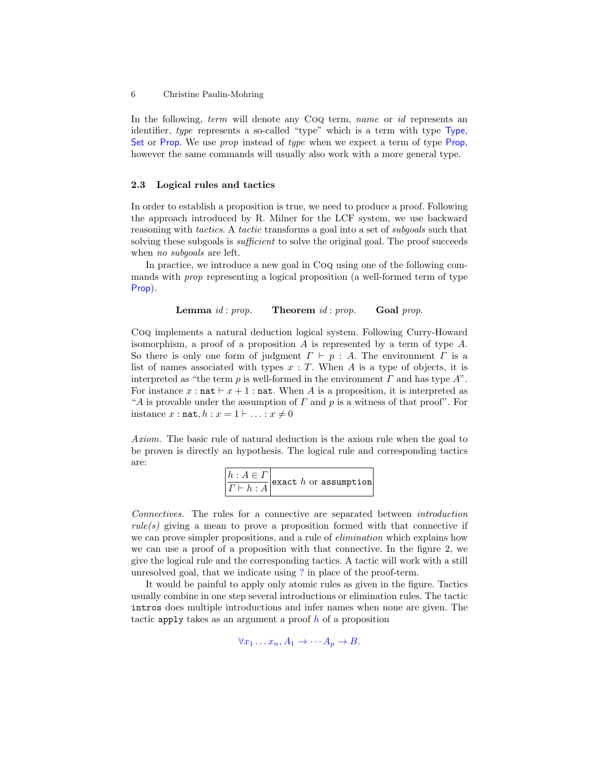In the following, *term* will denote any Coq term, *name* or *id* represents an identifier, *type* represents a so-called "type" which is a term with type Type, Set or Prop. We use *prop* instead of *type* when we expect a term of type Prop, however the same commands will usually also work with a more general type.

### 2.3 Logical rules and tactics

In order to establish a proposition is true, we need to produce a proof. Following the approach introduced by R. Milner for the LCF system, we use backward reasoning with *tactics*. A *tactic* transforms a goal into a set of *subgoals* such that solving these subgoals is *sufficient* to solve the original goal. The proof succeeds when *no subgoals* are left.

In practice, we introduce a new goal in Coq using one of the following commands with *prop* representing a logical proposition (a well-formed term of type Prop).

**Lemma** *id* : *prop*.  **Theorem** *id* : *prop*.  **Goal** *prop*.

Coq implements a natural deduction logical system. Following Curry-Howard isomorphism, a proof of a proposition $A$ is represented by a term of type $A$. So there is only one form of judgment $\Gamma \vdash p : A$. The environment $\Gamma$ is a list of names associated with types $x : T$. When $A$ is a type of objects, it is interpreted as "the term $p$ is well-formed in the environment $\Gamma$ and has type $A$". For instance $x : \texttt{nat} \vdash x + 1 : \texttt{nat}$. When $A$ is a proposition, it is interpreted as "$A$ is provable under the assumption of $\Gamma$ and $p$ is a witness of that proof". For instance $x : \texttt{nat}, h : x = 1 \vdash \ldots : x \neq 0$

*Axiom.* The basic rule of natural deduction is the axiom rule when the goal to be proven is directly an hypothesis. The logical rule and corresponding tactics are:

| Rule | Tactic |
|---|---|
| $\dfrac{h : A \in \Gamma}{\Gamma \vdash h : A}$ | `exact` $h$ or `assumption` |

*Connectives.* The rules for a connective are separated between *introduction rule(s)* giving a mean to prove a proposition formed with that connective if we can prove simpler propositions, and a rule of *elimination* which explains how we can use a proof of a proposition with that connective. In the figure 2, we give the logical rule and the corresponding tactics. A tactic will work with a still unresolved goal, that we indicate using ? in place of the proof-term.

It would be painful to apply only atomic rules as given in the figure. Tactics usually combine in one step several introductions or elimination rules. The tactic `intros` does multiple introductions and infer names when none are given. The tactic `apply` takes as an argument a proof $h$ of a proposition

$$\forall x_1 \ldots x_n, A_1 \to \cdots A_p \to B.$$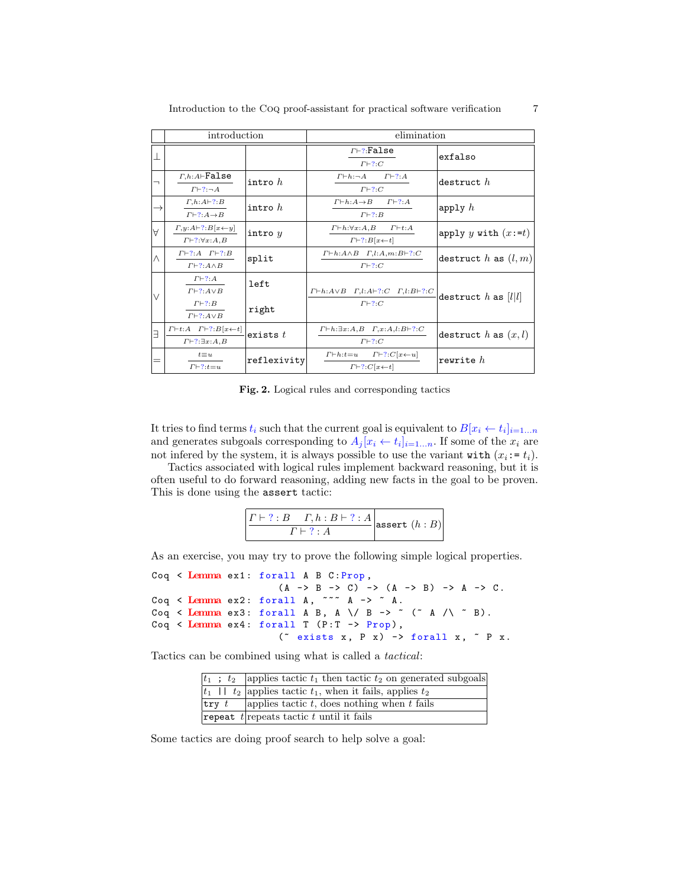| | introduction | | elimination | |
|---|---|---|---|---|
| $\bot$ | | | $\dfrac{\Gamma \vdash ?:\texttt{False}}{\Gamma \vdash ?:C}$ | `exfalso` |
| $\neg$ | $\dfrac{\Gamma, h:A \vdash \texttt{False}}{\Gamma \vdash ?:\neg A}$ | `intro` $h$ | $\dfrac{\Gamma \vdash h:\neg A \quad \Gamma \vdash ?:A}{\Gamma \vdash ?:C}$ | `destruct` $h$ |
| $\rightarrow$ | $\dfrac{\Gamma, h:A \vdash ?:B}{\Gamma \vdash ?:A \rightarrow B}$ | `intro` $h$ | $\dfrac{\Gamma \vdash h:A \rightarrow B \quad \Gamma \vdash ?:A}{\Gamma \vdash ?:B}$ | `apply` $h$ |
| $\forall$ | $\dfrac{\Gamma, y:A \vdash ?:B[x \leftarrow y]}{\Gamma \vdash ?:\forall x:A, B}$ | `intro` $y$ | $\dfrac{\Gamma \vdash h:\forall x:A, B \quad \Gamma \vdash t:A}{\Gamma \vdash ?:B[x \leftarrow t]}$ | `apply` $y$ `with` $(x$`:=`$t)$ |
| $\wedge$ | $\dfrac{\Gamma \vdash ?:A \quad \Gamma \vdash ?:B}{\Gamma \vdash ?:A \wedge B}$ | `split` | $\dfrac{\Gamma \vdash h:A \wedge B \quad \Gamma, l:A, m:B \vdash ?:C}{\Gamma \vdash ?:C}$ | `destruct` $h$ `as` $(l, m)$ |
| $\vee$ | $\dfrac{\Gamma \vdash ?:A}{\Gamma \vdash ?:A \vee B}$ <br> $\dfrac{\Gamma \vdash ?:B}{\Gamma \vdash ?:A \vee B}$ | `left` <br> `right` | $\dfrac{\Gamma \vdash h:A \vee B \quad \Gamma, l:A \vdash ?:C \quad \Gamma, l:B \vdash ?:C}{\Gamma \vdash ?:C}$ | `destruct` $h$ `as` $[l \mid l]$ |
| $\exists$ | $\dfrac{\Gamma \vdash t:A \quad \Gamma \vdash ?:B[x \leftarrow t]}{\Gamma \vdash ?:\exists x:A, B}$ | `exists` $t$ | $\dfrac{\Gamma \vdash h:\exists x:A, B \quad \Gamma, x:A, l:B \vdash ?:C}{\Gamma \vdash ?:C}$ | `destruct` $h$ `as` $(x, l)$ |
| $=$ | $\dfrac{t \equiv u}{\Gamma \vdash ?:t = u}$ | `reflexivity` | $\dfrac{\Gamma \vdash h:t = u \quad \Gamma \vdash ?:C[x \leftarrow u]}{\Gamma \vdash ?:C[x \leftarrow t]}$ | `rewrite` $h$ |

**Fig. 2.** Logical rules and corresponding tactics

It tries to find terms $t_i$ such that the current goal is equivalent to $B[x_i \leftarrow t_i]_{i=1\ldots n}$ and generates subgoals corresponding to $A_j[x_i \leftarrow t_i]_{i=1\ldots n}$. If some of the $x_i$ are not infered by the system, it is always possible to use the variant `with` $(x_i$`:=` $t_i)$.

Tactics associated with logical rules implement backward reasoning, but it is often useful to do forward reasoning, adding new facts in the goal to be proven. This is done using the `assert` tactic:

| | |
|---|---|
| $\dfrac{\Gamma \vdash ?:B \quad \Gamma, h:B \vdash ?:A}{\Gamma \vdash ?:A}$ | `assert` $(h : B)$ |

As an exercise, you may try to prove the following simple logical properties.

```
Coq < Lemma ex1: forall A B C:Prop,
                 (A -> B -> C) -> (A -> B) -> A -> C.
Coq < Lemma ex2: forall A, ~~~ A -> ~ A.
Coq < Lemma ex3: forall A B, A \/ B -> ~ (~ A /\ ~ B).
Coq < Lemma ex4: forall T (P:T -> Prop),
                 (~ exists x, P x) -> forall x, ~ P x.
```

Tactics can be combined using what is called a *tactical*:

| | |
|---|---|
| $t_1$ `;` $t_2$ | applies tactic $t_1$ then tactic $t_2$ on generated subgoals |
| $t_1$ `\|\|` $t_2$ | applies tactic $t_1$, when it fails, applies $t_2$ |
| `try` $t$ | applies tactic $t$, does nothing when $t$ fails |
| `repeat` $t$ | repeats tactic $t$ until it fails |

Some tactics are doing proof search to help solve a goal: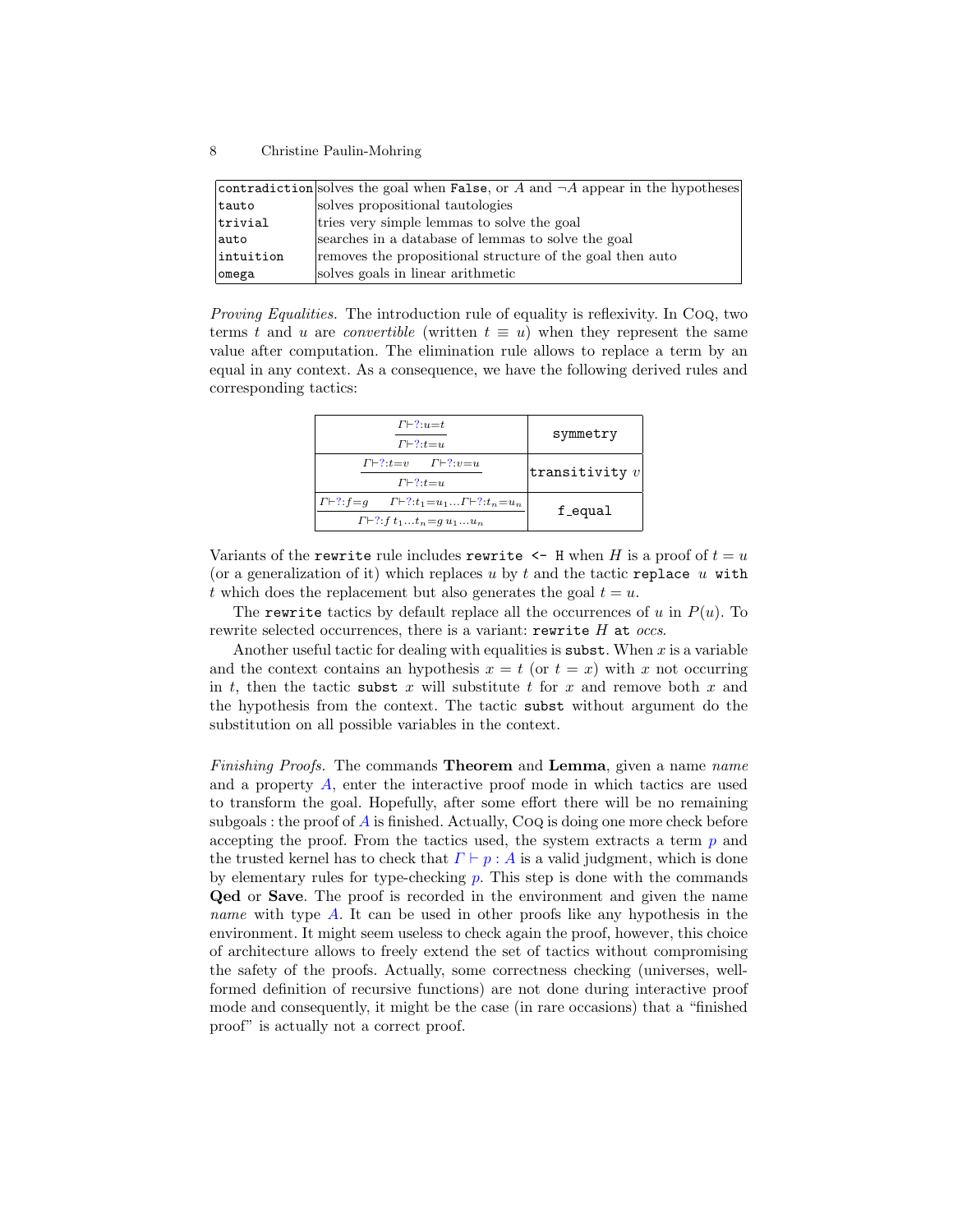| | |
|---|---|
| `contradiction` | solves the goal when `False`, or $A$ and $\neg A$ appear in the hypotheses |
| `tauto` | solves propositional tautologies |
| `trivial` | tries very simple lemmas to solve the goal |
| `auto` | searches in a database of lemmas to solve the goal |
| `intuition` | removes the propositional structure of the goal then auto |
| `omega` | solves goals in linear arithmetic |

*Proving Equalities.* The introduction rule of equality is reflexivity. In Coq, two terms $t$ and $u$ are *convertible* (written $t \equiv u$) when they represent the same value after computation. The elimination rule allows to replace a term by an equal in any context. As a consequence, we have the following derived rules and corresponding tactics:

| Rule | Tactic |
|---|---|
| $\dfrac{\Gamma \vdash ?: u = t}{\Gamma \vdash ?: t = u}$ | `symmetry` |
| $\dfrac{\Gamma \vdash ?: t = v \qquad \Gamma \vdash ?: v = u}{\Gamma \vdash ?: t = u}$ | `transitivity` $v$ |
| $\dfrac{\Gamma \vdash ?: f = g \qquad \Gamma \vdash ?: t_1 = u_1 \ldots \Gamma \vdash ?: t_n = u_n}{\Gamma \vdash ?: f\, t_1 \ldots t_n = g\, u_1 \ldots u_n}$ | `f_equal` |

Variants of the `rewrite` rule includes `rewrite <- H` when $H$ is a proof of $t = u$ (or a generalization of it) which replaces $u$ by $t$ and the tactic `replace` $u$ `with` $t$ which does the replacement but also generates the goal $t = u$.

The `rewrite` tactics by default replace all the occurrences of $u$ in $P(u)$. To rewrite selected occurrences, there is a variant: `rewrite` $H$ `at` *occs*.

Another useful tactic for dealing with equalities is `subst`. When $x$ is a variable and the context contains an hypothesis $x = t$ (or $t = x$) with $x$ not occurring in $t$, then the tactic `subst` $x$ will substitute $t$ for $x$ and remove both $x$ and the hypothesis from the context. The tactic `subst` without argument do the substitution on all possible variables in the context.

*Finishing Proofs.* The commands **Theorem** and **Lemma**, given a name *name* and a property $A$, enter the interactive proof mode in which tactics are used to transform the goal. Hopefully, after some effort there will be no remaining subgoals : the proof of $A$ is finished. Actually, Coq is doing one more check before accepting the proof. From the tactics used, the system extracts a term $p$ and the trusted kernel has to check that $\Gamma \vdash p : A$ is a valid judgment, which is done by elementary rules for type-checking $p$. This step is done with the commands **Qed** or **Save**. The proof is recorded in the environment and given the name *name* with type $A$. It can be used in other proofs like any hypothesis in the environment. It might seem useless to check again the proof, however, this choice of architecture allows to freely extend the set of tactics without compromising the safety of the proofs. Actually, some correctness checking (universes, well-formed definition of recursive functions) are not done during interactive proof mode and consequently, it might be the case (in rare occasions) that a "finished proof" is actually not a correct proof.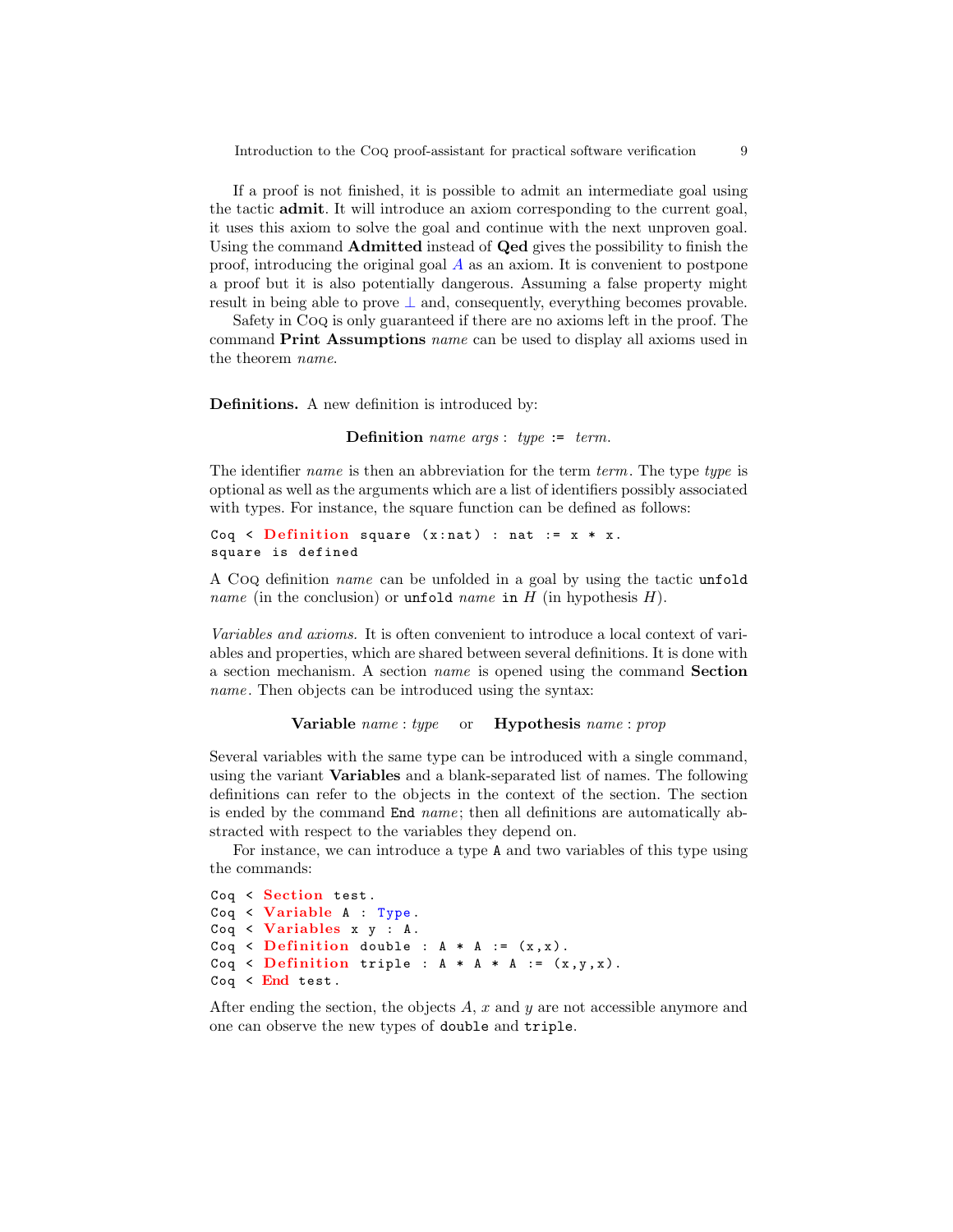If a proof is not finished, it is possible to admit an intermediate goal using the tactic **admit**. It will introduce an axiom corresponding to the current goal, it uses this axiom to solve the goal and continue with the next unproven goal. Using the command **Admitted** instead of **Qed** gives the possibility to finish the proof, introducing the original goal $A$ as an axiom. It is convenient to postpone a proof but it is also potentially dangerous. Assuming a false property might result in being able to prove $\bot$ and, consequently, everything becomes provable.

Safety in Coq is only guaranteed if there are no axioms left in the proof. The command **Print Assumptions** *name* can be used to display all axioms used in the theorem *name*.

**Definitions.** A new definition is introduced by:

**Definition** *name args* : *type* := *term*.

The identifier *name* is then an abbreviation for the term *term*. The type *type* is optional as well as the arguments which are a list of identifiers possibly associated with types. For instance, the square function can be defined as follows:

```
Coq < Definition square (x:nat) : nat := x * x.
square is defined
```

A Coq definition *name* can be unfolded in a goal by using the tactic `unfold` *name* (in the conclusion) or `unfold` *name* `in` $H$ (in hypothesis $H$).

*Variables and axioms.* It is often convenient to introduce a local context of variables and properties, which are shared between several definitions. It is done with a section mechanism. A section *name* is opened using the command **Section** *name*. Then objects can be introduced using the syntax:

**Variable** *name* : *type* or **Hypothesis** *name* : *prop*

Several variables with the same type can be introduced with a single command, using the variant **Variables** and a blank-separated list of names. The following definitions can refer to the objects in the context of the section. The section is ended by the command `End` *name*; then all definitions are automatically abstracted with respect to the variables they depend on.

For instance, we can introduce a type `A` and two variables of this type using the commands:

```
Coq < Section test.
Coq < Variable A : Type.
Coq < Variables x y : A.
Coq < Definition double : A * A := (x,x).
Coq < Definition triple : A * A * A := (x,y,x).
Coq < End test.
```

After ending the section, the objects $A$, $x$ and $y$ are not accessible anymore and one can observe the new types of `double` and `triple`.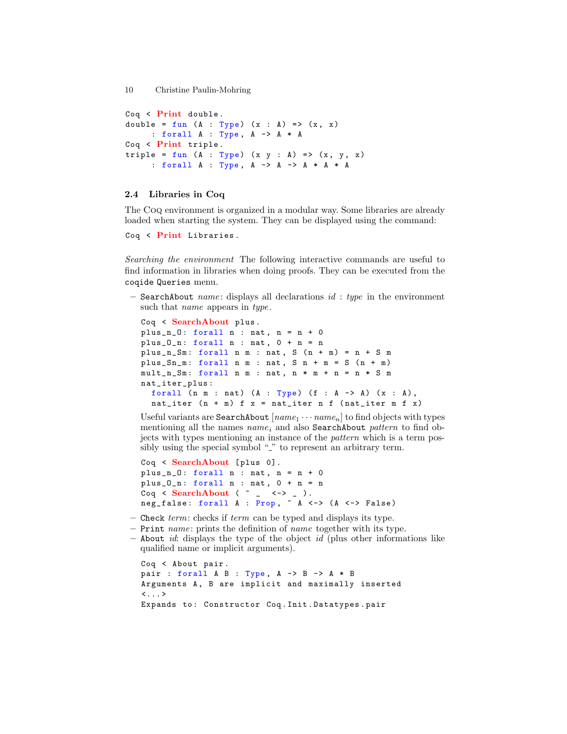```
Coq < Print double.
double = fun (A : Type) (x : A) => (x, x)
     : forall A : Type, A -> A * A
Coq < Print triple.
triple = fun (A : Type) (x y : A) => (x, y, x)
     : forall A : Type, A -> A -> A * A * A
```

### 2.4 Libraries in Coq

The Coq environment is organized in a modular way. Some libraries are already loaded when starting the system. They can be displayed using the command:

```
Coq < Print Libraries.
```

*Searching the environment* The following interactive commands are useful to find information in libraries when doing proofs. They can be executed from the coqide Queries menu.

- SearchAbout *name*: displays all declarations *id* : *type* in the environment such that *name* appears in *type*.

  ```
  Coq < SearchAbout plus.
  plus_n_O: forall n : nat, n = n + 0
  plus_O_n: forall n : nat, 0 + n = n
  plus_n_Sm: forall n m : nat, S (n + m) = n + S m
  plus_Sn_m: forall n m : nat, S n + m = S (n + m)
  mult_n_Sm: forall n m : nat, n * m + n = n * S m
  nat_iter_plus:
    forall (n m : nat) (A : Type) (f : A -> A) (x : A),
    nat_iter (n + m) f x = nat_iter n f (nat_iter m f x)
  ```

  Useful variants are SearchAbout $[name_1 \cdots name_n]$ to find objects with types mentioning all the names $name_i$ and also SearchAbout *pattern* to find objects with types mentioning an instance of the *pattern* which is a term possibly using the special symbol "_" to represent an arbitrary term.

  ```
  Coq < SearchAbout [plus 0].
  plus_n_O: forall n : nat, n = n + 0
  plus_O_n: forall n : nat, 0 + n = n
  Coq < SearchAbout ( ~ _  <-> _ ).
  neg_false: forall A : Prop, ~ A <-> (A <-> False)
  ```

- Check *term*: checks if *term* can be typed and displays its type.
- Print *name*: prints the definition of *name* together with its type.
- About *id*: displays the type of the object *id* (plus other informations like qualified name or implicit arguments).

  ```
  Coq < About pair.
  pair : forall A B : Type, A -> B -> A * B
  Arguments A, B are implicit and maximally inserted
  <...>
  Expands to: Constructor Coq.Init.Datatypes.pair
  ```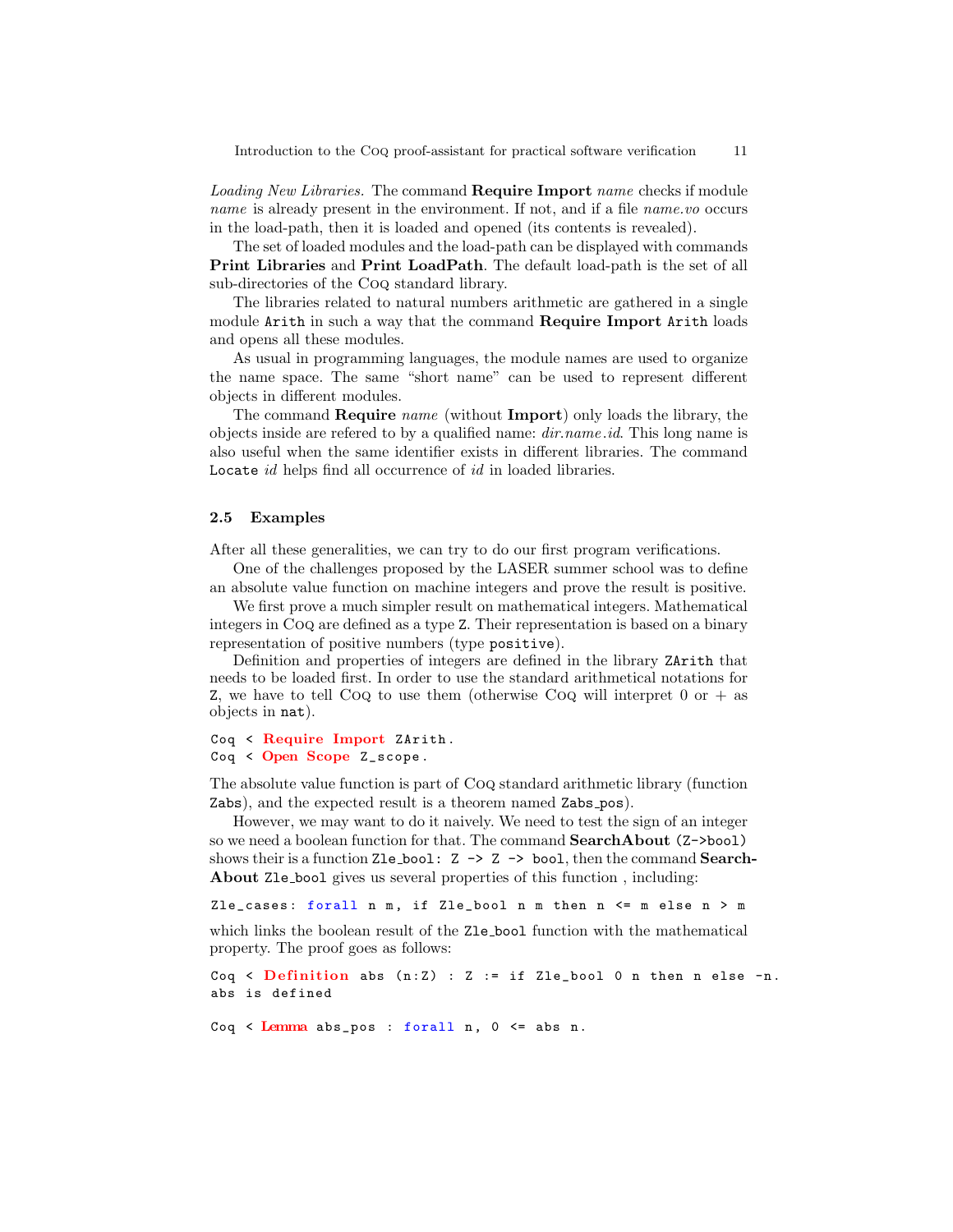*Loading New Libraries.* The command **Require Import** *name* checks if module *name* is already present in the environment. If not, and if a file *name.vo* occurs in the load-path, then it is loaded and opened (its contents is revealed).

The set of loaded modules and the load-path can be displayed with commands **Print Libraries** and **Print LoadPath**. The default load-path is the set of all sub-directories of the Coq standard library.

The libraries related to natural numbers arithmetic are gathered in a single module `Arith` in such a way that the command **Require Import** `Arith` loads and opens all these modules.

As usual in programming languages, the module names are used to organize the name space. The same "short name" can be used to represent different objects in different modules.

The command **Require** *name* (without **Import**) only loads the library, the objects inside are refered to by a qualified name: *dir.name.id*. This long name is also useful when the same identifier exists in different libraries. The command `Locate` *id* helps find all occurrence of *id* in loaded libraries.

### 2.5 Examples

After all these generalities, we can try to do our first program verifications.

One of the challenges proposed by the LASER summer school was to define an absolute value function on machine integers and prove the result is positive.

We first prove a much simpler result on mathematical integers. Mathematical integers in Coq are defined as a type `Z`. Their representation is based on a binary representation of positive numbers (type `positive`).

Definition and properties of integers are defined in the library `ZArith` that needs to be loaded first. In order to use the standard arithmetical notations for `Z`, we have to tell Coq to use them (otherwise Coq will interpret 0 or + as objects in `nat`).

```
Coq < Require Import ZArith.
Coq < Open Scope Z_scope.
```

The absolute value function is part of Coq standard arithmetic library (function `Zabs`), and the expected result is a theorem named `Zabs_pos`).

However, we may want to do it naively. We need to test the sign of an integer so we need a boolean function for that. The command **SearchAbout** `(Z->bool)` shows their is a function `Zle_bool: Z -> Z -> bool`, then the command **SearchAbout** `Zle_bool` gives us several properties of this function , including:

```
Zle_cases: forall n m, if Zle_bool n m then n <= m else n > m
```

which links the boolean result of the `Zle_bool` function with the mathematical property. The proof goes as follows:

```
Coq < Definition abs (n:Z) : Z := if Zle_bool 0 n then n else -n.
abs is defined

Coq < Lemma abs_pos : forall n, 0 <= abs n.
```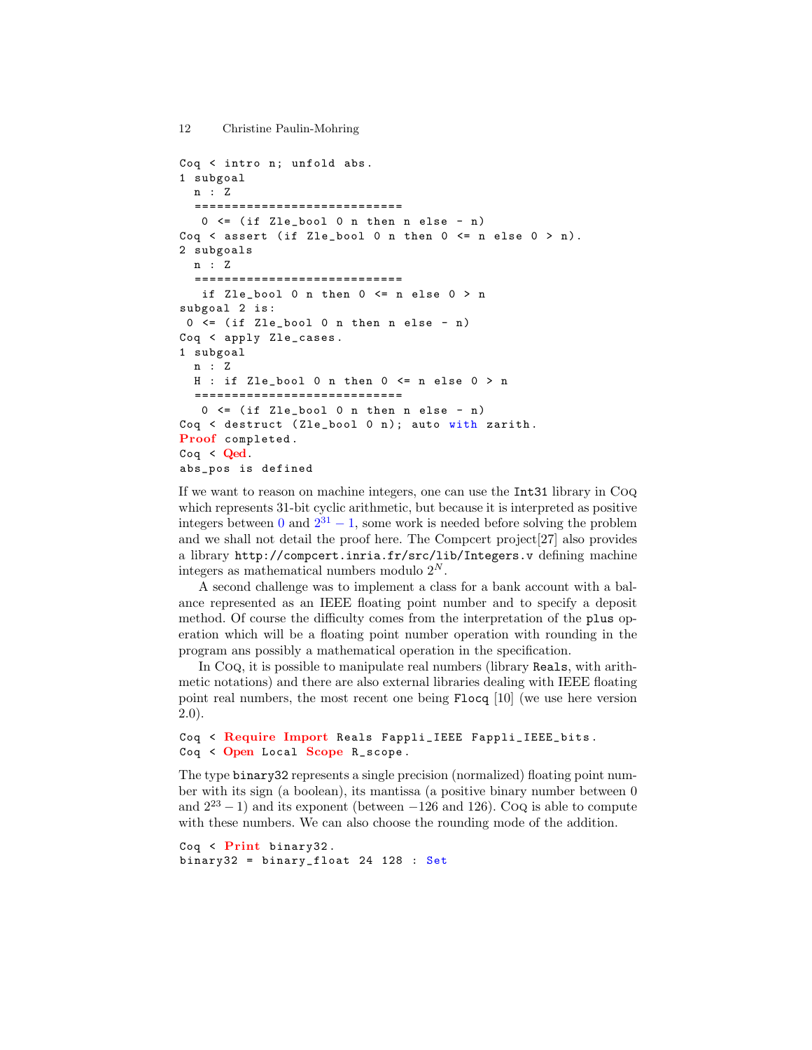```
Coq < intro n; unfold abs.
1 subgoal
  n : Z
  ============================
   0 <= (if Zle_bool 0 n then n else - n)
Coq < assert (if Zle_bool 0 n then 0 <= n else 0 > n).
2 subgoals
  n : Z
  ============================
   if Zle_bool 0 n then 0 <= n else 0 > n
subgoal 2 is:
 0 <= (if Zle_bool 0 n then n else - n)
Coq < apply Zle_cases.
1 subgoal
  n : Z
  H : if Zle_bool 0 n then 0 <= n else 0 > n
  ============================
   0 <= (if Zle_bool 0 n then n else - n)
Coq < destruct (Zle_bool 0 n); auto with zarith.
Proof completed.
Coq < Qed.
abs_pos is defined
```

If we want to reason on machine integers, one can use the `Int31` library in Coq which represents 31-bit cyclic arithmetic, but because it is interpreted as positive integers between $0$ and $2^{31}-1$, some work is needed before solving the problem and we shall not detail the proof here. The Compcert project[27] also provides a library `http://compcert.inria.fr/src/lib/Integers.v` defining machine integers as mathematical numbers modulo $2^N$.

A second challenge was to implement a class for a bank account with a balance represented as an IEEE floating point number and to specify a deposit method. Of course the difficulty comes from the interpretation of the `plus` operation which will be a floating point number operation with rounding in the program ans possibly a mathematical operation in the specification.

In Coq, it is possible to manipulate real numbers (library `Reals`, with arithmetic notations) and there are also external libraries dealing with IEEE floating point real numbers, the most recent one being `Flocq` [10] (we use here version 2.0).

```
Coq < Require Import Reals Fappli_IEEE Fappli_IEEE_bits.
Coq < Open Local Scope R_scope.
```

The type `binary32` represents a single precision (normalized) floating point number with its sign (a boolean), its mantissa (a positive binary number between 0 and $2^{23}-1$) and its exponent (between $-126$ and 126). Coq is able to compute with these numbers. We can also choose the rounding mode of the addition.

```
Coq < Print binary32.
binary32 = binary_float 24 128 : Set
```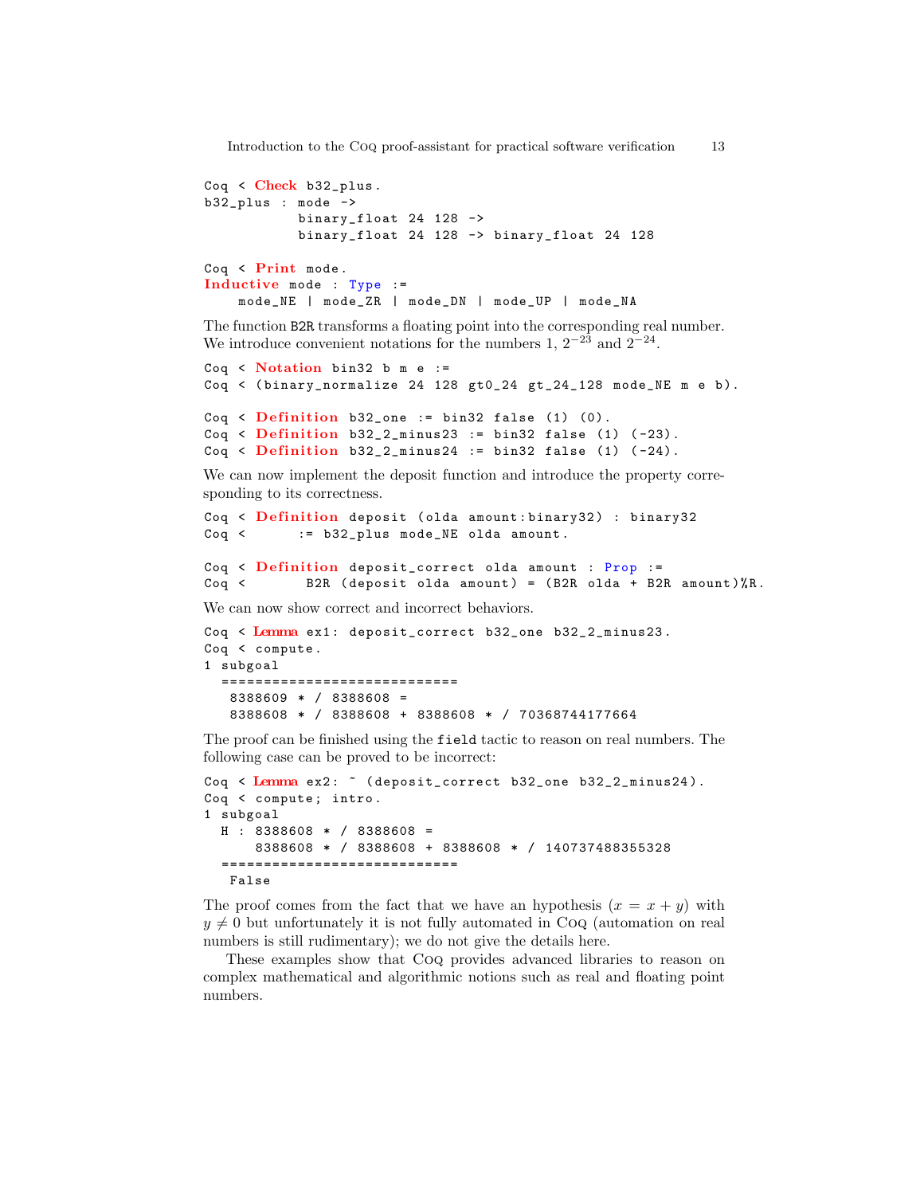```
Coq < Check b32_plus.
b32_plus : mode ->
           binary_float 24 128 ->
           binary_float 24 128 -> binary_float 24 128

Coq < Print mode.
Inductive mode : Type :=
    mode_NE | mode_ZR | mode_DN | mode_UP | mode_NA
```

The function B2R transforms a floating point into the corresponding real number. We introduce convenient notations for the numbers 1, $2^{-23}$ and $2^{-24}$.

```
Coq < Notation bin32 b m e :=
Coq < (binary_normalize 24 128 gt0_24 gt_24_128 mode_NE m e b).

Coq < Definition b32_one := bin32 false (1) (0).
Coq < Definition b32_2_minus23 := bin32 false (1) (-23).
Coq < Definition b32_2_minus24 := bin32 false (1) (-24).
```

We can now implement the deposit function and introduce the property corresponding to its correctness.

```
Coq < Definition deposit (olda amount:binary32) : binary32
Coq <       := b32_plus mode_NE olda amount.

Coq < Definition deposit_correct olda amount : Prop :=
Coq <        B2R (deposit olda amount) = (B2R olda + B2R amount)%R.
```

We can now show correct and incorrect behaviors.

```
Coq < Lemma ex1: deposit_correct b32_one b32_2_minus23.
Coq < compute.
1 subgoal
  ============================
   8388609 * / 8388608 =
   8388608 * / 8388608 + 8388608 * / 70368744177664
```

The proof can be finished using the field tactic to reason on real numbers. The following case can be proved to be incorrect:

```
Coq < Lemma ex2: ~ (deposit_correct b32_one b32_2_minus24).
Coq < compute; intro.
1 subgoal
  H : 8388608 * / 8388608 =
      8388608 * / 8388608 + 8388608 * / 140737488355328
  ============================
   False
```

The proof comes from the fact that we have an hypothesis ($x = x + y$) with $y \neq 0$ but unfortunately it is not fully automated in Coq (automation on real numbers is still rudimentary); we do not give the details here.

These examples show that Coq provides advanced libraries to reason on complex mathematical and algorithmic notions such as real and floating point numbers.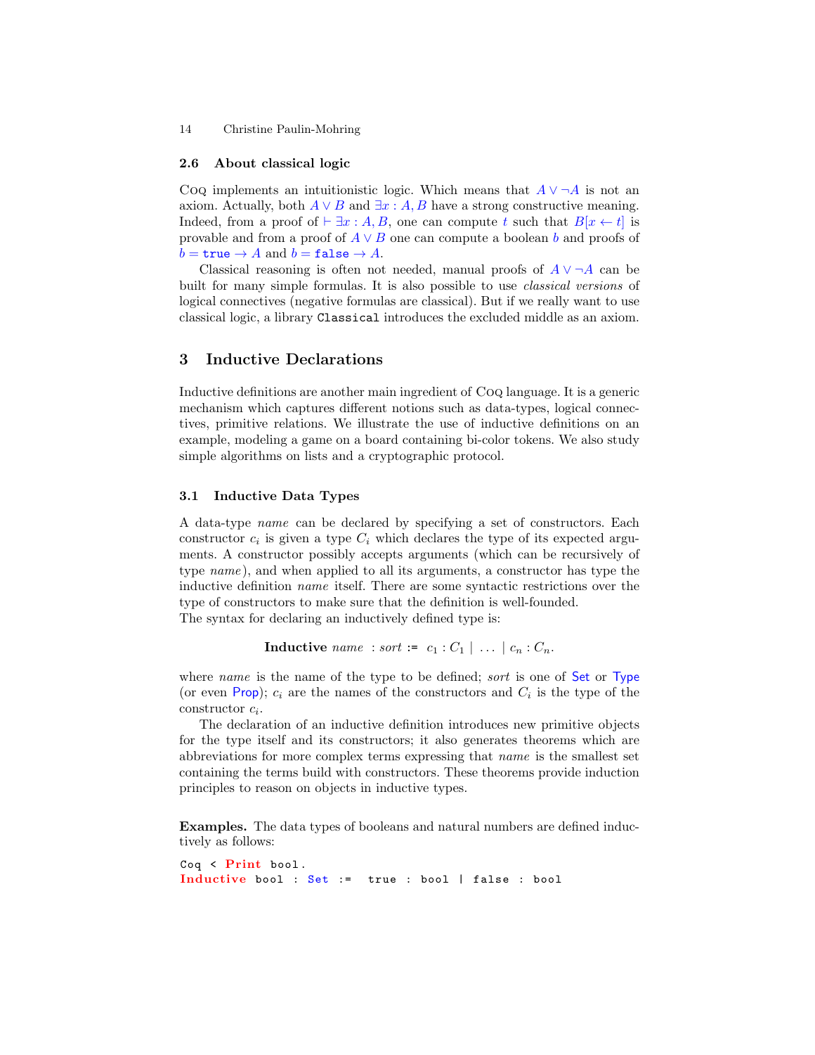### 2.6 About classical logic

Coq implements an intuitionistic logic. Which means that $A \vee \neg A$ is not an axiom. Actually, both $A \vee B$ and $\exists x : A, B$ have a strong constructive meaning. Indeed, from a proof of $\vdash \exists x : A, B$, one can compute $t$ such that $B[x \leftarrow t]$ is provable and from a proof of $A \vee B$ one can compute a boolean $b$ and proofs of $b = \texttt{true} \rightarrow A$ and $b = \texttt{false} \rightarrow A$.

Classical reasoning is often not needed, manual proofs of $A \vee \neg A$ can be built for many simple formulas. It is also possible to use *classical versions* of logical connectives (negative formulas are classical). But if we really want to use classical logic, a library `Classical` introduces the excluded middle as an axiom.

## 3 Inductive Declarations

Inductive definitions are another main ingredient of Coq language. It is a generic mechanism which captures different notions such as data-types, logical connectives, primitive relations. We illustrate the use of inductive definitions on an example, modeling a game on a board containing bi-color tokens. We also study simple algorithms on lists and a cryptographic protocol.

### 3.1 Inductive Data Types

A data-type *name* can be declared by specifying a set of constructors. Each constructor $c_i$ is given a type $C_i$ which declares the type of its expected arguments. A constructor possibly accepts arguments (which can be recursively of type *name*), and when applied to all its arguments, a constructor has type the inductive definition *name* itself. There are some syntactic restrictions over the type of constructors to make sure that the definition is well-founded.
The syntax for declaring an inductively defined type is:

$$\textbf{Inductive}\ \textit{name}\ : \textit{sort} := \ c_1 : C_1 \mid \ \ldots \ \mid c_n : C_n.$$

where *name* is the name of the type to be defined; *sort* is one of Set or Type (or even Prop); $c_i$ are the names of the constructors and $C_i$ is the type of the constructor $c_i$.

The declaration of an inductive definition introduces new primitive objects for the type itself and its constructors; it also generates theorems which are abbreviations for more complex terms expressing that *name* is the smallest set containing the terms build with constructors. These theorems provide induction principles to reason on objects in inductive types.

**Examples.** The data types of booleans and natural numbers are defined inductively as follows:

```
Coq < Print bool.
Inductive bool : Set :=  true : bool | false : bool
```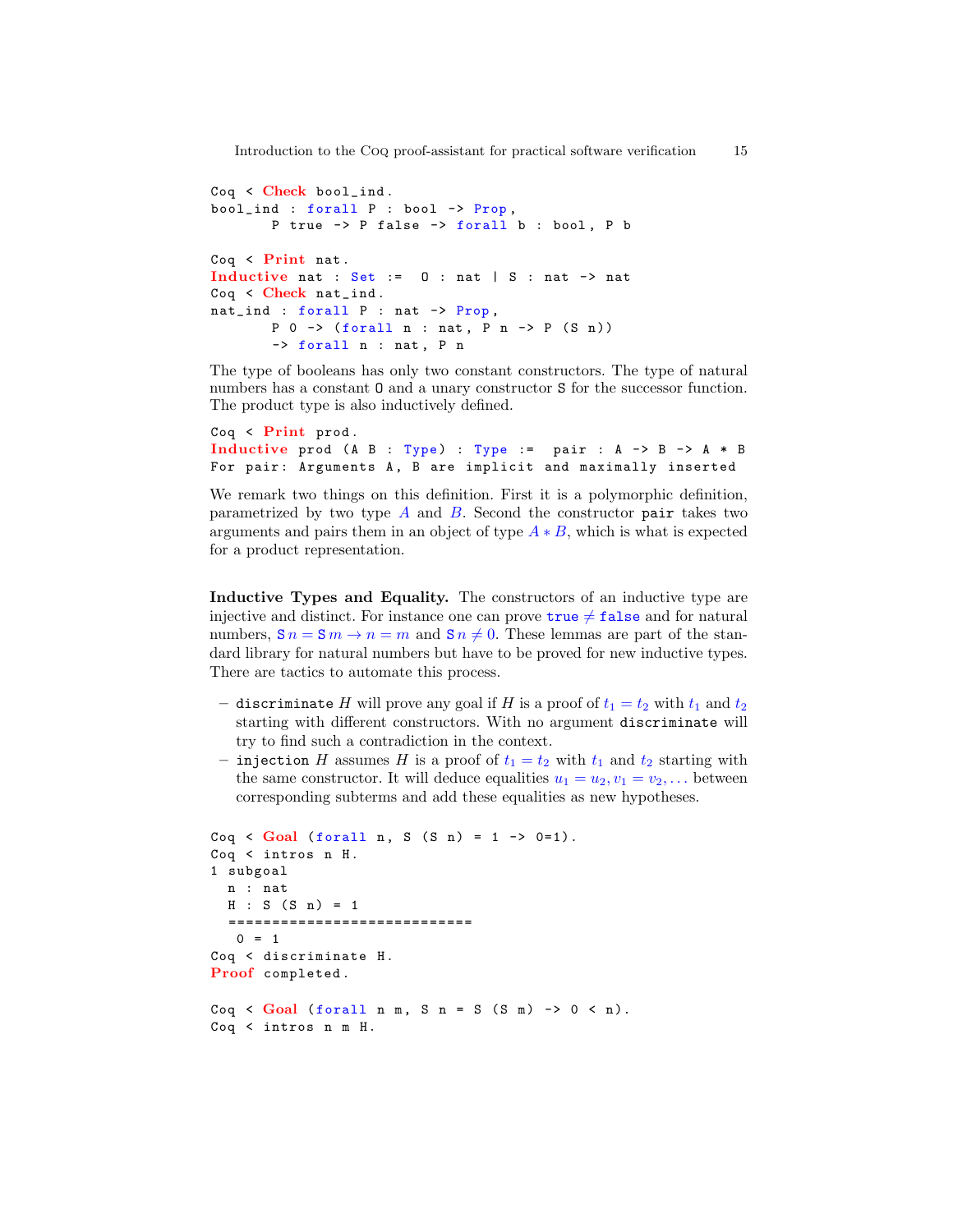```
Coq < Check bool_ind.
bool_ind : forall P : bool -> Prop,
       P true -> P false -> forall b : bool, P b

Coq < Print nat.
Inductive nat : Set :=  O : nat | S : nat -> nat
Coq < Check nat_ind.
nat_ind : forall P : nat -> Prop,
       P 0 -> (forall n : nat, P n -> P (S n))
       -> forall n : nat, P n
```

The type of booleans has only two constant constructors. The type of natural numbers has a constant `O` and a unary constructor `S` for the successor function. The product type is also inductively defined.

```
Coq < Print prod.
Inductive prod (A B : Type) : Type :=  pair : A -> B -> A * B
For pair: Arguments A, B are implicit and maximally inserted
```

We remark two things on this definition. First it is a polymorphic definition, parametrized by two type $A$ and $B$. Second the constructor `pair` takes two arguments and pairs them in an object of type $A * B$, which is what is expected for a product representation.

**Inductive Types and Equality.** The constructors of an inductive type are injective and distinct. For instance one can prove $\texttt{true} \neq \texttt{false}$ and for natural numbers, $\mathsf{S}\,n = \mathsf{S}\,m \to n = m$ and $\mathsf{S}\,n \neq 0$. These lemmas are part of the standard library for natural numbers but have to be proved for new inductive types. There are tactics to automate this process.

- `discriminate` $H$ will prove any goal if $H$ is a proof of $t_1 = t_2$ with $t_1$ and $t_2$ starting with different constructors. With no argument `discriminate` will try to find such a contradiction in the context.
- `injection` $H$ assumes $H$ is a proof of $t_1 = t_2$ with $t_1$ and $t_2$ starting with the same constructor. It will deduce equalities $u_1 = u_2, v_1 = v_2, \ldots$ between corresponding subterms and add these equalities as new hypotheses.

```
Coq < Goal (forall n, S (S n) = 1 -> 0=1).
Coq < intros n H.
1 subgoal
  n : nat
  H : S (S n) = 1
  ============================
   0 = 1
Coq < discriminate H.
Proof completed.

Coq < Goal (forall n m, S n = S (S m) -> 0 < n).
Coq < intros n m H.
```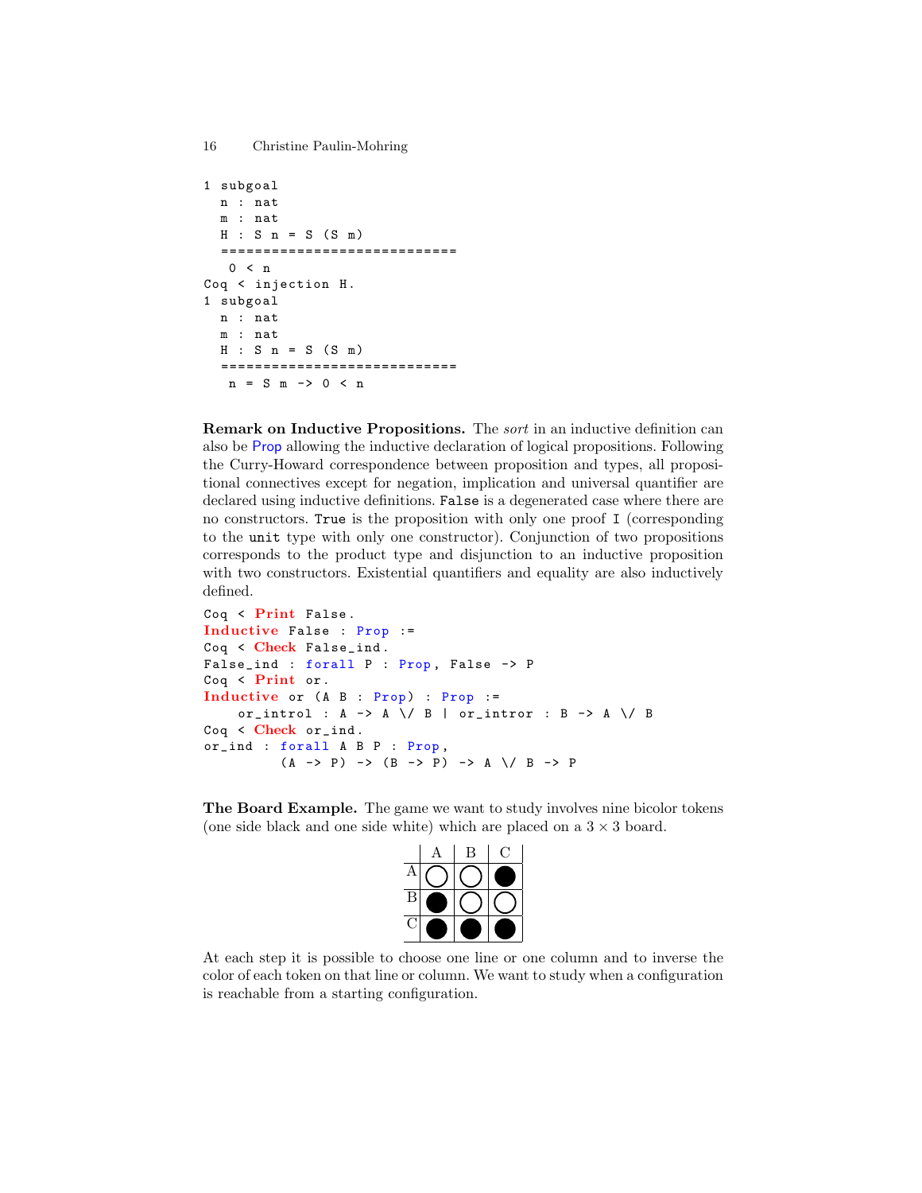```
1 subgoal
  n : nat
  m : nat
  H : S n = S (S m)
  ============================
   0 < n
Coq < injection H.
1 subgoal
  n : nat
  m : nat
  H : S n = S (S m)
  ============================
   n = S m -> 0 < n
```

**Remark on Inductive Propositions.** The *sort* in an inductive definition can also be Prop allowing the inductive declaration of logical propositions. Following the Curry-Howard correspondence between proposition and types, all propositional connectives except for negation, implication and universal quantifier are declared using inductive definitions. `False` is a degenerated case where there are no constructors. `True` is the proposition with only one proof `I` (corresponding to the `unit` type with only one constructor). Conjunction of two propositions corresponds to the product type and disjunction to an inductive proposition with two constructors. Existential quantifiers and equality are also inductively defined.

```
Coq < Print False.
Inductive False : Prop :=
Coq < Check False_ind.
False_ind : forall P : Prop, False -> P
Coq < Print or.
Inductive or (A B : Prop) : Prop :=
    or_introl : A -> A \/ B | or_intror : B -> A \/ B
Coq < Check or_ind.
or_ind : forall A B P : Prop,
         (A -> P) -> (B -> P) -> A \/ B -> P
```

**The Board Example.** The game we want to study involves nine bicolor tokens (one side black and one side white) which are placed on a $3 \times 3$ board.

|   | A | B | C |
|---|---|---|---|
| A | ○ | ○ | ● |
| B | ● | ○ | ○ |
| C | ● | ● | ● |

At each step it is possible to choose one line or one column and to inverse the color of each token on that line or column. We want to study when a configuration is reachable from a starting configuration.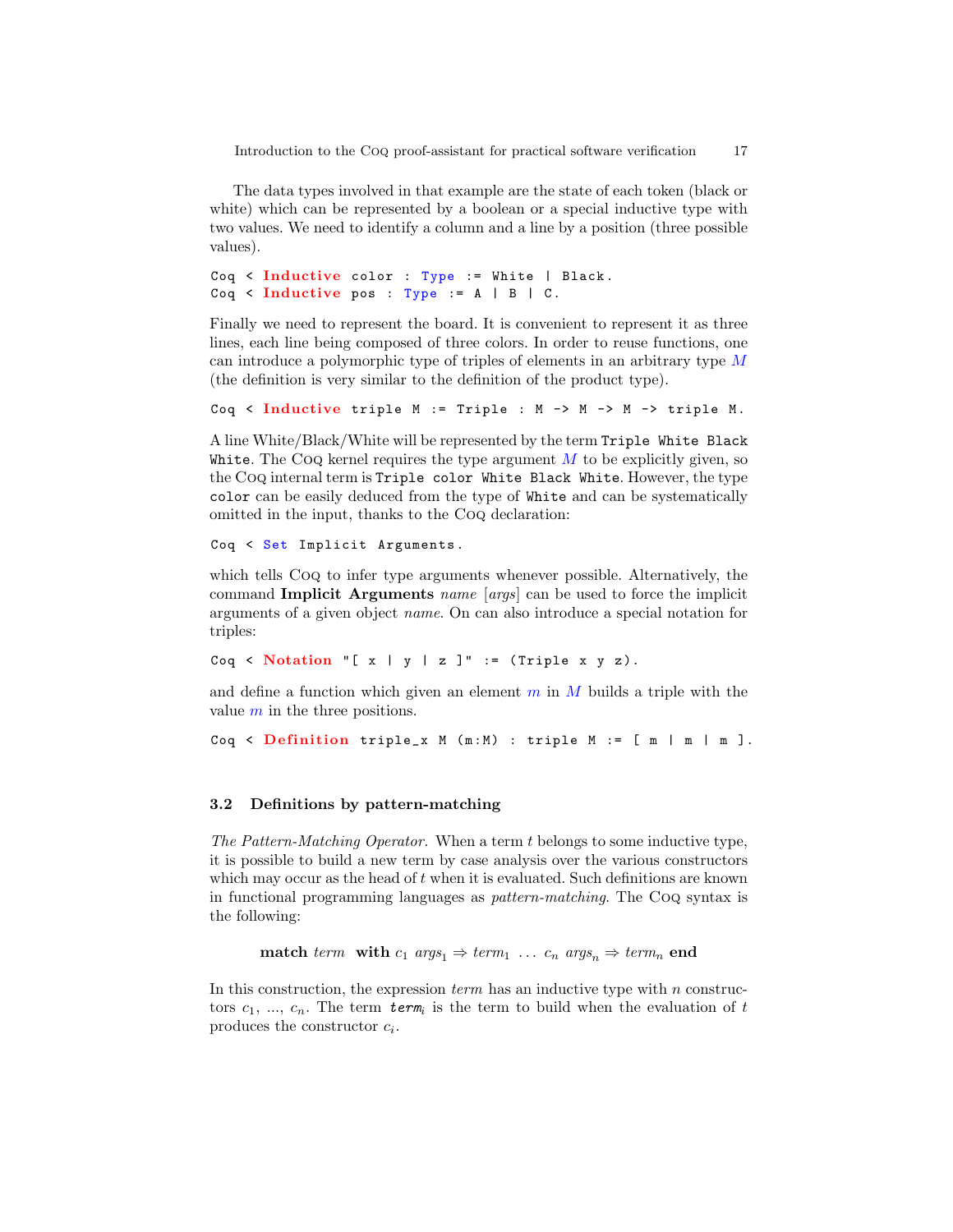The data types involved in that example are the state of each token (black or white) which can be represented by a boolean or a special inductive type with two values. We need to identify a column and a line by a position (three possible values).

```
Coq < Inductive color : Type := White | Black.
Coq < Inductive pos : Type := A | B | C.
```

Finally we need to represent the board. It is convenient to represent it as three lines, each line being composed of three colors. In order to reuse functions, one can introduce a polymorphic type of triples of elements in an arbitrary type $M$ (the definition is very similar to the definition of the product type).

```
Coq < Inductive triple M := Triple : M -> M -> M -> triple M.
```

A line White/Black/White will be represented by the term `Triple White Black White`. The Coq kernel requires the type argument $M$ to be explicitly given, so the Coq internal term is `Triple color White Black White`. However, the type `color` can be easily deduced from the type of `White` and can be systematically omitted in the input, thanks to the Coq declaration:

```
Coq < Set Implicit Arguments.
```

which tells Coq to infer type arguments whenever possible. Alternatively, the command **Implicit Arguments** *name* [*args*] can be used to force the implicit arguments of a given object *name*. On can also introduce a special notation for triples:

```
Coq < Notation "[ x | y | z ]" := (Triple x y z).
```

and define a function which given an element $m$ in $M$ builds a triple with the value $m$ in the three positions.

```
Coq < Definition triple_x M (m:M) : triple M := [ m | m | m ].
```

### 3.2 Definitions by pattern-matching

*The Pattern-Matching Operator.* When a term $t$ belongs to some inductive type, it is possible to build a new term by case analysis over the various constructors which may occur as the head of $t$ when it is evaluated. Such definitions are known in functional programming languages as *pattern-matching*. The Coq syntax is the following:

$$\textbf{match}\ \mathit{term}\ \ \textbf{with}\ c_1\ \mathit{args}_1 \Rightarrow \mathit{term}_1\ \ldots\ c_n\ \mathit{args}_n \Rightarrow \mathit{term}_n\ \textbf{end}$$

In this construction, the expression *term* has an inductive type with $n$ constructors $c_1$, ..., $c_n$. The term $\mathit{term}_i$ is the term to build when the evaluation of $t$ produces the constructor $c_i$.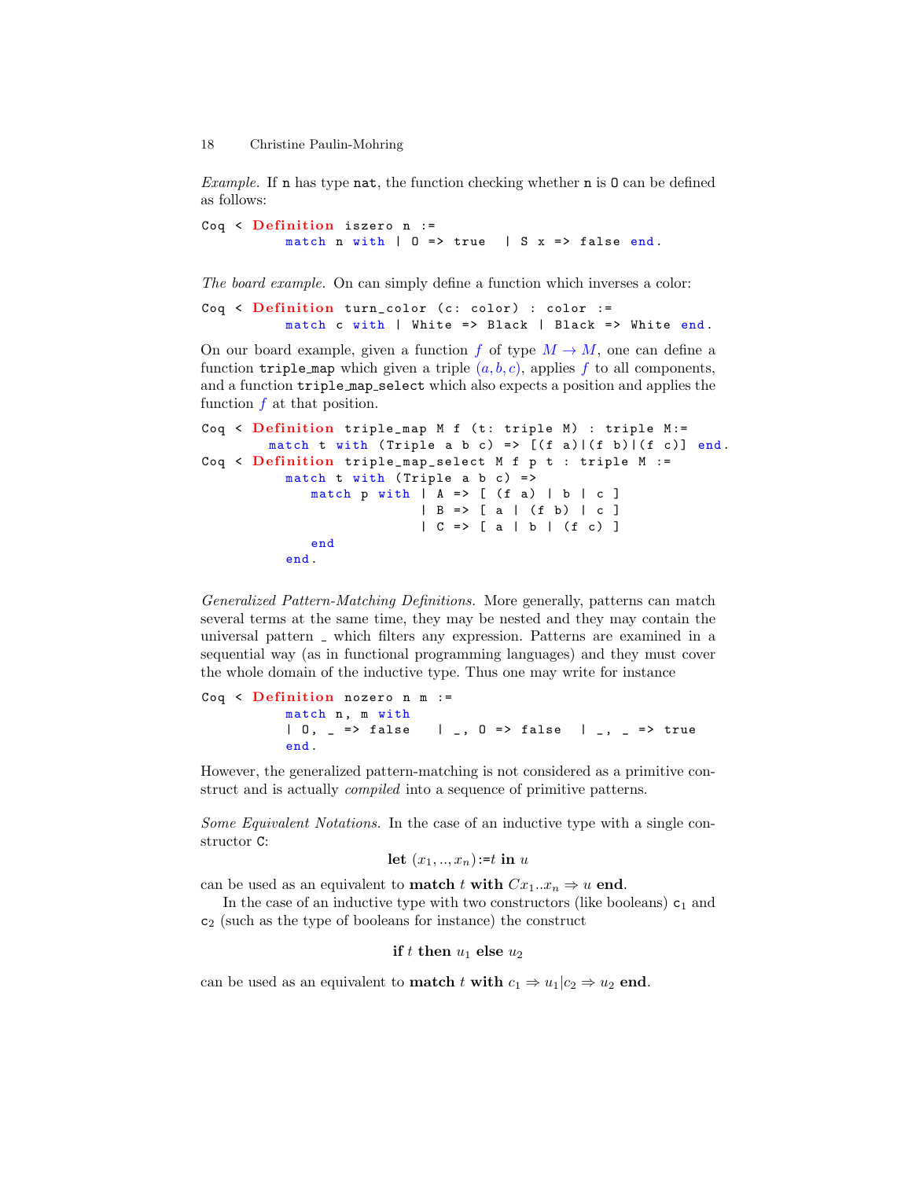*Example.* If n has type nat, the function checking whether n is O can be defined as follows:

```
Coq < Definition iszero n :=
          match n with | O => true  | S x => false end.
```

*The board example.* On can simply define a function which inverses a color:

```
Coq < Definition turn_color (c: color) : color :=
          match c with | White => Black | Black => White end.
```

On our board example, given a function $f$ of type $M \to M$, one can define a function triple_map which given a triple $(a, b, c)$, applies $f$ to all components, and a function triple_map_select which also expects a position and applies the function $f$ at that position.

```
Coq < Definition triple_map M f (t: triple M) : triple M:=
        match t with (Triple a b c) => [(f a)|(f b)|(f c)] end.
Coq < Definition triple_map_select M f p t : triple M :=
          match t with (Triple a b c) =>
             match p with | A => [ (f a) | b | c ]
                          | B => [ a | (f b) | c ]
                          | C => [ a | b | (f c) ]
             end
          end.
```

*Generalized Pattern-Matching Definitions.* More generally, patterns can match several terms at the same time, they may be nested and they may contain the universal pattern _ which filters any expression. Patterns are examined in a sequential way (as in functional programming languages) and they must cover the whole domain of the inductive type. Thus one may write for instance

```
Coq < Definition nozero n m :=
          match n, m with
          | O, _ => false   | _, O => false   | _, _ => true
          end.
```

However, the generalized pattern-matching is not considered as a primitive construct and is actually *compiled* into a sequence of primitive patterns.

*Some Equivalent Notations.* In the case of an inductive type with a single constructor C:

$$\textbf{let } (x_1, .., x_n){:=}t \textbf{ in } u$$

can be used as an equivalent to **match** $t$ **with** $C x_1..x_n \Rightarrow u$ **end**.

In the case of an inductive type with two constructors (like booleans) $c_1$ and $c_2$ (such as the type of booleans for instance) the construct

$$\textbf{if } t \textbf{ then } u_1 \textbf{ else } u_2$$

can be used as an equivalent to **match** $t$ **with** $c_1 \Rightarrow u_1 | c_2 \Rightarrow u_2$ **end**.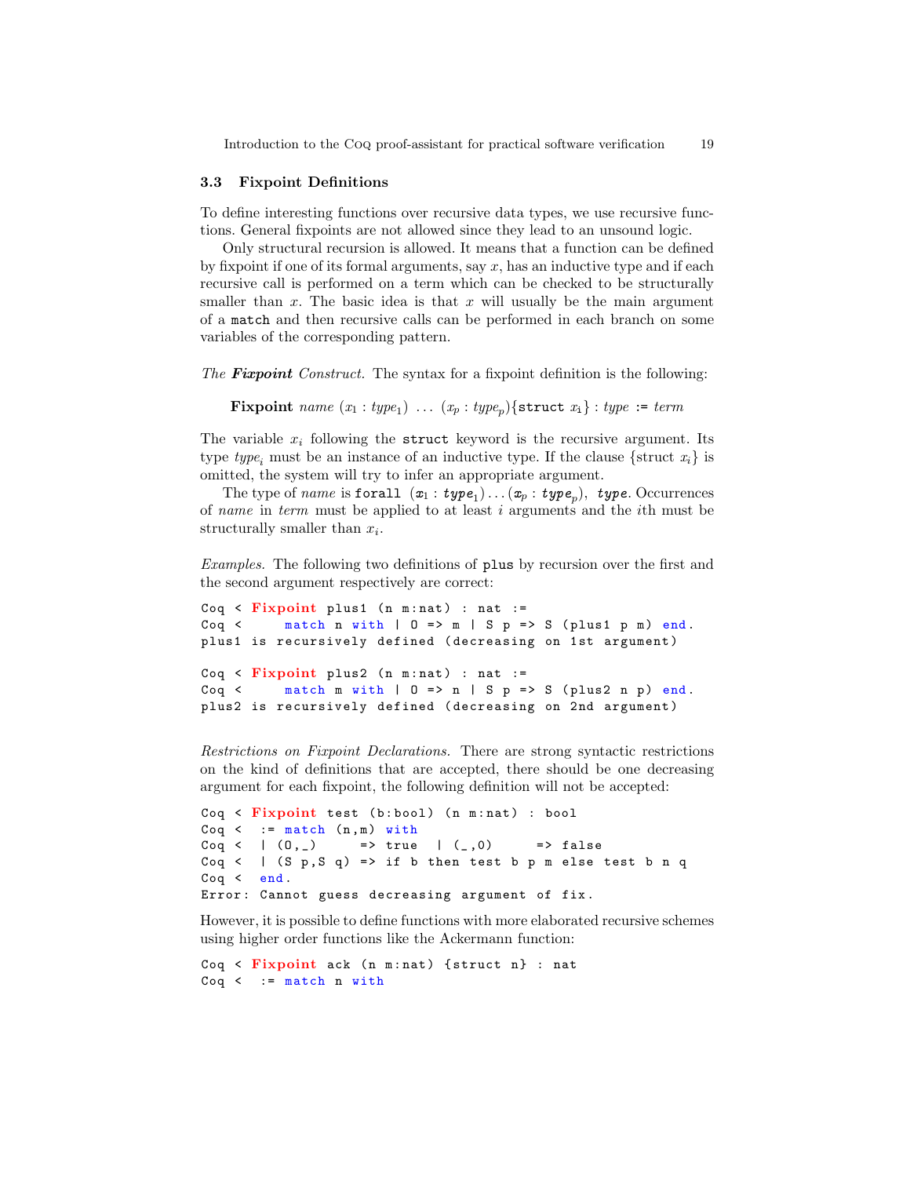### 3.3 Fixpoint Definitions

To define interesting functions over recursive data types, we use recursive functions. General fixpoints are not allowed since they lead to an unsound logic.

Only structural recursion is allowed. It means that a function can be defined by fixpoint if one of its formal arguments, say $x$, has an inductive type and if each recursive call is performed on a term which can be checked to be structurally smaller than $x$. The basic idea is that $x$ will usually be the main argument of a `match` and then recursive calls can be performed in each branch on some variables of the corresponding pattern.

*The **Fixpoint** Construct.* The syntax for a fixpoint definition is the following:

**Fixpoint** *name* $(x_1 : type_1)\ \ldots\ (x_p : type_p)$`{struct` $x_i$`}` : *type* `:=` *term*

The variable $x_i$ following the `struct` keyword is the recursive argument. Its type $type_i$ must be an instance of an inductive type. If the clause {struct $x_i$} is omitted, the system will try to infer an appropriate argument.

The type of *name* is `forall` $(x_1 : type_1) \ldots (x_p : type_p),\ type$. Occurrences of *name* in *term* must be applied to at least $i$ arguments and the $i$th must be structurally smaller than $x_i$.

*Examples.* The following two definitions of `plus` by recursion over the first and the second argument respectively are correct:

```
Coq < Fixpoint plus1 (n m:nat) : nat :=
Coq <     match n with | O => m | S p => S (plus1 p m) end.
plus1 is recursively defined (decreasing on 1st argument)

Coq < Fixpoint plus2 (n m:nat) : nat :=
Coq <     match m with | O => n | S p => S (plus2 n p) end.
plus2 is recursively defined (decreasing on 2nd argument)
```

*Restrictions on Fixpoint Declarations.* There are strong syntactic restrictions on the kind of definitions that are accepted, there should be one decreasing argument for each fixpoint, the following definition will not be accepted:

```
Coq < Fixpoint test (b:bool) (n m:nat) : bool
Coq <  := match (n,m) with
Coq <  | (O,_)     => true  | (_,O)     => false
Coq <  | (S p,S q) => if b then test b p m else test b n q
Coq <  end.
Error: Cannot guess decreasing argument of fix.
```

However, it is possible to define functions with more elaborated recursive schemes using higher order functions like the Ackermann function:

```
Coq < Fixpoint ack (n m:nat) {struct n} : nat
Coq <  := match n with
```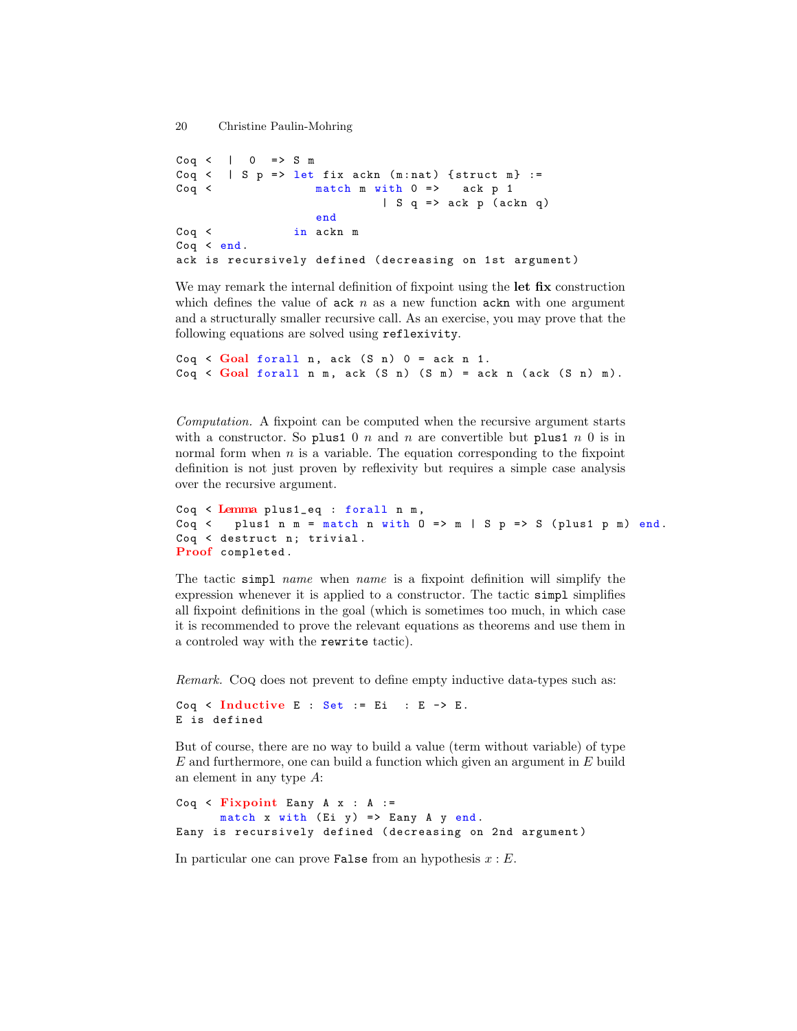```
Coq <  |  O  => S m
Coq <  | S p => let fix ackn (m:nat) {struct m} :=
Coq <               match m with O =>   ack p 1
                             | S q => ack p (ackn q)
                    end
Coq <            in ackn m
Coq < end.
ack is recursively defined (decreasing on 1st argument)
```

We may remark the internal definition of fixpoint using the **let fix** construction which defines the value of `ack` $n$ as a new function `ackn` with one argument and a structurally smaller recursive call. As an exercise, you may prove that the following equations are solved using `reflexivity`.

```
Coq < Goal forall n, ack (S n) O = ack n 1.
Coq < Goal forall n m, ack (S n) (S m) = ack n (ack (S n) m).
```

*Computation.* A fixpoint can be computed when the recursive argument starts with a constructor. So `plus1` 0 $n$ and $n$ are convertible but `plus1` $n$ 0 is in normal form when $n$ is a variable. The equation corresponding to the fixpoint definition is not just proven by reflexivity but requires a simple case analysis over the recursive argument.

```
Coq < Lemma plus1_eq : forall n m,
Coq <   plus1 n m = match n with O => m | S p => S (plus1 p m) end.
Coq < destruct n; trivial.
Proof completed.
```

The tactic `simpl` *name* when *name* is a fixpoint definition will simplify the expression whenever it is applied to a constructor. The tactic `simpl` simplifies all fixpoint definitions in the goal (which is sometimes too much, in which case it is recommended to prove the relevant equations as theorems and use them in a controled way with the `rewrite` tactic).

*Remark.* Coq does not prevent to define empty inductive data-types such as:

```
Coq < Inductive E : Set := Ei  : E -> E.
E is defined
```

But of course, there are no way to build a value (term without variable) of type $E$ and furthermore, one can build a function which given an argument in $E$ build an element in any type $A$:

```
Coq < Fixpoint Eany A x : A :=
        match x with (Ei y) => Eany A y end.
Eany is recursively defined (decreasing on 2nd argument)
```

In particular one can prove `False` from an hypothesis $x : E$.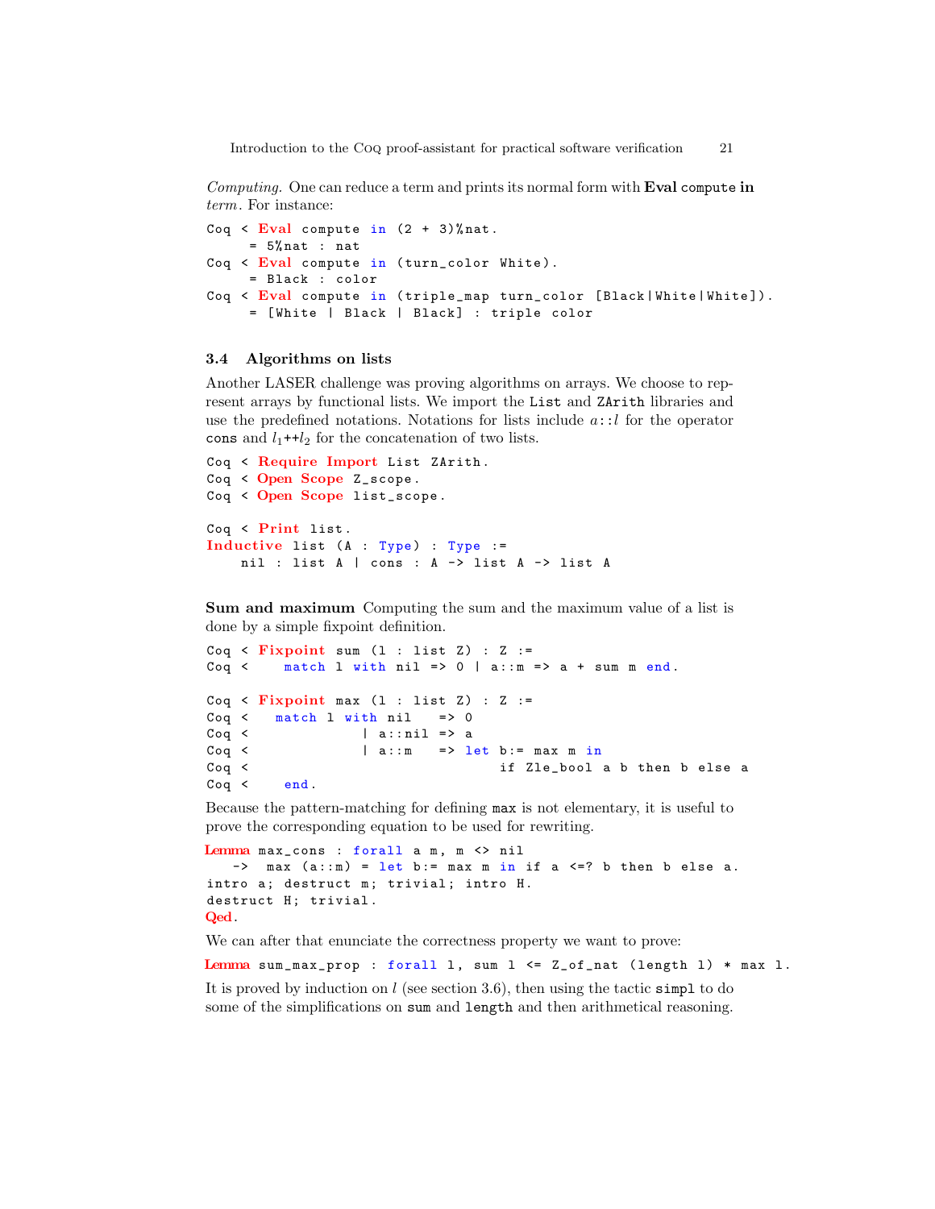*Computing.* One can reduce a term and prints its normal form with **Eval** `compute` **in** *term*. For instance:

```
Coq < Eval compute in (2 + 3)%nat.
     = 5%nat : nat
Coq < Eval compute in (turn_color White).
     = Black : color
Coq < Eval compute in (triple_map turn_color [Black|White|White]).
     = [White | Black | Black] : triple color
```

### 3.4 Algorithms on lists

Another LASER challenge was proving algorithms on arrays. We choose to represent arrays by functional lists. We import the `List` and `ZArith` libraries and use the predefined notations. Notations for lists include $a$`::`$l$ for the operator `cons` and $l_1$`++`$l_2$ for the concatenation of two lists.

```
Coq < Require Import List ZArith.
Coq < Open Scope Z_scope.
Coq < Open Scope list_scope.

Coq < Print list.
Inductive list (A : Type) : Type :=
    nil : list A | cons : A -> list A -> list A
```

**Sum and maximum** Computing the sum and the maximum value of a list is done by a simple fixpoint definition.

```
Coq < Fixpoint sum (l : list Z) : Z :=
Coq <    match l with nil => 0 | a::m => a + sum m end.

Coq < Fixpoint max (l : list Z) : Z :=
Coq <   match l with nil   => 0
Coq <              | a::nil => a
Coq <              | a::m   => let b:= max m in
Coq <                              if Zle_bool a b then b else a
Coq <    end.
```

Because the pattern-matching for defining `max` is not elementary, it is useful to prove the corresponding equation to be used for rewriting.

```
Lemma max_cons : forall a m, m <> nil
   ->  max (a::m) = let b:= max m in if a <=? b then b else a.
intro a; destruct m; trivial; intro H.
destruct H; trivial.
Qed.
```

We can after that enunciate the correctness property we want to prove:

```
Lemma sum_max_prop : forall l, sum l <= Z_of_nat (length l) * max l.
```

It is proved by induction on $l$ (see section 3.6), then using the tactic `simpl` to do some of the simplifications on `sum` and `length` and then arithmetical reasoning.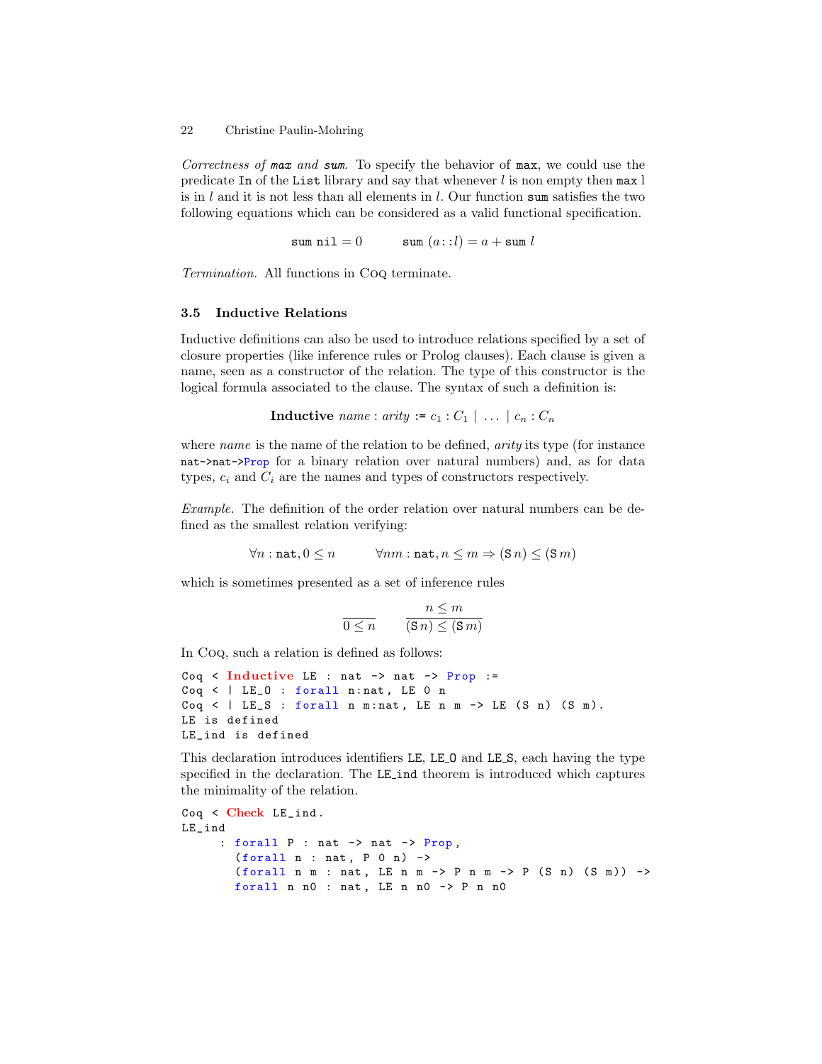*Correctness of `max` and `sum`.* To specify the behavior of `max`, we could use the predicate `In` of the `List` library and say that whenever $l$ is non empty then `max` l is in $l$ and it is not less than all elements in $l$. Our function `sum` satisfies the two following equations which can be considered as a valid functional specification.

$$\texttt{sum}\ \texttt{nil} = 0 \qquad \texttt{sum}\ (a::l) = a + \texttt{sum}\ l$$

*Termination.* All functions in Coq terminate.

### 3.5 Inductive Relations

Inductive definitions can also be used to introduce relations specified by a set of closure properties (like inference rules or Prolog clauses). Each clause is given a name, seen as a constructor of the relation. The type of this constructor is the logical formula associated to the clause. The syntax of such a definition is:

$$\textbf{Inductive}\ \textit{name} : \textit{arity} := c_1 : C_1 \mid \ \ldots \ \mid c_n : C_n$$

where *name* is the name of the relation to be defined, *arity* its type (for instance `nat->nat->Prop` for a binary relation over natural numbers) and, as for data types, $c_i$ and $C_i$ are the names and types of constructors respectively.

*Example.* The definition of the order relation over natural numbers can be defined as the smallest relation verifying:

$$\forall n : \texttt{nat}, 0 \leq n \qquad \forall n m : \texttt{nat}, n \leq m \Rightarrow (\texttt{S}\, n) \leq (\texttt{S}\, m)$$

which is sometimes presented as a set of inference rules

$$\frac{}{0 \leq n} \qquad \frac{n \leq m}{(\texttt{S}\, n) \leq (\texttt{S}\, m)}$$

In Coq, such a relation is defined as follows:

```
Coq < Inductive LE : nat -> nat -> Prop :=
Coq < | LE_O : forall n:nat, LE 0 n
Coq < | LE_S : forall n m:nat, LE n m -> LE (S n) (S m).
LE is defined
LE_ind is defined
```

This declaration introduces identifiers `LE`, `LE_O` and `LE_S`, each having the type specified in the declaration. The `LE_ind` theorem is introduced which captures the minimality of the relation.

```
Coq < Check LE_ind.
LE_ind
     : forall P : nat -> nat -> Prop,
       (forall n : nat, P 0 n) ->
       (forall n m : nat, LE n m -> P n m -> P (S n) (S m)) ->
       forall n n0 : nat, LE n n0 -> P n n0
```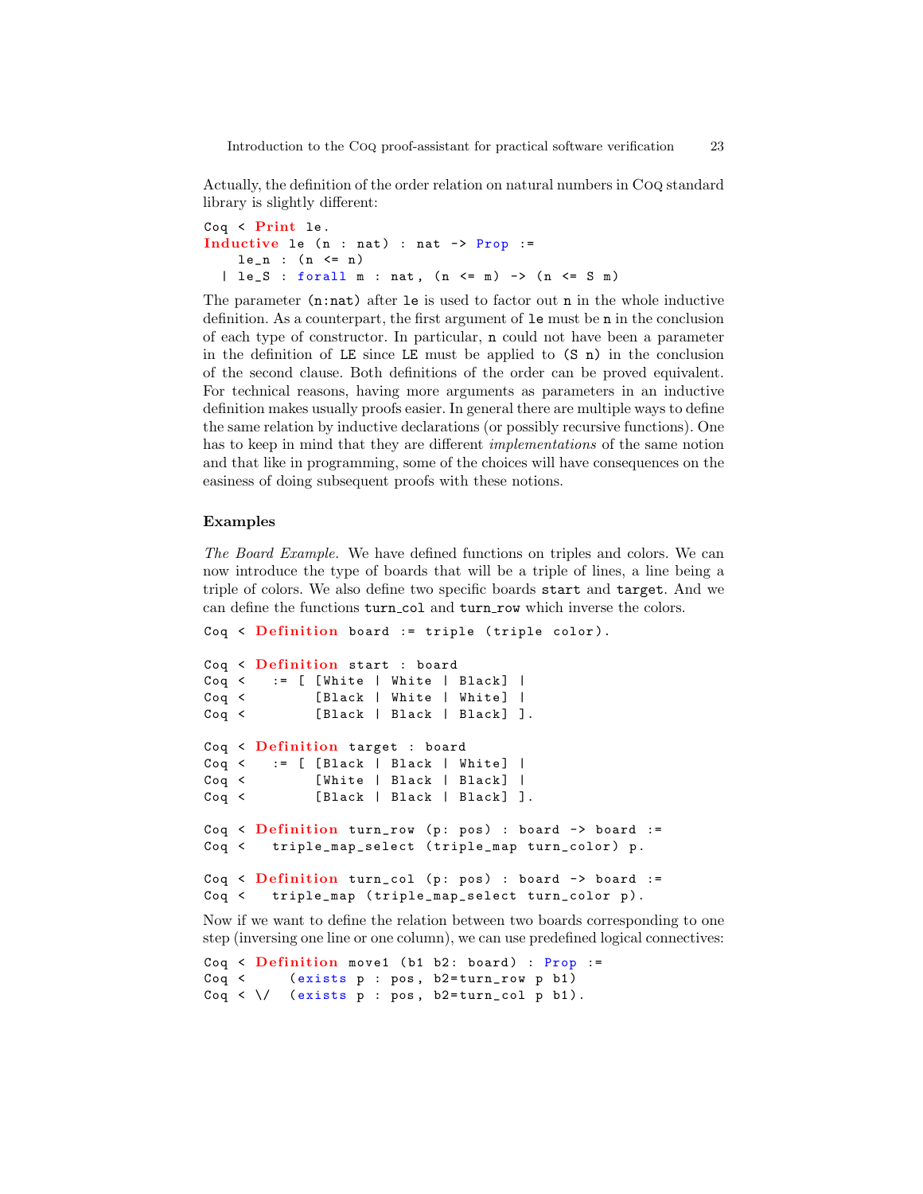Actually, the definition of the order relation on natural numbers in Coq standard library is slightly different:

```
Coq < Print le.
Inductive le (n : nat) : nat -> Prop :=
    le_n : (n <= n)
  | le_S : forall m : nat, (n <= m) -> (n <= S m)
```

The parameter `(n:nat)` after `le` is used to factor out `n` in the whole inductive definition. As a counterpart, the first argument of `le` must be `n` in the conclusion of each type of constructor. In particular, `n` could not have been a parameter in the definition of `LE` since `LE` must be applied to `(S n)` in the conclusion of the second clause. Both definitions of the order can be proved equivalent. For technical reasons, having more arguments as parameters in an inductive definition makes usually proofs easier. In general there are multiple ways to define the same relation by inductive declarations (or possibly recursive functions). One has to keep in mind that they are different *implementations* of the same notion and that like in programming, some of the choices will have consequences on the easiness of doing subsequent proofs with these notions.

### Examples

*The Board Example.* We have defined functions on triples and colors. We can now introduce the type of boards that will be a triple of lines, a line being a triple of colors. We also define two specific boards `start` and `target`. And we can define the functions `turn_col` and `turn_row` which inverse the colors.

```
Coq < Definition board := triple (triple color).

Coq < Definition start : board
Coq <   := [ [White | White | Black] |
Coq <        [Black | White | White] |
Coq <        [Black | Black | Black] ].

Coq < Definition target : board
Coq <   := [ [Black | Black | White] |
Coq <        [White | Black | Black] |
Coq <        [Black | Black | Black] ].

Coq < Definition turn_row (p: pos) : board -> board :=
Coq <   triple_map_select (triple_map turn_color) p.

Coq < Definition turn_col (p: pos) : board -> board :=
Coq <   triple_map (triple_map_select turn_color p).
```

Now if we want to define the relation between two boards corresponding to one step (inversing one line or one column), we can use predefined logical connectives:

```
Coq < Definition move1 (b1 b2: board) : Prop :=
Coq <      (exists p : pos, b2=turn_row p b1)
Coq < \/  (exists p : pos, b2=turn_col p b1).
```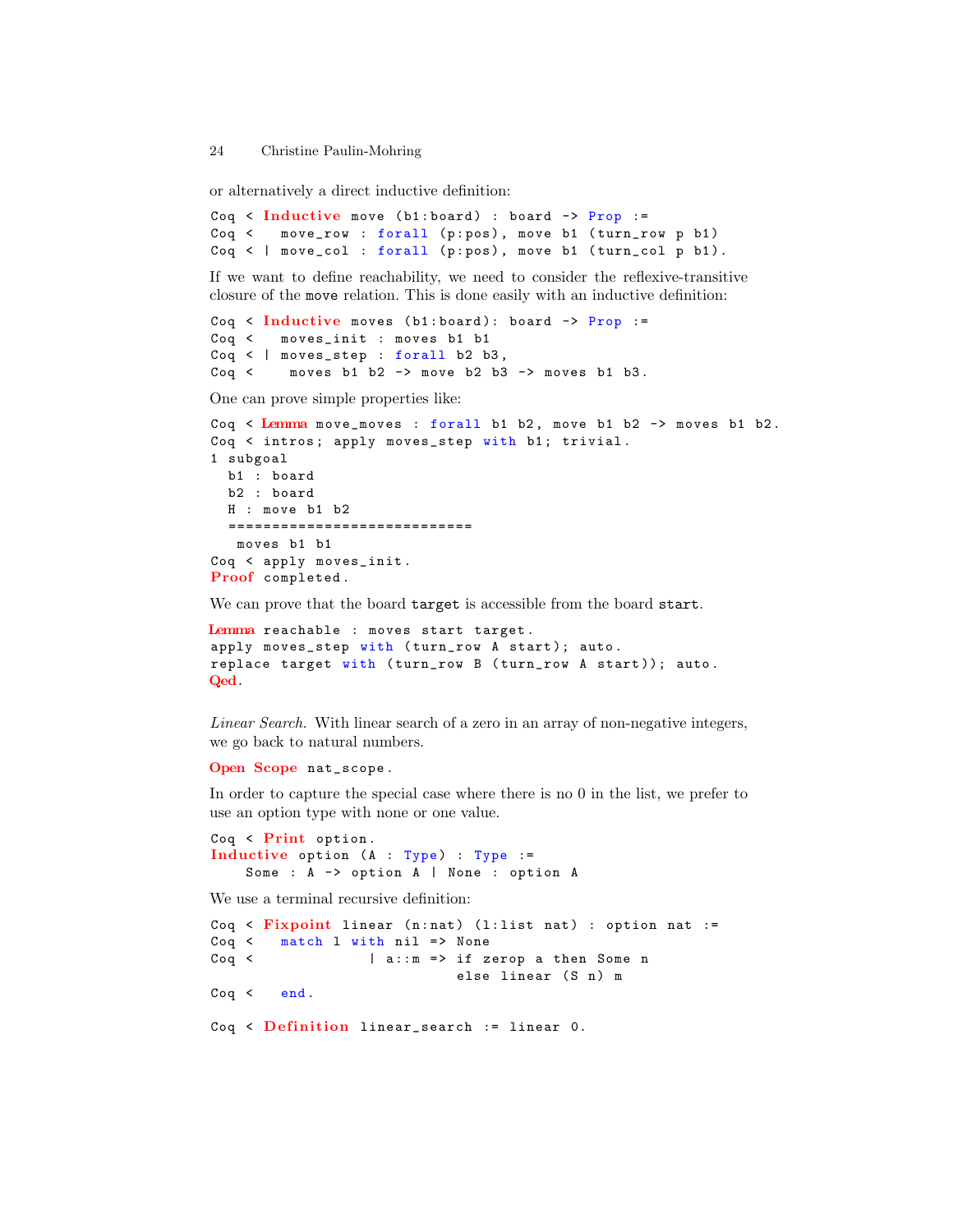or alternatively a direct inductive definition:

```
Coq < Inductive move (b1:board) : board -> Prop :=
Coq <   move_row : forall (p:pos), move b1 (turn_row p b1)
Coq < | move_col : forall (p:pos), move b1 (turn_col p b1).
```

If we want to define reachability, we need to consider the reflexive-transitive closure of the `move` relation. This is done easily with an inductive definition:

```
Coq < Inductive moves (b1:board): board -> Prop :=
Coq <   moves_init : moves b1 b1
Coq < | moves_step : forall b2 b3,
Coq <    moves b1 b2 -> move b2 b3 -> moves b1 b3.
```

One can prove simple properties like:

```
Coq < Lemma move_moves : forall b1 b2, move b1 b2 -> moves b1 b2.
Coq < intros; apply moves_step with b1; trivial.
1 subgoal
  b1 : board
  b2 : board
  H : move b1 b2
  ============================
   moves b1 b1
Coq < apply moves_init.
Proof completed.
```

We can prove that the board `target` is accessible from the board `start`.

```
Lemma reachable : moves start target.
apply moves_step with (turn_row A start); auto.
replace target with (turn_row B (turn_row A start)); auto.
Qed.
```

*Linear Search.* With linear search of a zero in an array of non-negative integers, we go back to natural numbers.

```
Open Scope nat_scope.
```

In order to capture the special case where there is no 0 in the list, we prefer to use an option type with none or one value.

```
Coq < Print option.
Inductive option (A : Type) : Type :=
    Some : A -> option A | None : option A
```

We use a terminal recursive definition:

```
Coq < Fixpoint linear (n:nat) (l:list nat) : option nat :=
Coq <   match l with nil => None
Coq <             | a::m => if zerop a then Some n
                            else linear (S n) m
Coq <   end.

Coq < Definition linear_search := linear 0.
```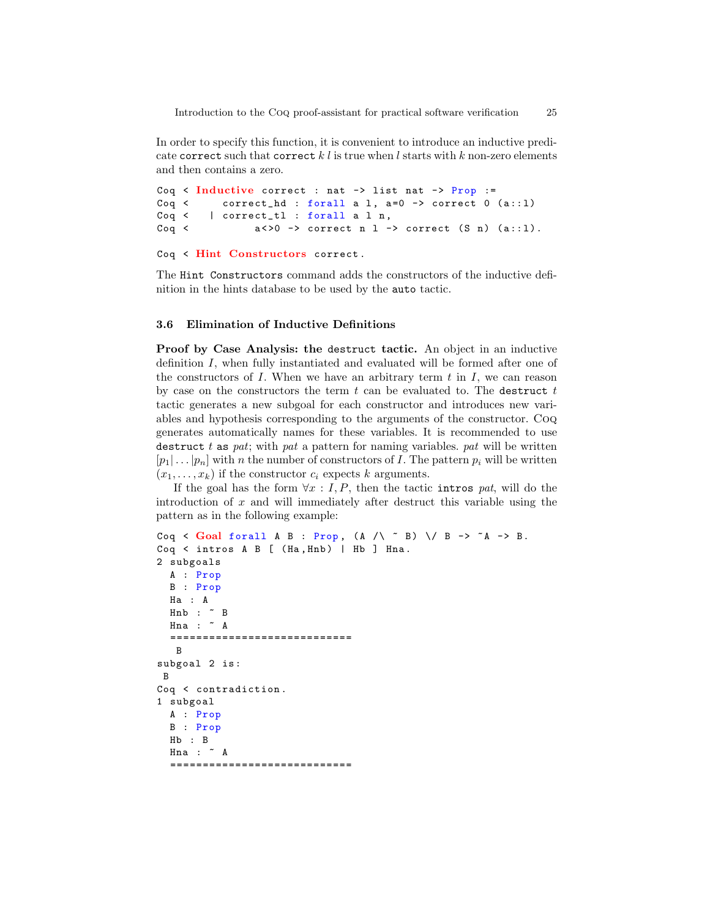In order to specify this function, it is convenient to introduce an inductive predicate `correct` such that `correct` $k$ $l$ is true when $l$ starts with $k$ non-zero elements and then contains a zero.

```
Coq < Inductive correct : nat -> list nat -> Prop :=
Coq <      correct_hd : forall a l, a=0 -> correct 0 (a::l)
Coq <    | correct_tl : forall a l n,
Coq <           a<>0 -> correct n l -> correct (S n) (a::l).

Coq < Hint Constructors correct.
```

The `Hint Constructors` command adds the constructors of the inductive definition in the hints database to be used by the `auto` tactic.

### 3.6 Elimination of Inductive Definitions

**Proof by Case Analysis: the `destruct` tactic.** An object in an inductive definition $I$, when fully instantiated and evaluated will be formed after one of the constructors of $I$. When we have an arbitrary term $t$ in $I$, we can reason by case on the constructors the term $t$ can be evaluated to. The `destruct` $t$ tactic generates a new subgoal for each constructor and introduces new variables and hypothesis corresponding to the arguments of the constructor. Coq generates automatically names for these variables. It is recommended to use `destruct` $t$ `as` *pat*; with *pat* a pattern for naming variables. *pat* will be written $[p_1|\dots|p_n]$ with $n$ the number of constructors of $I$. The pattern $p_i$ will be written $(x_1,\dots,x_k)$ if the constructor $c_i$ expects $k$ arguments.

If the goal has the form $\forall x : I, P$, then the tactic `intros` *pat*, will do the introduction of $x$ and will immediately after destruct this variable using the pattern as in the following example:

```
Coq < Goal forall A B : Prop, (A /\ ~ B) \/ B -> ~A -> B.
Coq < intros A B [ (Ha,Hnb) | Hb ] Hna.
2 subgoals
  A : Prop
  B : Prop
  Ha : A
  Hnb : ~ B
  Hna : ~ A
  ============================
   B
subgoal 2 is:
 B
Coq < contradiction.
1 subgoal
  A : Prop
  B : Prop
  Hb : B
  Hna : ~ A
  ============================
```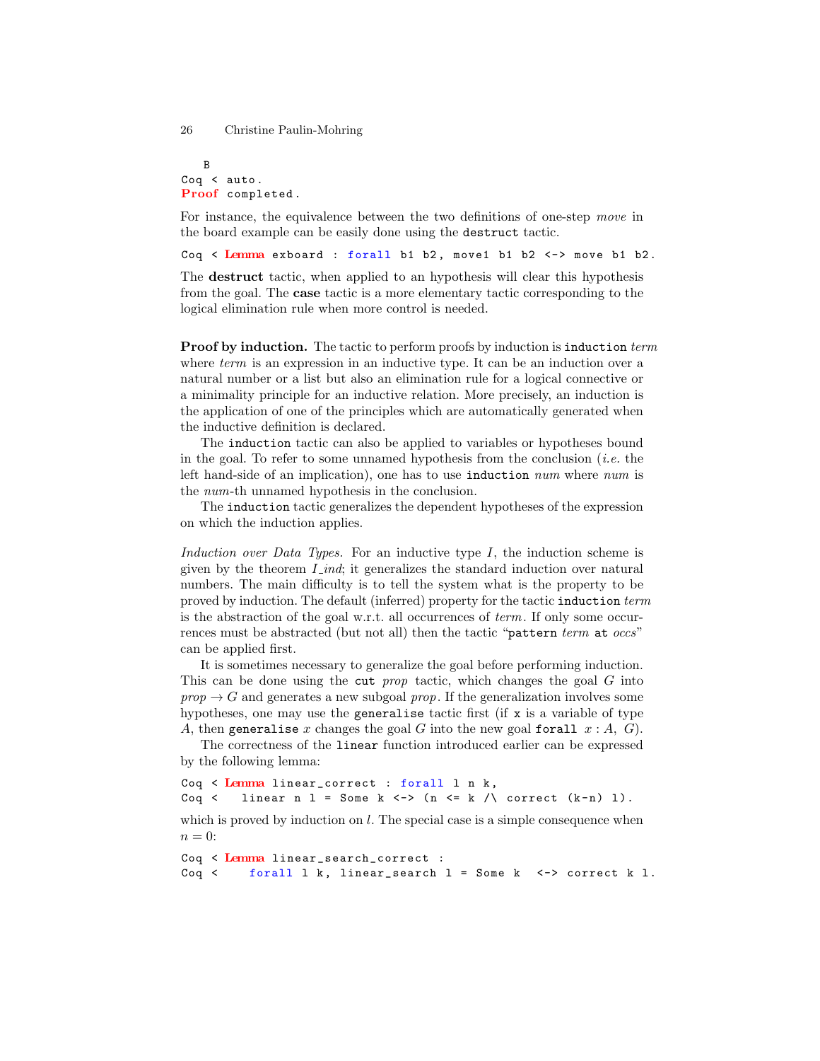```
   B
Coq < auto.
Proof completed.
```

For instance, the equivalence between the two definitions of one-step *move* in the board example can be easily done using the destruct tactic.

```
Coq < Lemma exboard : forall b1 b2, move1 b1 b2 <-> move b1 b2.
```

The **destruct** tactic, when applied to an hypothesis will clear this hypothesis from the goal. The **case** tactic is a more elementary tactic corresponding to the logical elimination rule when more control is needed.

**Proof by induction.** The tactic to perform proofs by induction is `induction` *term* where *term* is an expression in an inductive type. It can be an induction over a natural number or a list but also an elimination rule for a logical connective or a minimality principle for an inductive relation. More precisely, an induction is the application of one of the principles which are automatically generated when the inductive definition is declared.

The `induction` tactic can also be applied to variables or hypotheses bound in the goal. To refer to some unnamed hypothesis from the conclusion (*i.e.* the left hand-side of an implication), one has to use `induction` *num* where *num* is the *num*-th unnamed hypothesis in the conclusion.

The `induction` tactic generalizes the dependent hypotheses of the expression on which the induction applies.

*Induction over Data Types.* For an inductive type $I$, the induction scheme is given by the theorem *I_ind*; it generalizes the standard induction over natural numbers. The main difficulty is to tell the system what is the property to be proved by induction. The default (inferred) property for the tactic `induction` *term* is the abstraction of the goal w.r.t. all occurrences of *term*. If only some occurrences must be abstracted (but not all) then the tactic "`pattern` *term* `at` *occs*" can be applied first.

It is sometimes necessary to generalize the goal before performing induction. This can be done using the `cut` *prop* tactic, which changes the goal $G$ into $prop \rightarrow G$ and generates a new subgoal *prop*. If the generalization involves some hypotheses, one may use the `generalise` tactic first (if `x` is a variable of type $A$, then `generalise` $x$ changes the goal $G$ into the new goal `forall` $x : A,\ G$).

The correctness of the `linear` function introduced earlier can be expressed by the following lemma:

```
Coq < Lemma linear_correct : forall l n k,
Coq <   linear n l = Some k <-> (n <= k /\ correct (k-n) l).
```

which is proved by induction on $l$. The special case is a simple consequence when $n = 0$:

```
Coq < Lemma linear_search_correct :
Coq <    forall l k, linear_search l = Some k  <-> correct k l.
```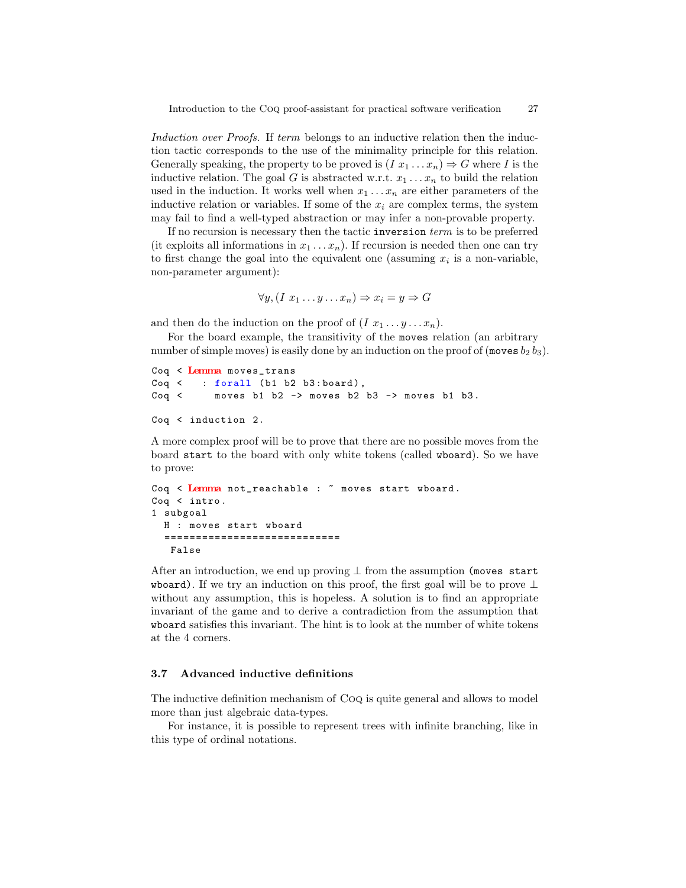*Induction over Proofs.* If *term* belongs to an inductive relation then the induction tactic corresponds to the use of the minimality principle for this relation. Generally speaking, the property to be proved is $(I\ x_1 \ldots x_n) \Rightarrow G$ where $I$ is the inductive relation. The goal $G$ is abstracted w.r.t. $x_1 \ldots x_n$ to build the relation used in the induction. It works well when $x_1 \ldots x_n$ are either parameters of the inductive relation or variables. If some of the $x_i$ are complex terms, the system may fail to find a well-typed abstraction or may infer a non-provable property.

If no recursion is necessary then the tactic `inversion` *term* is to be preferred (it exploits all informations in $x_1 \ldots x_n$). If recursion is needed then one can try to first change the goal into the equivalent one (assuming $x_i$ is a non-variable, non-parameter argument):

$$\forall y, (I\ x_1 \ldots y \ldots x_n) \Rightarrow x_i = y \Rightarrow G$$

and then do the induction on the proof of $(I\ x_1 \ldots y \ldots x_n)$.

For the board example, the transitivity of the `moves` relation (an arbitrary number of simple moves) is easily done by an induction on the proof of (`moves` $b_2\, b_3$).

```
Coq < Lemma moves_trans
Coq <    : forall (b1 b2 b3:board),
Coq <      moves b1 b2 -> moves b2 b3 -> moves b1 b3.

Coq < induction 2.
```

A more complex proof will be to prove that there are no possible moves from the board `start` to the board with only white tokens (called `wboard`). So we have to prove:

```
Coq < Lemma not_reachable : ~ moves start wboard.
Coq < intro.
1 subgoal
  H : moves start wboard
  ============================
   False
```

After an introduction, we end up proving $\bot$ from the assumption (`moves start wboard`). If we try an induction on this proof, the first goal will be to prove $\bot$ without any assumption, this is hopeless. A solution is to find an appropriate invariant of the game and to derive a contradiction from the assumption that `wboard` satisfies this invariant. The hint is to look at the number of white tokens at the 4 corners.

### 3.7 Advanced inductive definitions

The inductive definition mechanism of Coq is quite general and allows to model more than just algebraic data-types.

For instance, it is possible to represent trees with infinite branching, like in this type of ordinal notations.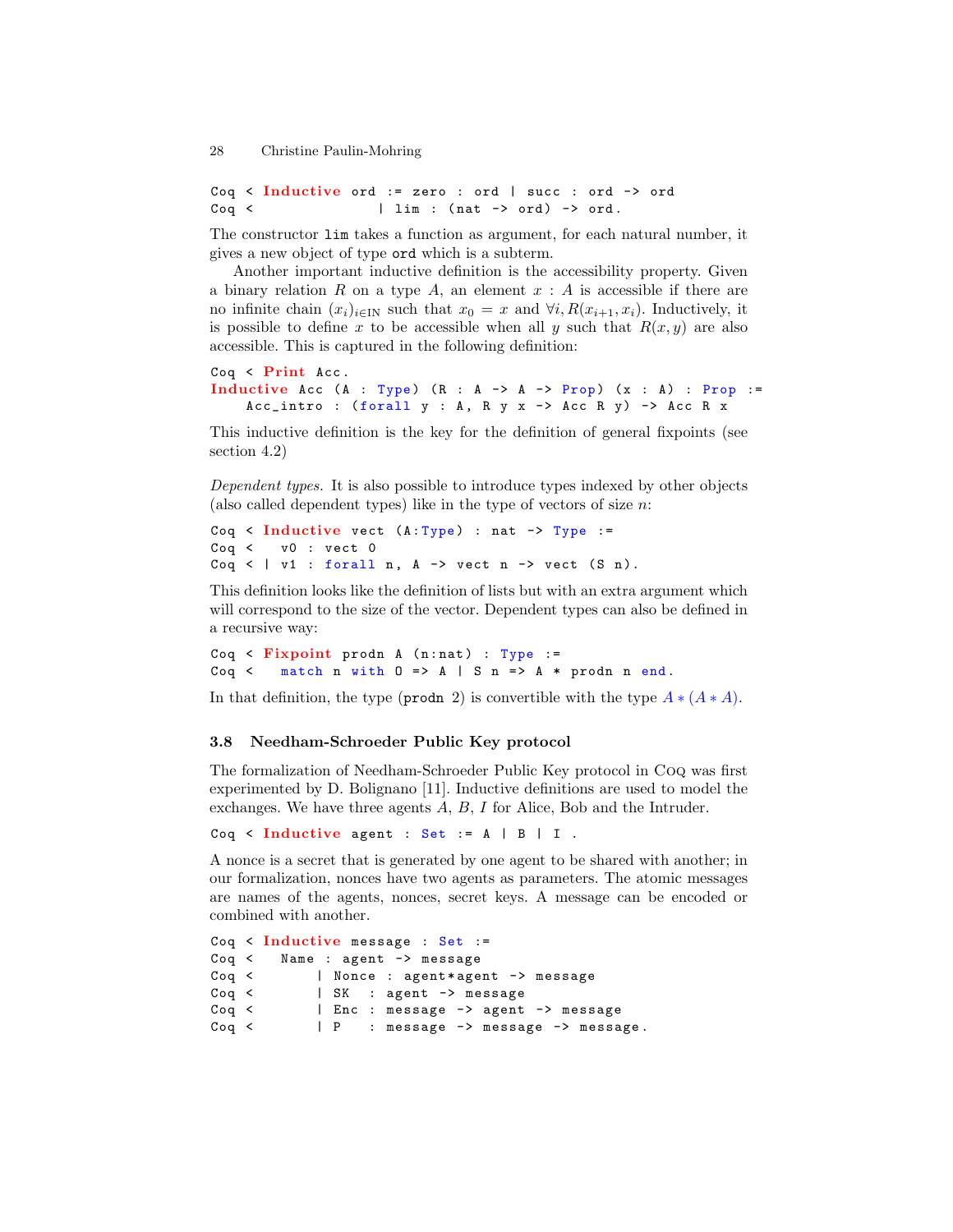```
Coq < Inductive ord := zero : ord | succ : ord -> ord
Coq <              | lim : (nat -> ord) -> ord.
```

The constructor `lim` takes a function as argument, for each natural number, it gives a new object of type `ord` which is a subterm.

Another important inductive definition is the accessibility property. Given a binary relation $R$ on a type $A$, an element $x : A$ is accessible if there are no infinite chain $(x_i)_{i\in\mathbb{N}}$ such that $x_0 = x$ and $\forall i, R(x_{i+1}, x_i)$. Inductively, it is possible to define $x$ to be accessible when all $y$ such that $R(x, y)$ are also accessible. This is captured in the following definition:

```
Coq < Print Acc.
Inductive Acc (A : Type) (R : A -> A -> Prop) (x : A) : Prop :=
    Acc_intro : (forall y : A, R y x -> Acc R y) -> Acc R x
```

This inductive definition is the key for the definition of general fixpoints (see section 4.2)

*Dependent types.* It is also possible to introduce types indexed by other objects (also called dependent types) like in the type of vectors of size $n$:

```
Coq < Inductive vect (A:Type) : nat -> Type :=
Coq <   v0 : vect 0
Coq < | v1 : forall n, A -> vect n -> vect (S n).
```

This definition looks like the definition of lists but with an extra argument which will correspond to the size of the vector. Dependent types can also be defined in a recursive way:

```
Coq < Fixpoint prodn A (n:nat) : Type :=
Coq <   match n with O => A | S n => A * prodn n end.
```

In that definition, the type (`prodn` 2) is convertible with the type $A * (A * A)$.

### 3.8 Needham-Schroeder Public Key protocol

The formalization of Needham-Schroeder Public Key protocol in Coq was first experimented by D. Bolignano [11]. Inductive definitions are used to model the exchanges. We have three agents $A$, $B$, $I$ for Alice, Bob and the Intruder.

```
Coq < Inductive agent : Set := A | B | I .
```

A nonce is a secret that is generated by one agent to be shared with another; in our formalization, nonces have two agents as parameters. The atomic messages are names of the agents, nonces, secret keys. A message can be encoded or combined with another.

```
Coq < Inductive message : Set :=
Coq <   Name : agent -> message
Coq <       | Nonce : agent*agent -> message
Coq <       | SK  : agent -> message
Coq <       | Enc : message -> agent -> message
Coq <       | P   : message -> message -> message.
```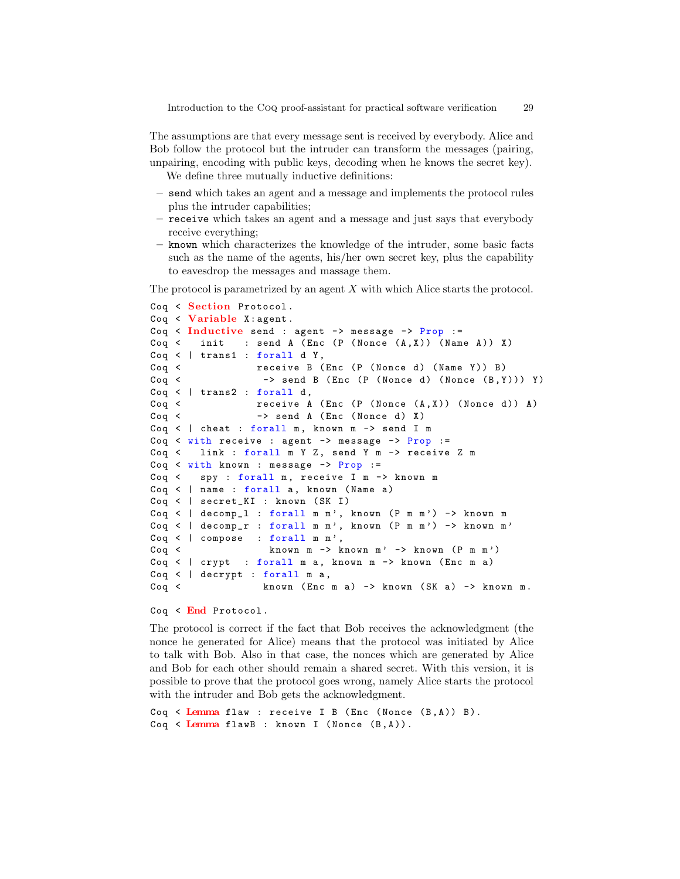The assumptions are that every message sent is received by everybody. Alice and Bob follow the protocol but the intruder can transform the messages (pairing, unpairing, encoding with public keys, decoding when he knows the secret key).

We define three mutually inductive definitions:

- `send` which takes an agent and a message and implements the protocol rules plus the intruder capabilities;
- `receive` which takes an agent and a message and just says that everybody receive everything;
- `known` which characterizes the knowledge of the intruder, some basic facts such as the name of the agents, his/her own secret key, plus the capability to eavesdrop the messages and massage them.

The protocol is parametrized by an agent $X$ with which Alice starts the protocol.

```
Coq < Section Protocol.
Coq < Variable X:agent.
Coq < Inductive send : agent -> message -> Prop :=
Coq <   init   : send A (Enc (P (Nonce (A,X)) (Name A)) X)
Coq < | trans1 : forall d Y,
Coq <            receive B (Enc (P (Nonce d) (Name Y)) B)
Coq <             -> send B (Enc (P (Nonce d) (Nonce (B,Y))) Y)
Coq < | trans2 : forall d,
Coq <            receive A (Enc (P (Nonce (A,X)) (Nonce d)) A)
Coq <            -> send A (Enc (Nonce d) X)
Coq < | cheat : forall m, known m -> send I m
Coq < with receive : agent -> message -> Prop :=
Coq <   link : forall m Y Z, send Y m -> receive Z m
Coq < with known : message -> Prop :=
Coq <   spy : forall m, receive I m -> known m
Coq < | name : forall a, known (Name a)
Coq < | secret_KI : known (SK I)
Coq < | decomp_l : forall m m', known (P m m') -> known m
Coq < | decomp_r : forall m m', known (P m m') -> known m'
Coq < | compose  : forall m m',
Coq <              known m -> known m' -> known (P m m')
Coq < | crypt  : forall m a, known m -> known (Enc m a)
Coq < | decrypt : forall m a,
Coq <             known (Enc m a) -> known (SK a) -> known m.

Coq < End Protocol.
```

The protocol is correct if the fact that Bob receives the acknowledgment (the nonce he generated for Alice) means that the protocol was initiated by Alice to talk with Bob. Also in that case, the nonces which are generated by Alice and Bob for each other should remain a shared secret. With this version, it is possible to prove that the protocol goes wrong, namely Alice starts the protocol with the intruder and Bob gets the acknowledgment.

```
Coq < Lemma flaw : receive I B (Enc (Nonce (B,A)) B).
Coq < Lemma flawB : known I (Nonce (B,A)).
```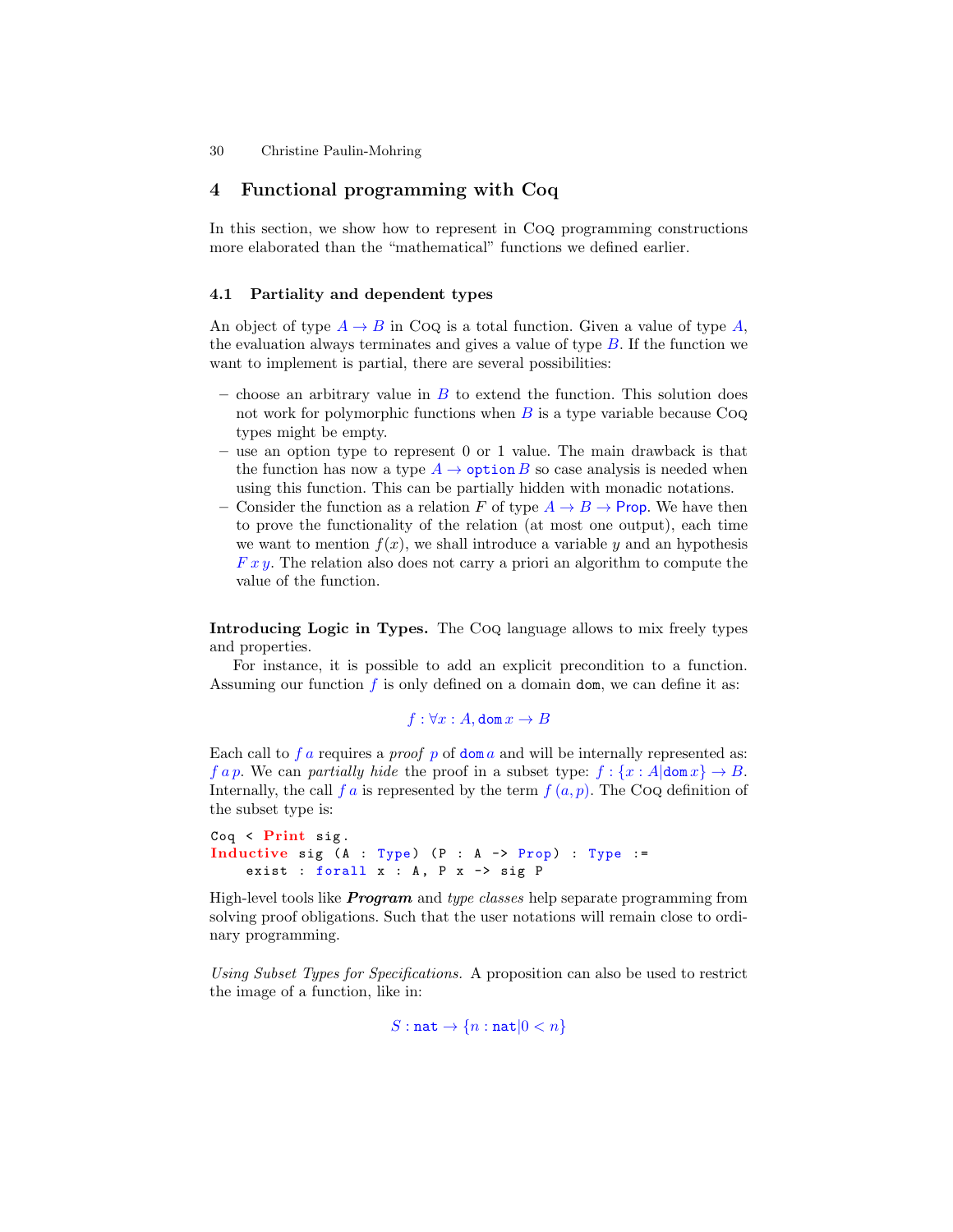## 4 Functional programming with Coq

In this section, we show how to represent in Coq programming constructions more elaborated than the "mathematical" functions we defined earlier.

### 4.1 Partiality and dependent types

An object of type $A \to B$ in Coq is a total function. Given a value of type $A$, the evaluation always terminates and gives a value of type $B$. If the function we want to implement is partial, there are several possibilities:

- choose an arbitrary value in $B$ to extend the function. This solution does not work for polymorphic functions when $B$ is a type variable because Coq types might be empty.
- use an option type to represent 0 or 1 value. The main drawback is that the function has now a type $A \to \texttt{option}\, B$ so case analysis is needed when using this function. This can be partially hidden with monadic notations.
- Consider the function as a relation $F$ of type $A \to B \to \mathsf{Prop}$. We have then to prove the functionality of the relation (at most one output), each time we want to mention $f(x)$, we shall introduce a variable $y$ and an hypothesis $F\,x\,y$. The relation also does not carry a priori an algorithm to compute the value of the function.

**Introducing Logic in Types.** The Coq language allows to mix freely types and properties.

For instance, it is possible to add an explicit precondition to a function. Assuming our function $f$ is only defined on a domain `dom`, we can define it as:

$$f : \forall x : A, \texttt{dom}\, x \to B$$

Each call to $f\,a$ requires a *proof* $p$ of $\texttt{dom}\, a$ and will be internally represented as: $f\,a\,p$. We can *partially hide* the proof in a subset type: $f : \{x : A | \texttt{dom}\, x\} \to B$. Internally, the call $f\,a$ is represented by the term $f\,(a, p)$. The Coq definition of the subset type is:

```
Coq < Print sig.
Inductive sig (A : Type) (P : A -> Prop) : Type :=
    exist : forall x : A, P x -> sig P
```

High-level tools like ***Program*** and *type classes* help separate programming from solving proof obligations. Such that the user notations will remain close to ordinary programming.

*Using Subset Types for Specifications.* A proposition can also be used to restrict the image of a function, like in:

$$S : \texttt{nat} \to \{n : \texttt{nat} | 0 < n\}$$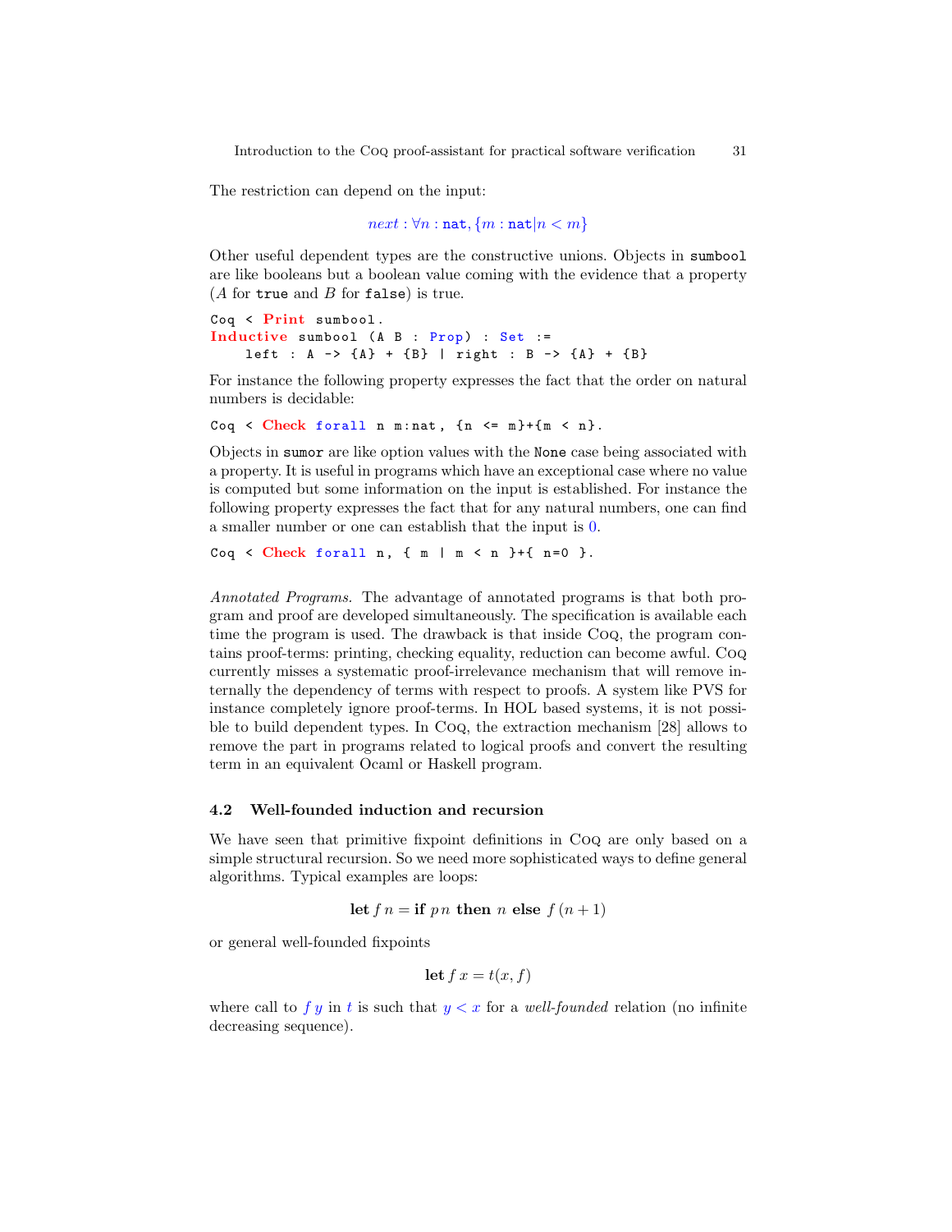The restriction can depend on the input:

$$next : \forall n : \texttt{nat}, \{m : \texttt{nat} | n < m\}$$

Other useful dependent types are the constructive unions. Objects in `sumbool` are like booleans but a boolean value coming with the evidence that a property ($A$ for `true` and $B$ for `false`) is true.

```
Coq < Print sumbool.
Inductive sumbool (A B : Prop) : Set :=
    left : A -> {A} + {B} | right : B -> {A} + {B}
```

For instance the following property expresses the fact that the order on natural numbers is decidable:

```
Coq < Check forall n m:nat, {n <= m}+{m < n}.
```

Objects in `sumor` are like option values with the `None` case being associated with a property. It is useful in programs which have an exceptional case where no value is computed but some information on the input is established. For instance the following property expresses the fact that for any natural numbers, one can find a smaller number or one can establish that the input is $0$.

```
Coq < Check forall n, { m | m < n }+{ n=0 }.
```

*Annotated Programs.* The advantage of annotated programs is that both program and proof are developed simultaneously. The specification is available each time the program is used. The drawback is that inside Coq, the program contains proof-terms: printing, checking equality, reduction can become awful. Coq currently misses a systematic proof-irrelevance mechanism that will remove internally the dependency of terms with respect to proofs. A system like PVS for instance completely ignore proof-terms. In HOL based systems, it is not possible to build dependent types. In Coq, the extraction mechanism [28] allows to remove the part in programs related to logical proofs and convert the resulting term in an equivalent Ocaml or Haskell program.

### 4.2 Well-founded induction and recursion

We have seen that primitive fixpoint definitions in Coq are only based on a simple structural recursion. So we need more sophisticated ways to define general algorithms. Typical examples are loops:

$$\textbf{let}\, f\, n = \textbf{if}\ p\, n\ \textbf{then}\ n\ \textbf{else}\ f\,(n+1)$$

or general well-founded fixpoints

$$\textbf{let}\, f\, x = t(x, f)$$

where call to $f\,y$ in $t$ is such that $y < x$ for a *well-founded* relation (no infinite decreasing sequence).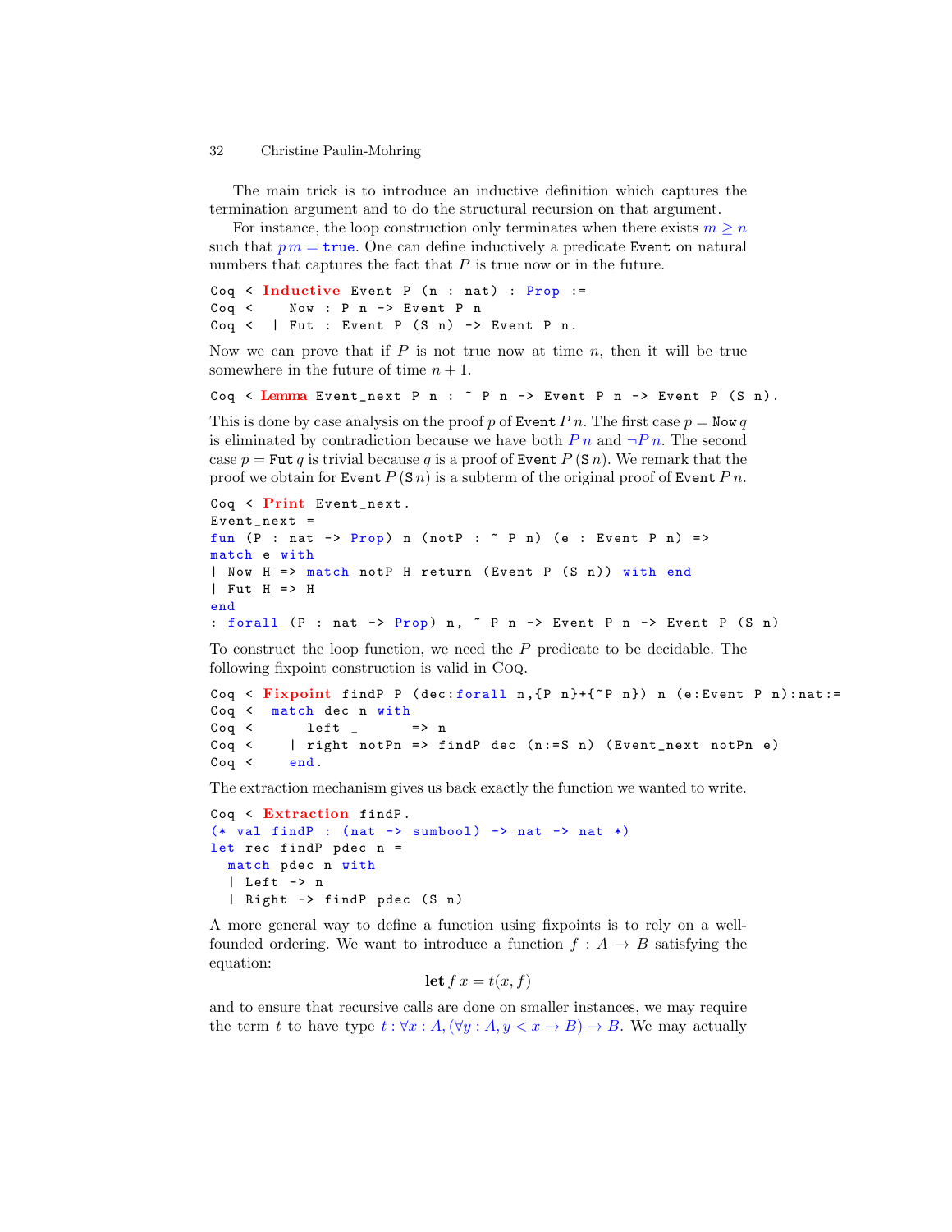The main trick is to introduce an inductive definition which captures the termination argument and to do the structural recursion on that argument.

For instance, the loop construction only terminates when there exists $m \geq n$ such that $p\,m = \texttt{true}$. One can define inductively a predicate `Event` on natural numbers that captures the fact that $P$ is true now or in the future.

```
Coq < Inductive Event P (n : nat) : Prop :=
Coq <     Now : P n -> Event P n
Coq <   | Fut : Event P (S n) -> Event P n.
```

Now we can prove that if $P$ is not true now at time $n$, then it will be true somewhere in the future of time $n+1$.

```
Coq < Lemma Event_next P n : ~ P n -> Event P n -> Event P (S n).
```

This is done by case analysis on the proof $p$ of `Event` $P\,n$. The first case $p = \texttt{Now}\,q$ is eliminated by contradiction because we have both $P\,n$ and $\neg P\,n$. The second case $p = \texttt{Fut}\,q$ is trivial because $q$ is a proof of `Event` $P\,(\texttt{S}\,n)$. We remark that the proof we obtain for `Event` $P\,(\texttt{S}\,n)$ is a subterm of the original proof of `Event` $P\,n$.

```
Coq < Print Event_next.
Event_next =
fun (P : nat -> Prop) n (notP : ~ P n) (e : Event P n) =>
match e with
| Now H => match notP H return (Event P (S n)) with end
| Fut H => H
end
: forall (P : nat -> Prop) n, ~ P n -> Event P n -> Event P (S n)
```

To construct the loop function, we need the $P$ predicate to be decidable. The following fixpoint construction is valid in Coq.

```
Coq < Fixpoint findP P (dec:forall n,{P n}+{~P n}) n (e:Event P n):nat:=
Coq <   match dec n with
Coq <       left _      => n
Coq <     | right notPn => findP dec (n:=S n) (Event_next notPn e)
Coq <     end.
```

The extraction mechanism gives us back exactly the function we wanted to write.

```
Coq < Extraction findP.
(* val findP : (nat -> sumbool) -> nat -> nat *)
let rec findP pdec n =
  match pdec n with
  | Left -> n
  | Right -> findP pdec (S n)
```

A more general way to define a function using fixpoints is to rely on a well-founded ordering. We want to introduce a function $f : A \to B$ satisfying the equation:

$$\textbf{let}\; f\,x = t(x, f)$$

and to ensure that recursive calls are done on smaller instances, we may require the term $t$ to have type $t : \forall x : A, (\forall y : A, y < x \to B) \to B$. We may actually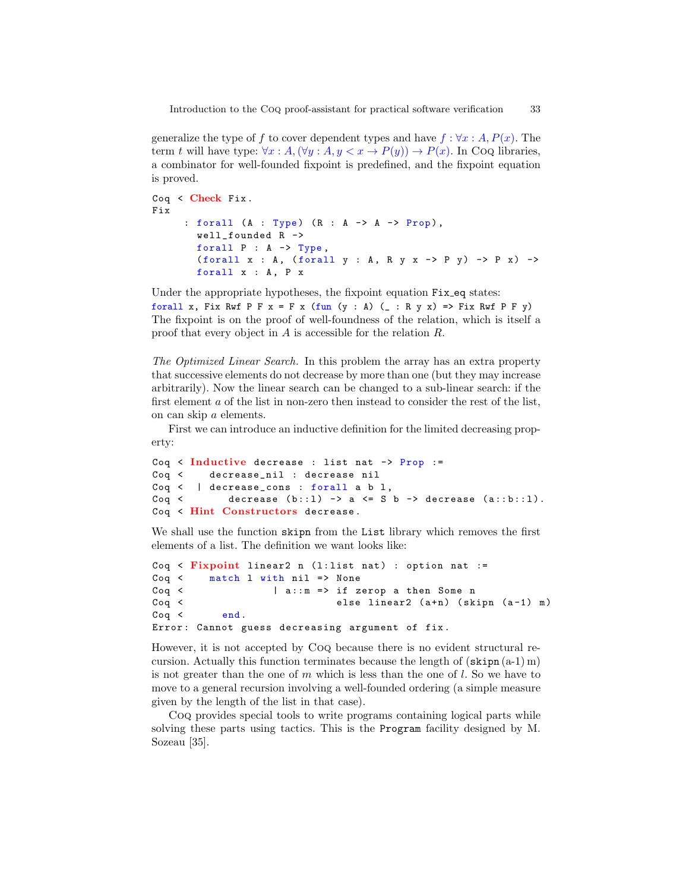generalize the type of $f$ to cover dependent types and have $f : \forall x : A, P(x)$. The term $t$ will have type: $\forall x : A, (\forall y : A, y < x \to P(y)) \to P(x)$. In Coq libraries, a combinator for well-founded fixpoint is predefined, and the fixpoint equation is proved.

```
Coq < Check Fix.
Fix
     : forall (A : Type) (R : A -> A -> Prop),
       well_founded R ->
       forall P : A -> Type,
       (forall x : A, (forall y : A, R y x -> P y) -> P x) ->
       forall x : A, P x
```

Under the appropriate hypotheses, the fixpoint equation `Fix_eq` states:
`forall x, Fix Rwf P F x = F x (fun (y : A) (_ : R y x) => Fix Rwf P F y)`
The fixpoint is on the proof of well-foundness of the relation, which is itself a proof that every object in $A$ is accessible for the relation $R$.

*The Optimized Linear Search.* In this problem the array has an extra property that successive elements do not decrease by more than one (but they may increase arbitrarily). Now the linear search can be changed to a sub-linear search: if the first element $a$ of the list in non-zero then instead to consider the rest of the list, on can skip $a$ elements.

First we can introduce an inductive definition for the limited decreasing property:

```
Coq < Inductive decrease : list nat -> Prop :=
Coq <    decrease_nil : decrease nil
Coq <  | decrease_cons : forall a b l,
Coq <       decrease (b::l) -> a <= S b -> decrease (a::b::l).
Coq < Hint Constructors decrease.
```

We shall use the function `skipn` from the `List` library which removes the first elements of a list. The definition we want looks like:

```
Coq < Fixpoint linear2 n (l:list nat) : option nat :=
Coq <    match l with nil => None
Coq <              | a::m => if zerop a then Some n
Coq <                          else linear2 (a+n) (skipn (a-1) m)
Coq <      end.
Error: Cannot guess decreasing argument of fix.
```

However, it is not accepted by Coq because there is no evident structural recursion. Actually this function terminates because the length of (`skipn` (a-1) m) is not greater than the one of $m$ which is less than the one of $l$. So we have to move to a general recursion involving a well-founded ordering (a simple measure given by the length of the list in that case).

Coq provides special tools to write programs containing logical parts while solving these parts using tactics. This is the `Program` facility designed by M. Sozeau [35].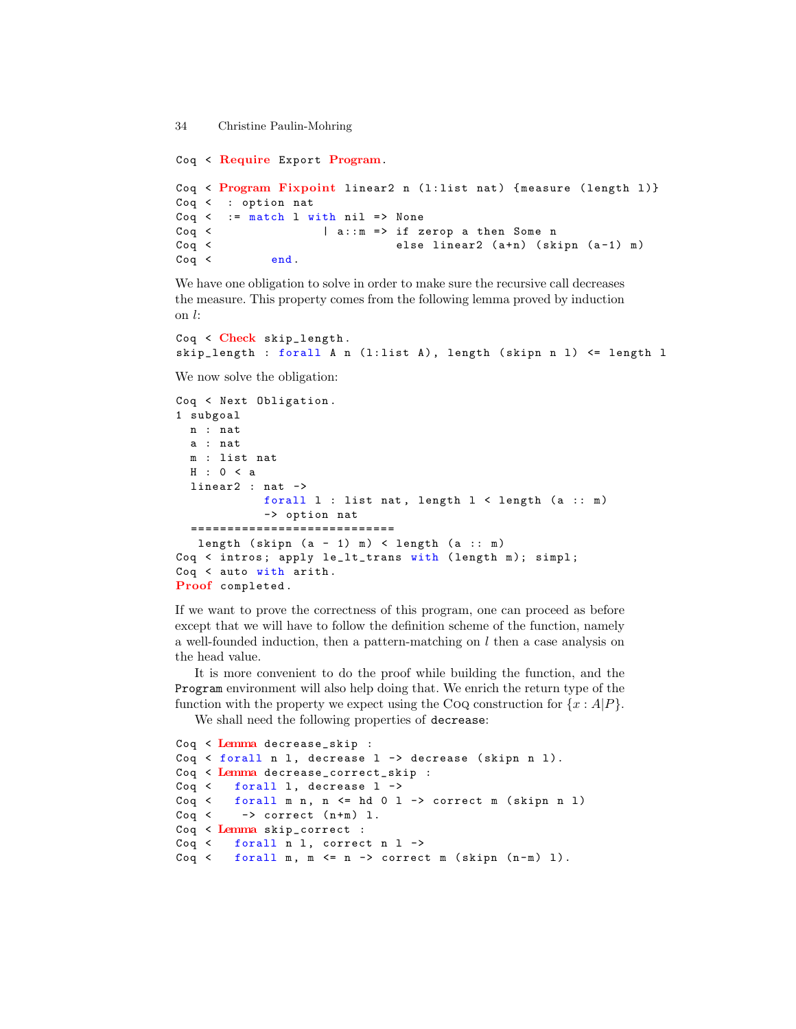```
Coq < Require Export Program.

Coq < Program Fixpoint linear2 n (l:list nat) {measure (length l)}
Coq <  : option nat
Coq <  := match l with nil => None
Coq <                 | a::m => if zerop a then Some n
Coq <                           else linear2 (a+n) (skipn (a-1) m)
Coq <         end.
```

We have one obligation to solve in order to make sure the recursive call decreases the measure. This property comes from the following lemma proved by induction on $l$:

```
Coq < Check skip_length.
skip_length : forall A n (l:list A), length (skipn n l) <= length l
```

We now solve the obligation:

```
Coq < Next Obligation.
1 subgoal
  n : nat
  a : nat
  m : list nat
  H : 0 < a
  linear2 : nat ->
            forall l : list nat, length l < length (a :: m)
            -> option nat
  ============================
   length (skipn (a - 1) m) < length (a :: m)
Coq < intros; apply le_lt_trans with (length m); simpl;
Coq < auto with arith.
Proof completed.
```

If we want to prove the correctness of this program, one can proceed as before except that we will have to follow the definition scheme of the function, namely a well-founded induction, then a pattern-matching on $l$ then a case analysis on the head value.

It is more convenient to do the proof while building the function, and the `Program` environment will also help doing that. We enrich the return type of the function with the property we expect using the Coq construction for $\{x : A|P\}$.

We shall need the following properties of `decrease`:

```
Coq < Lemma decrease_skip :
Coq < forall n l, decrease l -> decrease (skipn n l).
Coq < Lemma decrease_correct_skip :
Coq <   forall l, decrease l ->
Coq <   forall m n, n <= hd 0 l -> correct m (skipn n l)
Coq <    -> correct (n+m) l.
Coq < Lemma skip_correct :
Coq <   forall n l, correct n l ->
Coq <   forall m, m <= n -> correct m (skipn (n-m) l).
```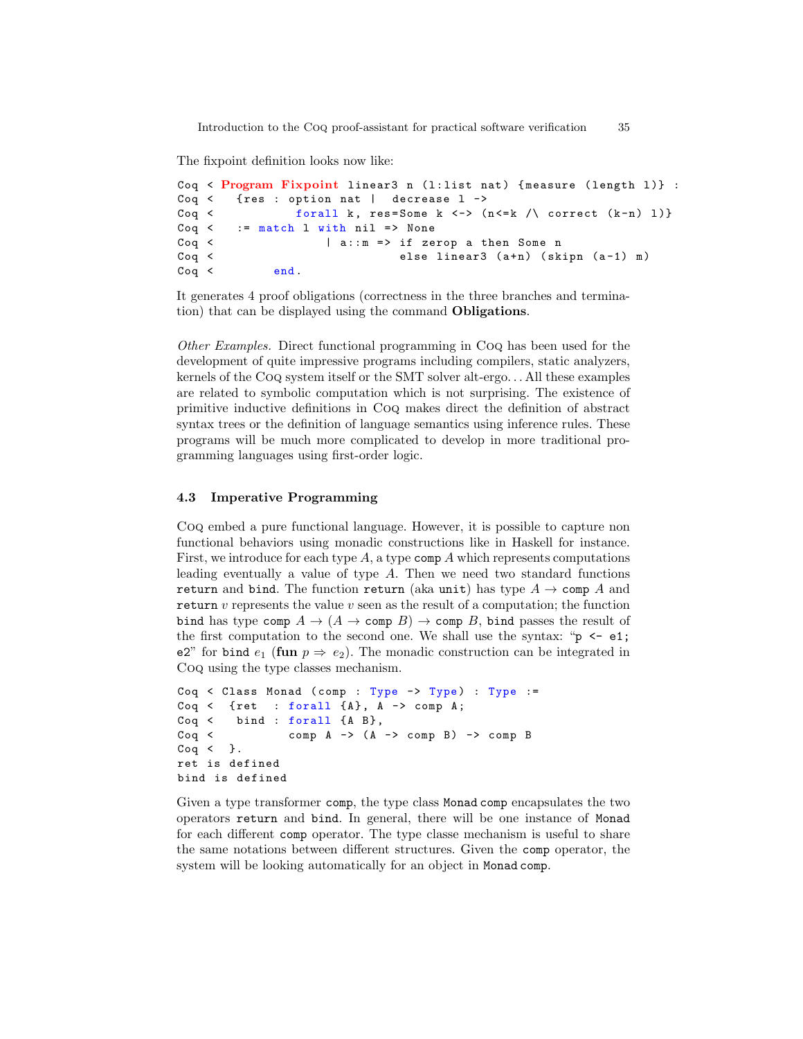The fixpoint definition looks now like:

```
Coq < Program Fixpoint linear3 n (l:list nat) {measure (length l)} :
Coq <   {res : option nat |  decrease l ->
Coq <           forall k, res=Some k <-> (n<=k /\ correct (k-n) l)}
Coq <   := match l with nil => None
Coq <                | a::m => if zerop a then Some n
Coq <                          else linear3 (a+n) (skipn (a-1) m)
Coq <        end.
```

It generates 4 proof obligations (correctness in the three branches and termination) that can be displayed using the command **Obligations**.

*Other Examples.* Direct functional programming in Coq has been used for the development of quite impressive programs including compilers, static analyzers, kernels of the Coq system itself or the SMT solver alt-ergo... All these examples are related to symbolic computation which is not surprising. The existence of primitive inductive definitions in Coq makes direct the definition of abstract syntax trees or the definition of language semantics using inference rules. These programs will be much more complicated to develop in more traditional programming languages using first-order logic.

### 4.3 Imperative Programming

Coq embed a pure functional language. However, it is possible to capture non functional behaviors using monadic constructions like in Haskell for instance. First, we introduce for each type $A$, a type `comp` $A$ which represents computations leading eventually a value of type $A$. Then we need two standard functions `return` and `bind`. The function `return` (aka `unit`) has type $A \rightarrow$ `comp` $A$ and `return` $v$ represents the value $v$ seen as the result of a computation; the function `bind` has type `comp` $A \rightarrow (A \rightarrow$ `comp` $B) \rightarrow$ `comp` $B$, `bind` passes the result of the first computation to the second one. We shall use the syntax: "`p <- e1; e2`" for `bind` $e_1$ (**fun** $p \Rightarrow e_2$). The monadic construction can be integrated in Coq using the type classes mechanism.

```
Coq < Class Monad (comp : Type -> Type) : Type :=
Coq <  {ret  : forall {A}, A -> comp A;
Coq <   bind : forall {A B},
Coq <          comp A -> (A -> comp B) -> comp B
Coq <  }.
ret is defined
bind is defined
```

Given a type transformer `comp`, the type class `Monad comp` encapsulates the two operators `return` and `bind`. In general, there will be one instance of `Monad` for each different `comp` operator. The type classe mechanism is useful to share the same notations between different structures. Given the `comp` operator, the system will be looking automatically for an object in `Monad comp`.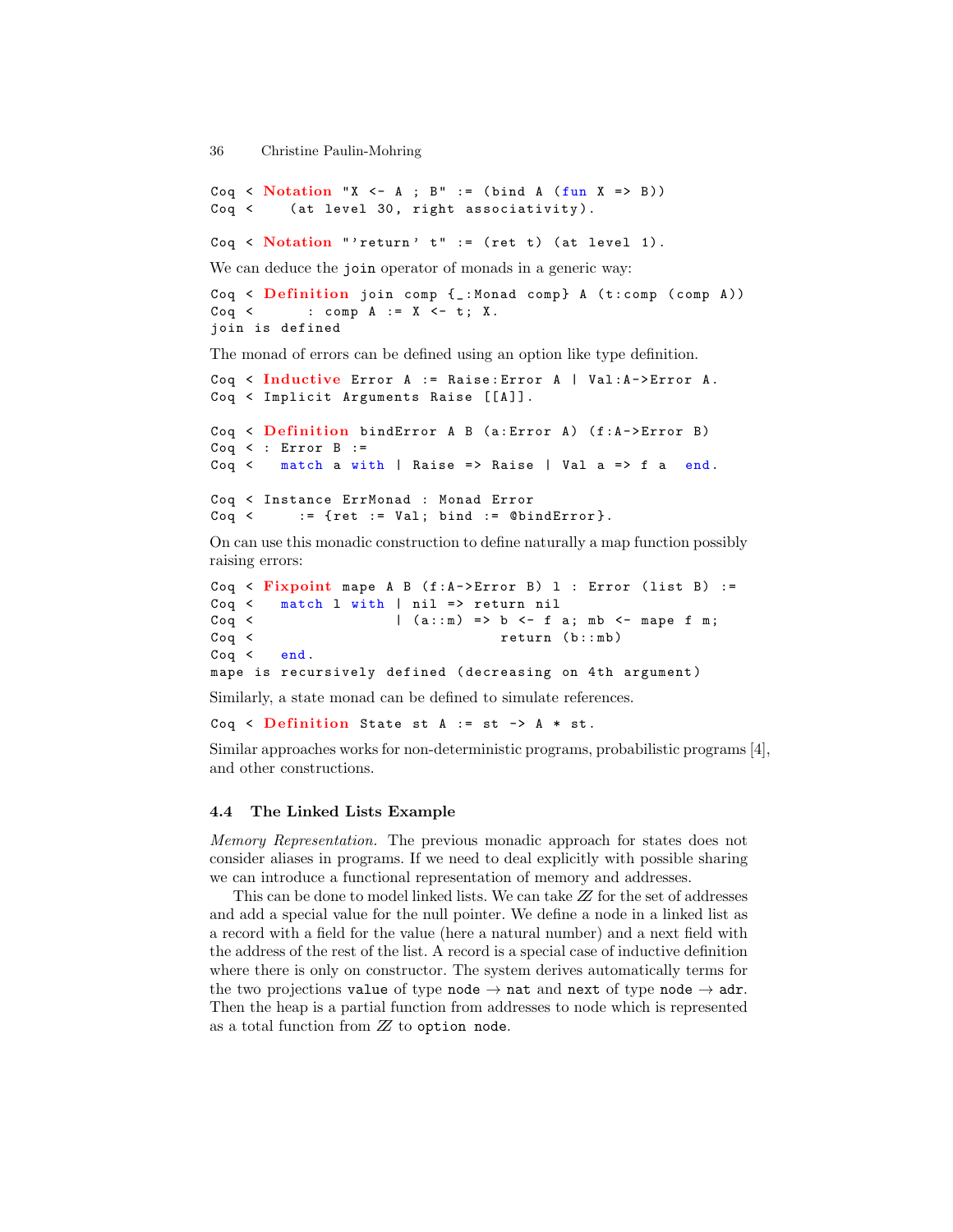```
Coq < Notation "X <- A ; B" := (bind A (fun X => B))
Coq <    (at level 30, right associativity).

Coq < Notation "'return' t" := (ret t) (at level 1).
```

We can deduce the `join` operator of monads in a generic way:

```
Coq < Definition join comp {_:Monad comp} A (t:comp (comp A))
Coq <      : comp A := X <- t; X.
join is defined
```

The monad of errors can be defined using an option like type definition.

```
Coq < Inductive Error A := Raise:Error A | Val:A->Error A.
Coq < Implicit Arguments Raise [[A]].

Coq < Definition bindError A B (a:Error A) (f:A->Error B)
Coq < : Error B :=
Coq <   match a with | Raise => Raise | Val a => f a  end.

Coq < Instance ErrMonad : Monad Error
Coq <     := {ret := Val; bind := @bindError}.
```

On can use this monadic construction to define naturally a map function possibly raising errors:

```
Coq < Fixpoint mape A B (f:A->Error B) l : Error (list B) :=
Coq <   match l with | nil => return nil
Coq <                | (a::m) => b <- f a; mb <- mape f m;
Coq <                            return (b::mb)
Coq <   end.
mape is recursively defined (decreasing on 4th argument)
```

Similarly, a state monad can be defined to simulate references.

```
Coq < Definition State st A := st -> A * st.
```

Similar approaches works for non-deterministic programs, probabilistic programs [4], and other constructions.

### 4.4 The Linked Lists Example

*Memory Representation.* The previous monadic approach for states does not consider aliases in programs. If we need to deal explicitly with possible sharing we can introduce a functional representation of memory and addresses.

This can be done to model linked lists. We can take $\mathbb{Z}$ for the set of addresses and add a special value for the null pointer. We define a node in a linked list as a record with a field for the value (here a natural number) and a next field with the address of the rest of the list. A record is a special case of inductive definition where there is only on constructor. The system derives automatically terms for the two projections `value` of type `node` $\rightarrow$ `nat` and `next` of type `node` $\rightarrow$ `adr`. Then the heap is a partial function from addresses to node which is represented as a total function from $\mathbb{Z}$ to `option node`.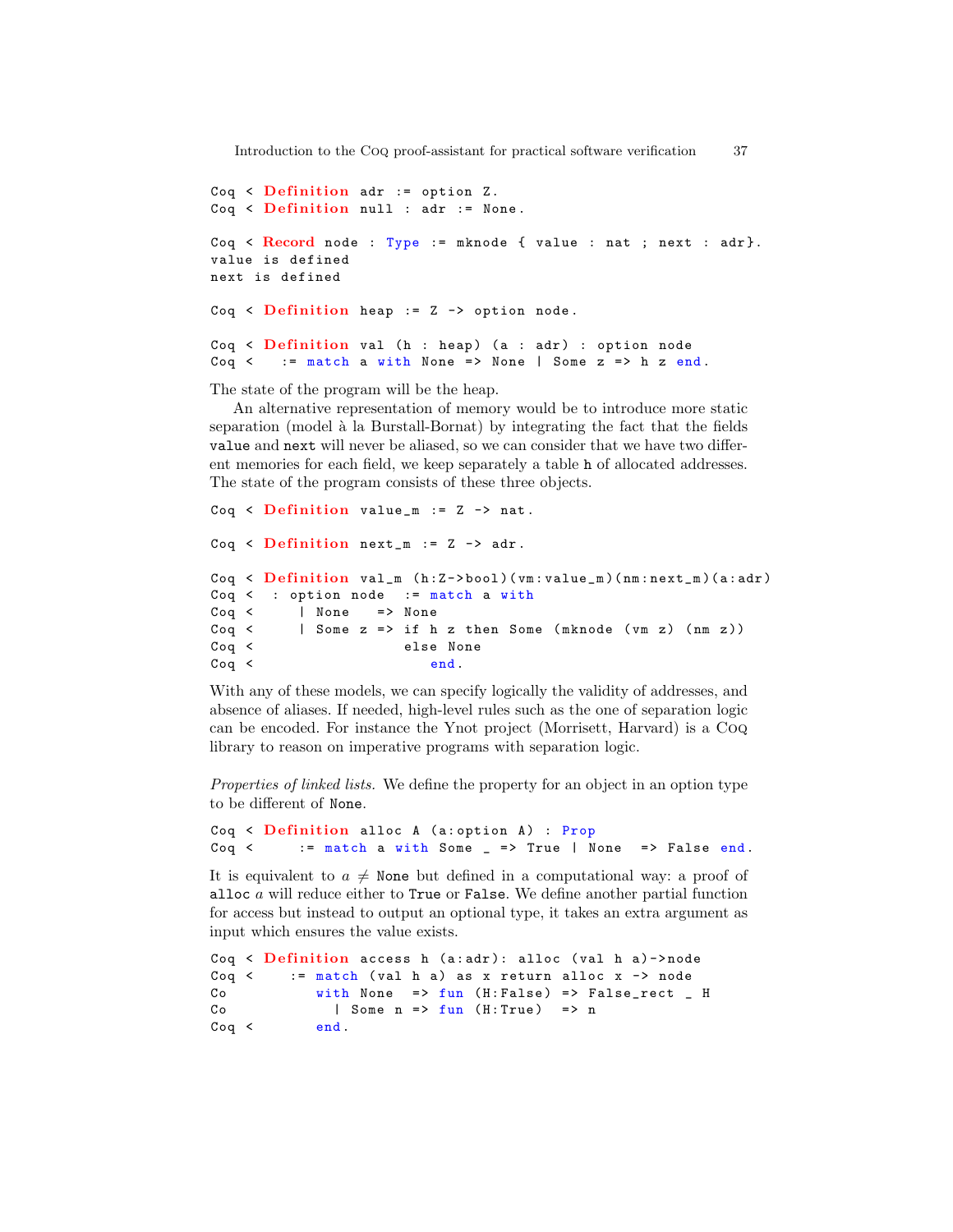```
Coq < Definition adr := option Z.
Coq < Definition null : adr := None.

Coq < Record node : Type := mknode { value : nat ; next : adr}.
value is defined
next is defined

Coq < Definition heap := Z -> option node.

Coq < Definition val (h : heap) (a : adr) : option node
Coq <   := match a with None => None | Some z => h z end.
```

The state of the program will be the heap.

An alternative representation of memory would be to introduce more static separation (model à la Burstall-Bornat) by integrating the fact that the fields `value` and `next` will never be aliased, so we can consider that we have two different memories for each field, we keep separately a table `h` of allocated addresses. The state of the program consists of these three objects.

```
Coq < Definition value_m := Z -> nat.

Coq < Definition next_m := Z -> adr.

Coq < Definition val_m (h:Z->bool)(vm:value_m)(nm:next_m)(a:adr)
Coq <  : option node  := match a with
Coq <     | None   => None
Coq <     | Some z => if h z then Some (mknode (vm z) (nm z))
Coq <                 else None
Coq <                    end.
```

With any of these models, we can specify logically the validity of addresses, and absence of aliases. If needed, high-level rules such as the one of separation logic can be encoded. For instance the Ynot project (Morrisett, Harvard) is a Coq library to reason on imperative programs with separation logic.

*Properties of linked lists.* We define the property for an object in an option type to be different of `None`.

```
Coq < Definition alloc A (a:option A) : Prop
Coq <     := match a with Some _ => True | None  => False end.
```

It is equivalent to $a \neq$ `None` but defined in a computational way: a proof of `alloc` $a$ will reduce either to `True` or `False`. We define another partial function for access but instead to output an optional type, it takes an extra argument as input which ensures the value exists.

```
Coq < Definition access h (a:adr): alloc (val h a)->node
Coq <    := match (val h a) as x return alloc x -> node
Co          with None  => fun (H:False) => False_rect _ H
Co             | Some n => fun (H:True)  => n
Coq <       end.
```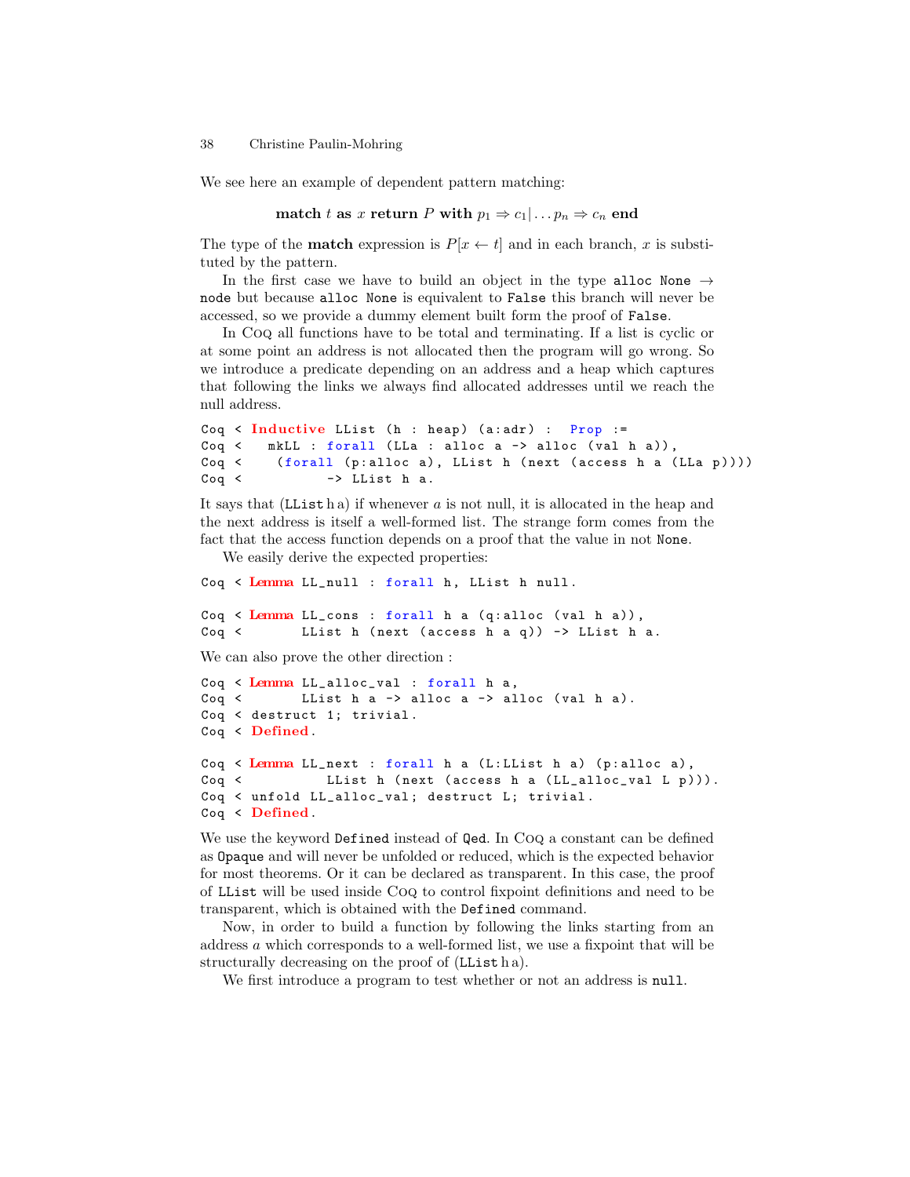We see here an example of dependent pattern matching:

$$\textbf{match } t \textbf{ as } x \textbf{ return } P \textbf{ with } p_1 \Rightarrow c_1 | \ldots p_n \Rightarrow c_n \textbf{ end}$$

The type of the **match** expression is $P[x \leftarrow t]$ and in each branch, $x$ is substituted by the pattern.

In the first case we have to build an object in the type `alloc None` $\rightarrow$ `node` but because `alloc None` is equivalent to `False` this branch will never be accessed, so we provide a dummy element built form the proof of `False`.

In Coq all functions have to be total and terminating. If a list is cyclic or at some point an address is not allocated then the program will go wrong. So we introduce a predicate depending on an address and a heap which captures that following the links we always find allocated addresses until we reach the null address.

```
Coq < Inductive LList (h : heap) (a:adr) :  Prop :=
Coq <   mkLL : forall (LLa : alloc a -> alloc (val h a)),
Coq <    (forall (p:alloc a), LList h (next (access h a (LLa p))))
Coq <          -> LList h a.
```

It says that (`LList` h a) if whenever $a$ is not null, it is allocated in the heap and the next address is itself a well-formed list. The strange form comes from the fact that the access function depends on a proof that the value in not `None`.

We easily derive the expected properties:

```
Coq < Lemma LL_null : forall h, LList h null.

Coq < Lemma LL_cons : forall h a (q:alloc (val h a)),
Coq <       LList h (next (access h a q)) -> LList h a.
```

We can also prove the other direction :

```
Coq < Lemma LL_alloc_val : forall h a,
Coq <       LList h a -> alloc a -> alloc (val h a).
Coq < destruct 1; trivial.
Coq < Defined.

Coq < Lemma LL_next : forall h a (L:LList h a) (p:alloc a),
Coq <           LList h (next (access h a (LL_alloc_val L p))).
Coq < unfold LL_alloc_val; destruct L; trivial.
Coq < Defined.
```

We use the keyword `Defined` instead of `Qed`. In Coq a constant can be defined as `Opaque` and will never be unfolded or reduced, which is the expected behavior for most theorems. Or it can be declared as transparent. In this case, the proof of `LList` will be used inside Coq to control fixpoint definitions and need to be transparent, which is obtained with the `Defined` command.

Now, in order to build a function by following the links starting from an address $a$ which corresponds to a well-formed list, we use a fixpoint that will be structurally decreasing on the proof of (`LList` h a).

We first introduce a program to test whether or not an address is `null`.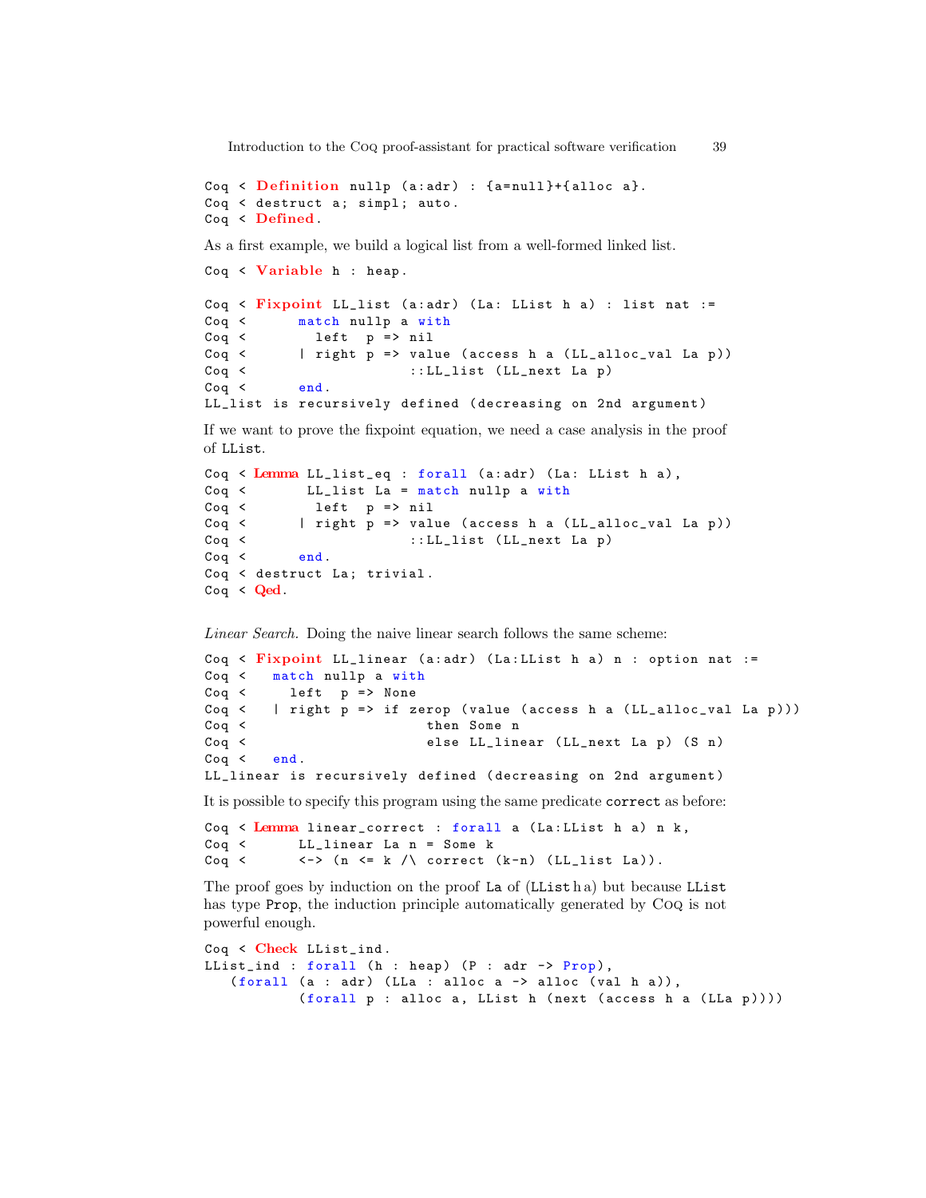```
Coq < Definition nullp (a:adr) : {a=null}+{alloc a}.
Coq < destruct a; simpl; auto.
Coq < Defined.
```

As a first example, we build a logical list from a well-formed linked list.

```
Coq < Variable h : heap.

Coq < Fixpoint LL_list (a:adr) (La: LList h a) : list nat :=
Coq <      match nullp a with
Coq <        left  p => nil
Coq <      | right p => value (access h a (LL_alloc_val La p))
Coq <                   ::LL_list (LL_next La p)
Coq <      end.
LL_list is recursively defined (decreasing on 2nd argument)
```

If we want to prove the fixpoint equation, we need a case analysis in the proof of `LList`.

```
Coq < Lemma LL_list_eq : forall (a:adr) (La: LList h a),
Coq <       LL_list La = match nullp a with
Coq <        left  p => nil
Coq <      | right p => value (access h a (LL_alloc_val La p))
Coq <                   ::LL_list (LL_next La p)
Coq <      end.
Coq < destruct La; trivial.
Coq < Qed.
```

*Linear Search.* Doing the naive linear search follows the same scheme:

```
Coq < Fixpoint LL_linear (a:adr) (La:LList h a) n : option nat :=
Coq <   match nullp a with
Coq <     left  p => None
Coq <   | right p => if zerop (value (access h a (LL_alloc_val La p)))
Coq <                     then Some n
Coq <                     else LL_linear (LL_next La p) (S n)
Coq <   end.
LL_linear is recursively defined (decreasing on 2nd argument)
```

It is possible to specify this program using the same predicate `correct` as before:

```
Coq < Lemma linear_correct : forall a (La:LList h a) n k,
Coq <      LL_linear La n = Some k
Coq <      <-> (n <= k /\ correct (k-n) (LL_list La)).
```

The proof goes by induction on the proof `La` of (`LList` h a) but because `LList` has type `Prop`, the induction principle automatically generated by Coq is not powerful enough.

```
Coq < Check LList_ind.
LList_ind : forall (h : heap) (P : adr -> Prop),
   (forall (a : adr) (LLa : alloc a -> alloc (val h a)),
          (forall p : alloc a, LList h (next (access h a (LLa p))))
```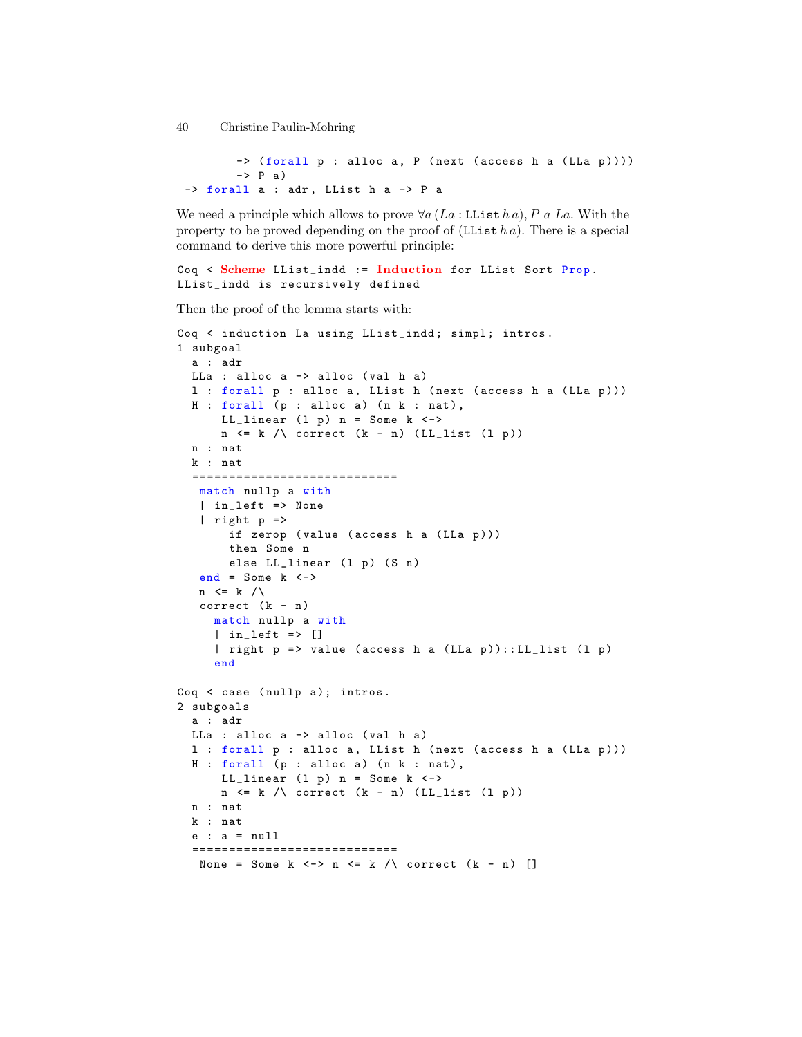```
     -> (forall p : alloc a, P (next (access h a (LLa p))))
     -> P a)
-> forall a : adr, LList h a -> P a
```

We need a principle which allows to prove $\forall a\,(La : \texttt{LList}\,h\,a), P\ a\ La$. With the property to be proved depending on the proof of $(\texttt{LList}\,h\,a)$. There is a special command to derive this more powerful principle:

```
Coq < Scheme LList_indd := Induction for LList Sort Prop.
LList_indd is recursively defined
```

Then the proof of the lemma starts with:

```
Coq < induction La using LList_indd; simpl; intros.
1 subgoal
  a : adr
  LLa : alloc a -> alloc (val h a)
  l : forall p : alloc a, LList h (next (access h a (LLa p)))
  H : forall (p : alloc a) (n k : nat),
      LL_linear (l p) n = Some k <->
      n <= k /\ correct (k - n) (LL_list (l p))
  n : nat
  k : nat
  ============================
   match nullp a with
   | in_left => None
   | right p =>
       if zerop (value (access h a (LLa p)))
       then Some n
       else LL_linear (l p) (S n)
   end = Some k <->
   n <= k /\
   correct (k - n)
     match nullp a with
     | in_left => []
     | right p => value (access h a (LLa p))::LL_list (l p)
     end

Coq < case (nullp a); intros.
2 subgoals
  a : adr
  LLa : alloc a -> alloc (val h a)
  l : forall p : alloc a, LList h (next (access h a (LLa p)))
  H : forall (p : alloc a) (n k : nat),
      LL_linear (l p) n = Some k <->
      n <= k /\ correct (k - n) (LL_list (l p))
  n : nat
  k : nat
  e : a = null
  ============================
   None = Some k <-> n <= k /\ correct (k - n) []
```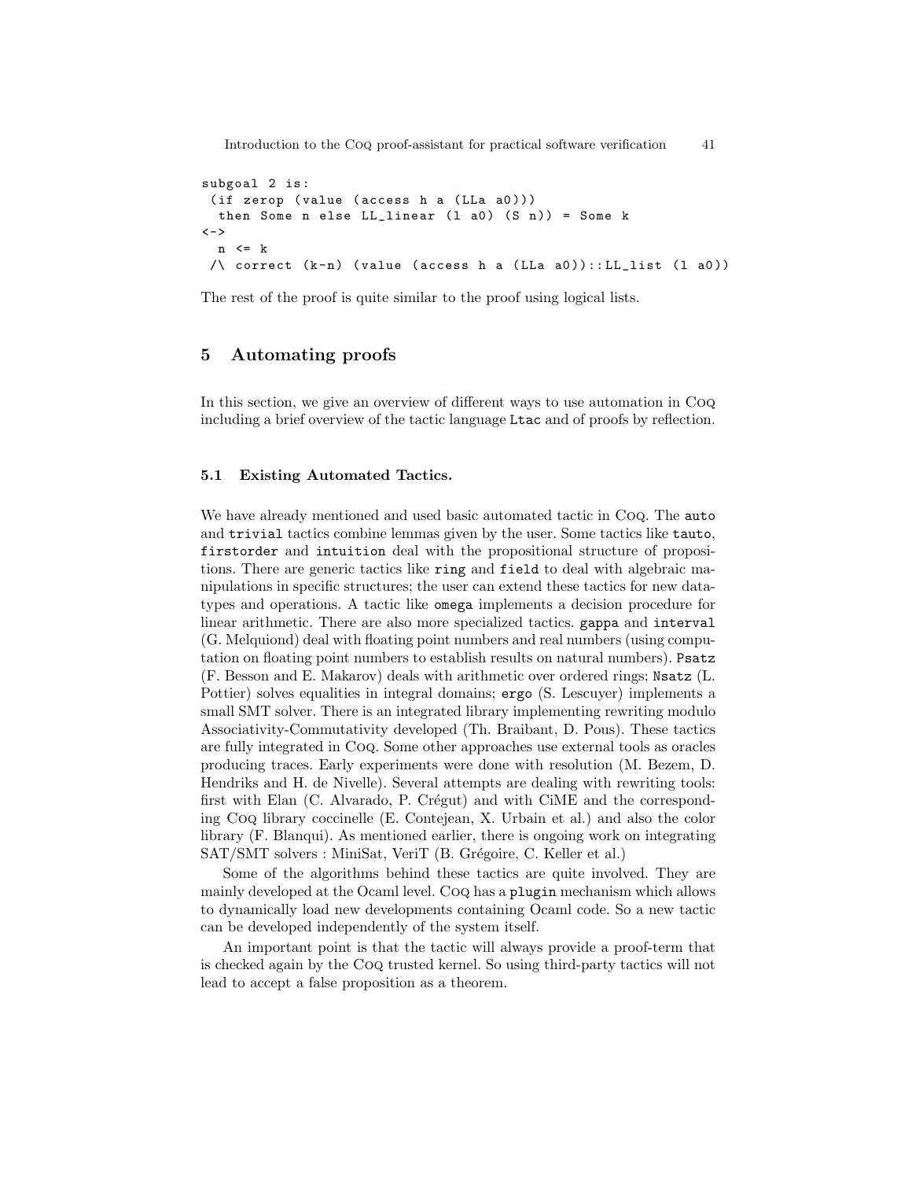```
subgoal 2 is:
 (if zerop (value (access h a (LLa a0)))
  then Some n else LL_linear (l a0) (S n)) = Some k
<->
  n <= k
 /\ correct (k-n) (value (access h a (LLa a0))::LL_list (l a0))
```

The rest of the proof is quite similar to the proof using logical lists.

## 5 Automating proofs

In this section, we give an overview of different ways to use automation in Coq including a brief overview of the tactic language `Ltac` and of proofs by reflection.

### 5.1 Existing Automated Tactics.

We have already mentioned and used basic automated tactic in Coq. The `auto` and `trivial` tactics combine lemmas given by the user. Some tactics like `tauto`, `firstorder` and `intuition` deal with the propositional structure of propositions. There are generic tactics like `ring` and `field` to deal with algebraic manipulations in specific structures; the user can extend these tactics for new datatypes and operations. A tactic like `omega` implements a decision procedure for linear arithmetic. There are also more specialized tactics. `gappa` and `interval` (G. Melquiond) deal with floating point numbers and real numbers (using computation on floating point numbers to establish results on natural numbers). `Psatz` (F. Besson and E. Makarov) deals with arithmetic over ordered rings; `Nsatz` (L. Pottier) solves equalities in integral domains; `ergo` (S. Lescuyer) implements a small SMT solver. There is an integrated library implementing rewriting modulo Associativity-Commutativity developed (Th. Braibant, D. Pous). These tactics are fully integrated in Coq. Some other approaches use external tools as oracles producing traces. Early experiments were done with resolution (M. Bezem, D. Hendriks and H. de Nivelle). Several attempts are dealing with rewriting tools: first with Elan (C. Alvarado, P. Crégut) and with CiME and the corresponding Coq library coccinelle (E. Contejean, X. Urbain et al.) and also the color library (F. Blanqui). As mentioned earlier, there is ongoing work on integrating SAT/SMT solvers : MiniSat, VeriT (B. Grégoire, C. Keller et al.)

Some of the algorithms behind these tactics are quite involved. They are mainly developed at the Ocaml level. Coq has a `plugin` mechanism which allows to dynamically load new developments containing Ocaml code. So a new tactic can be developed independently of the system itself.

An important point is that the tactic will always provide a proof-term that is checked again by the Coq trusted kernel. So using third-party tactics will not lead to accept a false proposition as a theorem.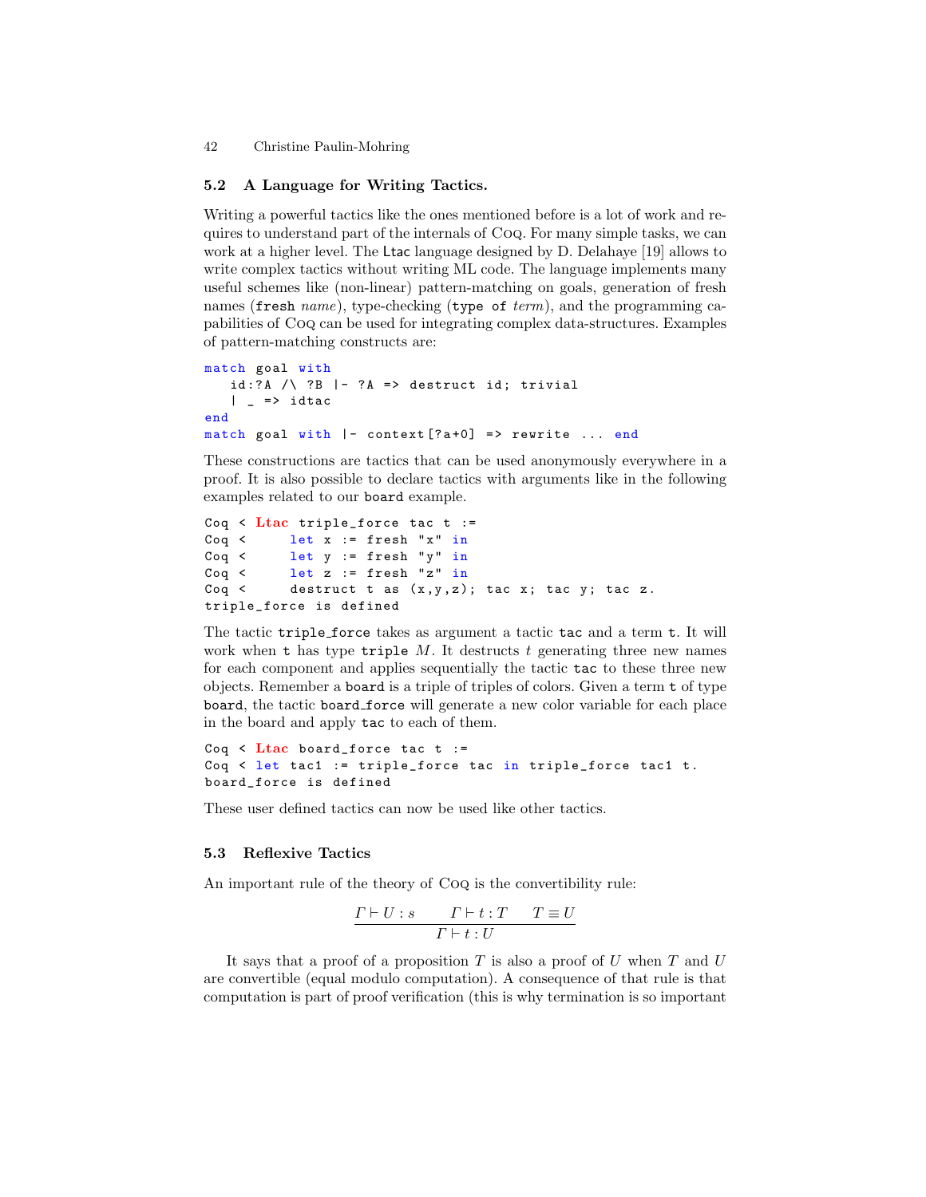### 5.2 A Language for Writing Tactics.

Writing a powerful tactics like the ones mentioned before is a lot of work and requires to understand part of the internals of Coq. For many simple tasks, we can work at a higher level. The `Ltac` language designed by D. Delahaye [19] allows to write complex tactics without writing ML code. The language implements many useful schemes like (non-linear) pattern-matching on goals, generation of fresh names (`fresh` *name*), type-checking (`type of` *term*), and the programming capabilities of Coq can be used for integrating complex data-structures. Examples of pattern-matching constructs are:

```
match goal with
   id:?A /\ ?B |- ?A => destruct id; trivial
   | _ => idtac
end
match goal with |- context[?a+0] => rewrite ... end
```

These constructions are tactics that can be used anonymously everywhere in a proof. It is also possible to declare tactics with arguments like in the following examples related to our `board` example.

```
Coq < Ltac triple_force tac t :=
Coq <     let x := fresh "x" in
Coq <     let y := fresh "y" in
Coq <     let z := fresh "z" in
Coq <     destruct t as (x,y,z); tac x; tac y; tac z.
triple_force is defined
```

The tactic `triple_force` takes as argument a tactic `tac` and a term `t`. It will work when `t` has type `triple` $M$. It destructs $t$ generating three new names for each component and applies sequentially the tactic `tac` to these three new objects. Remember a `board` is a triple of triples of colors. Given a term `t` of type `board`, the tactic `board_force` will generate a new color variable for each place in the board and apply `tac` to each of them.

```
Coq < Ltac board_force tac t :=
Coq < let tac1 := triple_force tac in triple_force tac1 t.
board_force is defined
```

These user defined tactics can now be used like other tactics.

### 5.3 Reflexive Tactics

An important rule of the theory of Coq is the convertibility rule:

$$\frac{\Gamma \vdash U : s \qquad \Gamma \vdash t : T \qquad T \equiv U}{\Gamma \vdash t : U}$$

It says that a proof of a proposition $T$ is also a proof of $U$ when $T$ and $U$ are convertible (equal modulo computation). A consequence of that rule is that computation is part of proof verification (this is why termination is so important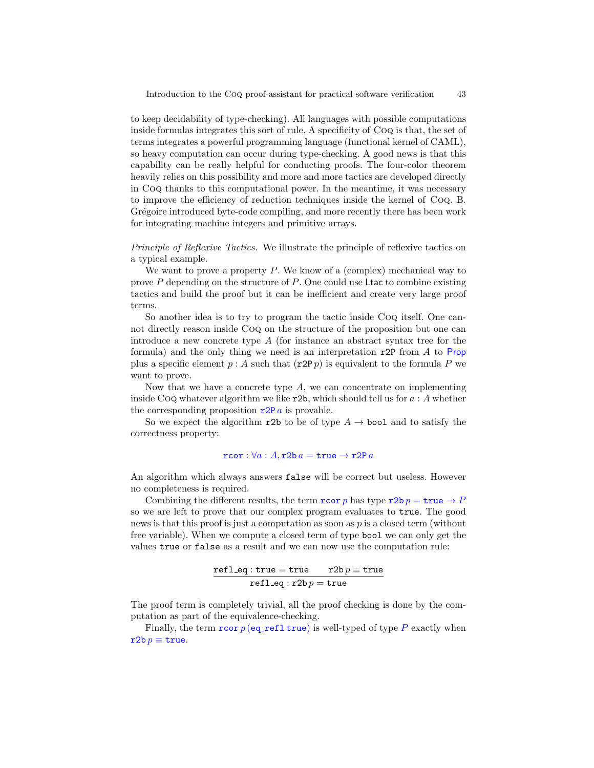to keep decidability of type-checking). All languages with possible computations inside formulas integrates this sort of rule. A specificity of Coq is that, the set of terms integrates a powerful programming language (functional kernel of CAML), so heavy computation can occur during type-checking. A good news is that this capability can be really helpful for conducting proofs. The four-color theorem heavily relies on this possibility and more and more tactics are developed directly in Coq thanks to this computational power. In the meantime, it was necessary to improve the efficiency of reduction techniques inside the kernel of Coq. B. Grégoire introduced byte-code compiling, and more recently there has been work for integrating machine integers and primitive arrays.

*Principle of Reflexive Tactics.* We illustrate the principle of reflexive tactics on a typical example.

We want to prove a property $P$. We know of a (complex) mechanical way to prove $P$ depending on the structure of $P$. One could use `Ltac` to combine existing tactics and build the proof but it can be inefficient and create very large proof terms.

So another idea is to try to program the tactic inside Coq itself. One cannot directly reason inside Coq on the structure of the proposition but one can introduce a new concrete type $A$ (for instance an abstract syntax tree for the formula) and the only thing we need is an interpretation `r2P` from $A$ to `Prop` plus a specific element $p : A$ such that $(\mathtt{r2P}\, p)$ is equivalent to the formula $P$ we want to prove.

Now that we have a concrete type $A$, we can concentrate on implementing inside Coq whatever algorithm we like `r2b`, which should tell us for $a : A$ whether the corresponding proposition $\mathtt{r2P}\, a$ is provable.

So we expect the algorithm `r2b` to be of type $A \to \mathtt{bool}$ and to satisfy the correctness property:

$$\mathtt{rcor} : \forall a : A, \mathtt{r2b}\, a = \mathtt{true} \to \mathtt{r2P}\, a$$

An algorithm which always answers `false` will be correct but useless. However no completeness is required.

Combining the different results, the term $\mathtt{rcor}\, p$ has type $\mathtt{r2b}\, p = \mathtt{true} \to P$ so we are left to prove that our complex program evaluates to `true`. The good news is that this proof is just a computation as soon as $p$ is a closed term (without free variable). When we compute a closed term of type `bool` we can only get the values `true` or `false` as a result and we can now use the computation rule:

$$\frac{\mathtt{refl\_eq} : \mathtt{true} = \mathtt{true} \qquad \mathtt{r2b}\, p \equiv \mathtt{true}}{\mathtt{refl\_eq} : \mathtt{r2b}\, p = \mathtt{true}}$$

The proof term is completely trivial, all the proof checking is done by the computation as part of the equivalence-checking.

Finally, the term $\mathtt{rcor}\, p\, (\mathtt{eq\_refl}\, \mathtt{true})$ is well-typed of type $P$ exactly when $\mathtt{r2b}\, p \equiv \mathtt{true}$.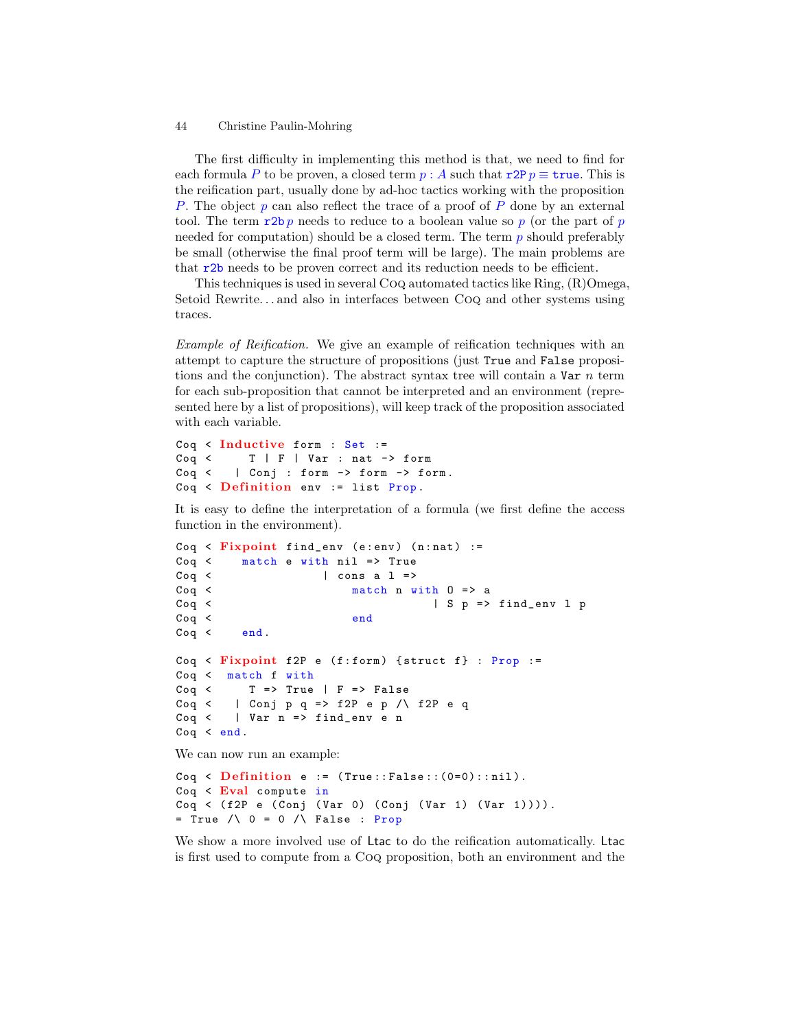The first difficulty in implementing this method is that, we need to find for each formula $P$ to be proven, a closed term $p : A$ such that $\texttt{r2P}\,p \equiv \texttt{true}$. This is the reification part, usually done by ad-hoc tactics working with the proposition $P$. The object $p$ can also reflect the trace of a proof of $P$ done by an external tool. The term $\texttt{r2b}\,p$ needs to reduce to a boolean value so $p$ (or the part of $p$ needed for computation) should be a closed term. The term $p$ should preferably be small (otherwise the final proof term will be large). The main problems are that r2b needs to be proven correct and its reduction needs to be efficient.

This techniques is used in several Coq automated tactics like Ring, (R)Omega, Setoid Rewrite... and also in interfaces between Coq and other systems using traces.

*Example of Reification.* We give an example of reification techniques with an attempt to capture the structure of propositions (just True and False propositions and the conjunction). The abstract syntax tree will contain a Var $n$ term for each sub-proposition that cannot be interpreted and an environment (represented here by a list of propositions), will keep track of the proposition associated with each variable.

```
Coq < Inductive form : Set :=
Coq <      T | F | Var : nat -> form
Coq <    | Conj : form -> form -> form.
Coq < Definition env := list Prop.
```

It is easy to define the interpretation of a formula (we first define the access function in the environment).

```
Coq < Fixpoint find_env (e:env) (n:nat) :=
Coq <    match e with nil => True
Coq <               | cons a l =>
Coq <                   match n with O => a
Coq <                              | S p => find_env l p
Coq <                   end
Coq <    end.

Coq < Fixpoint f2P e (f:form) {struct f} : Prop :=
Coq <  match f with
Coq <      T => True | F => False
Coq <    | Conj p q => f2P e p /\ f2P e q
Coq <    | Var n => find_env e n
Coq < end.
```

We can now run an example:

```
Coq < Definition e := (True::False::(0=0)::nil).
Coq < Eval compute in
Coq < (f2P e (Conj (Var 0) (Conj (Var 1) (Var 1)))).
= True /\ 0 = 0 /\ False : Prop
```

We show a more involved use of Ltac to do the reification automatically. Ltac is first used to compute from a Coq proposition, both an environment and the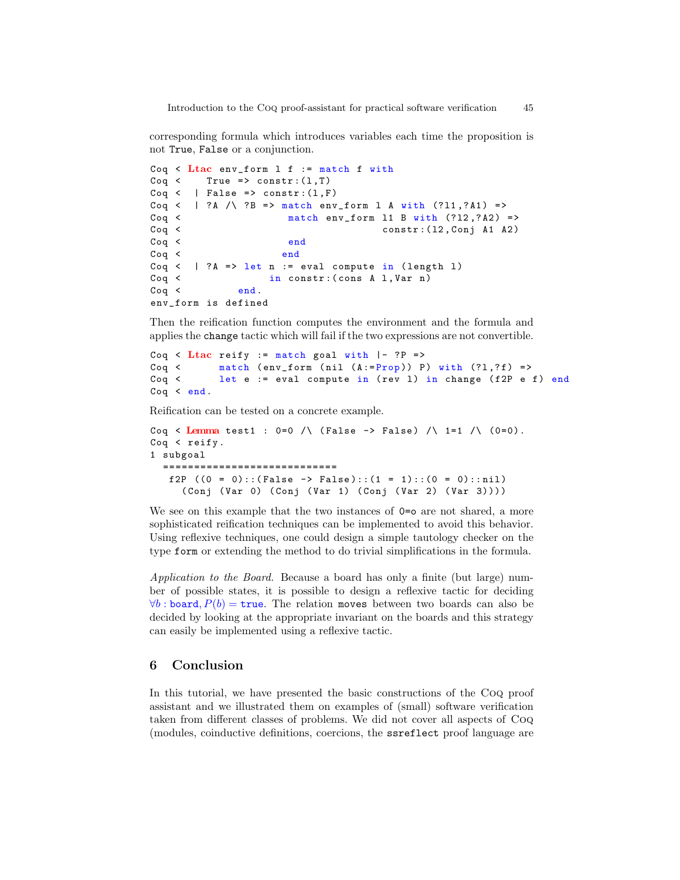corresponding formula which introduces variables each time the proposition is not True, False or a conjunction.

```
Coq < Ltac env_form l f := match f with
Coq <     True => constr:(l,T)
Coq <   | False => constr:(l,F)
Coq <   | ?A /\ ?B => match env_form l A with (?l1,?A1) =>
Coq <                   match env_form l1 B with (?l2,?A2) =>
Coq <                                  constr:(l2,Conj A1 A2)
Coq <                   end
Coq <                  end
Coq <   | ?A => let n := eval compute in (length l)
Coq <               in constr:(cons A l,Var n)
Coq <           end.
env_form is defined
```

Then the reification function computes the environment and the formula and applies the change tactic which will fail if the two expressions are not convertible.

```
Coq < Ltac reify := match goal with |- ?P =>
Coq <       match (env_form (nil (A:=Prop)) P) with (?l,?f) =>
Coq <       let e := eval compute in (rev l) in change (f2P e f) end
Coq < end.
```

Reification can be tested on a concrete example.

```
Coq < Lemma test1 : 0=0 /\ (False -> False) /\ 1=1 /\ (0=0).
Coq < reify.
1 subgoal
  ============================
   f2P ((0 = 0)::(False -> False)::(1 = 1)::(0 = 0)::nil)
     (Conj (Var 0) (Conj (Var 1) (Conj (Var 2) (Var 3))))
```

We see on this example that the two instances of 0=o are not shared, a more sophisticated reification techniques can be implemented to avoid this behavior. Using reflexive techniques, one could design a simple tautology checker on the type form or extending the method to do trivial simplifications in the formula.

*Application to the Board.* Because a board has only a finite (but large) number of possible states, it is possible to design a reflexive tactic for deciding $\forall b : \mathtt{board}, P(b) = \mathtt{true}$. The relation moves between two boards can also be decided by looking at the appropriate invariant on the boards and this strategy can easily be implemented using a reflexive tactic.

## 6 Conclusion

In this tutorial, we have presented the basic constructions of the Coq proof assistant and we illustrated them on examples of (small) software verification taken from different classes of problems. We did not cover all aspects of Coq (modules, coinductive definitions, coercions, the ssreflect proof language are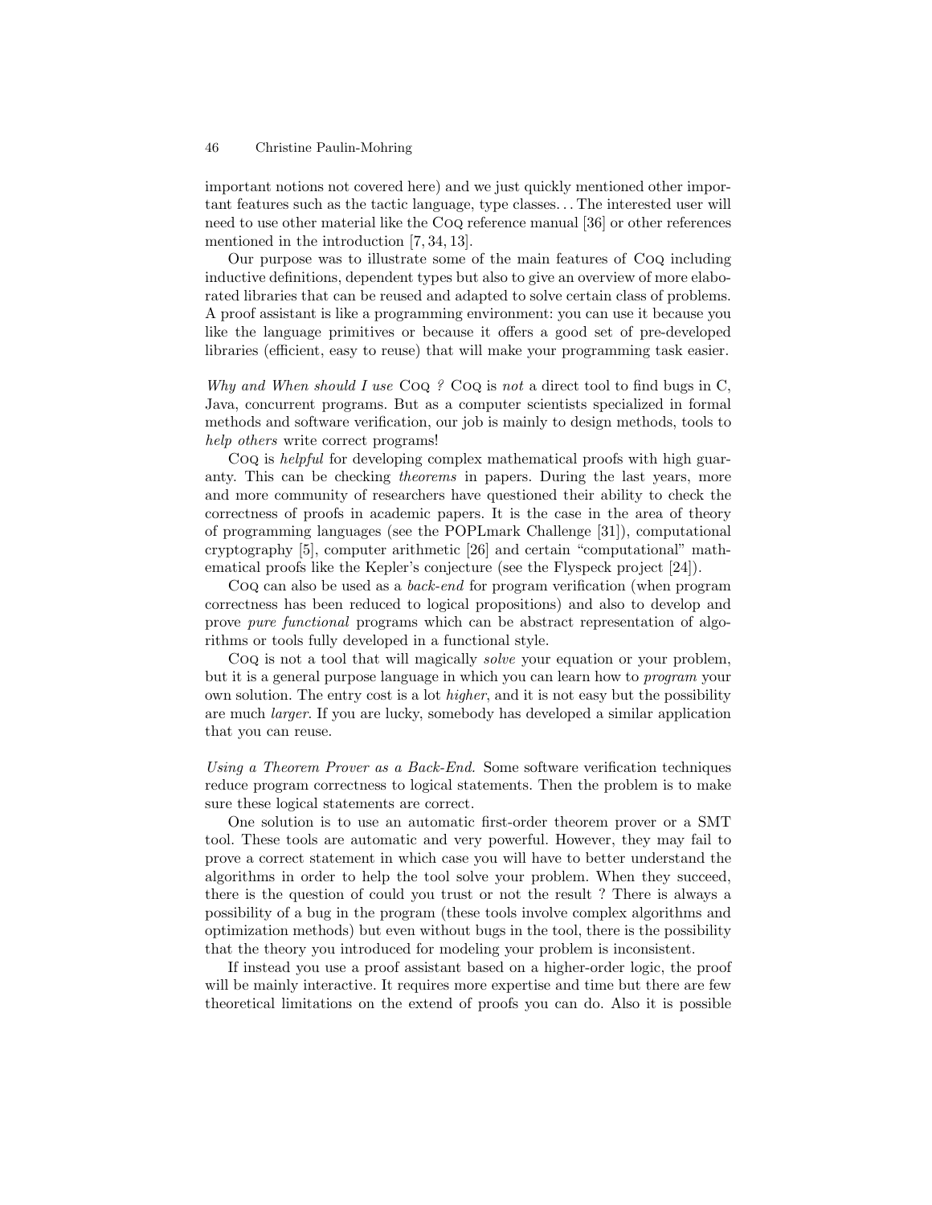important notions not covered here) and we just quickly mentioned other important features such as the tactic language, type classes... The interested user will need to use other material like the Coq reference manual [36] or other references mentioned in the introduction [7, 34, 13].

Our purpose was to illustrate some of the main features of Coq including inductive definitions, dependent types but also to give an overview of more elaborated libraries that can be reused and adapted to solve certain class of problems. A proof assistant is like a programming environment: you can use it because you like the language primitives or because it offers a good set of pre-developed libraries (efficient, easy to reuse) that will make your programming task easier.

*Why and When should I use* Coq *?* Coq is *not* a direct tool to find bugs in C, Java, concurrent programs. But as a computer scientists specialized in formal methods and software verification, our job is mainly to design methods, tools to *help others* write correct programs!

Coq is *helpful* for developing complex mathematical proofs with high guaranty. This can be checking *theorems* in papers. During the last years, more and more community of researchers have questioned their ability to check the correctness of proofs in academic papers. It is the case in the area of theory of programming languages (see the POPLmark Challenge [31]), computational cryptography [5], computer arithmetic [26] and certain "computational" mathematical proofs like the Kepler's conjecture (see the Flyspeck project [24]).

Coq can also be used as a *back-end* for program verification (when program correctness has been reduced to logical propositions) and also to develop and prove *pure functional* programs which can be abstract representation of algorithms or tools fully developed in a functional style.

Coq is not a tool that will magically *solve* your equation or your problem, but it is a general purpose language in which you can learn how to *program* your own solution. The entry cost is a lot *higher*, and it is not easy but the possibility are much *larger*. If you are lucky, somebody has developed a similar application that you can reuse.

*Using a Theorem Prover as a Back-End.* Some software verification techniques reduce program correctness to logical statements. Then the problem is to make sure these logical statements are correct.

One solution is to use an automatic first-order theorem prover or a SMT tool. These tools are automatic and very powerful. However, they may fail to prove a correct statement in which case you will have to better understand the algorithms in order to help the tool solve your problem. When they succeed, there is the question of could you trust or not the result ? There is always a possibility of a bug in the program (these tools involve complex algorithms and optimization methods) but even without bugs in the tool, there is the possibility that the theory you introduced for modeling your problem is inconsistent.

If instead you use a proof assistant based on a higher-order logic, the proof will be mainly interactive. It requires more expertise and time but there are few theoretical limitations on the extend of proofs you can do. Also it is possible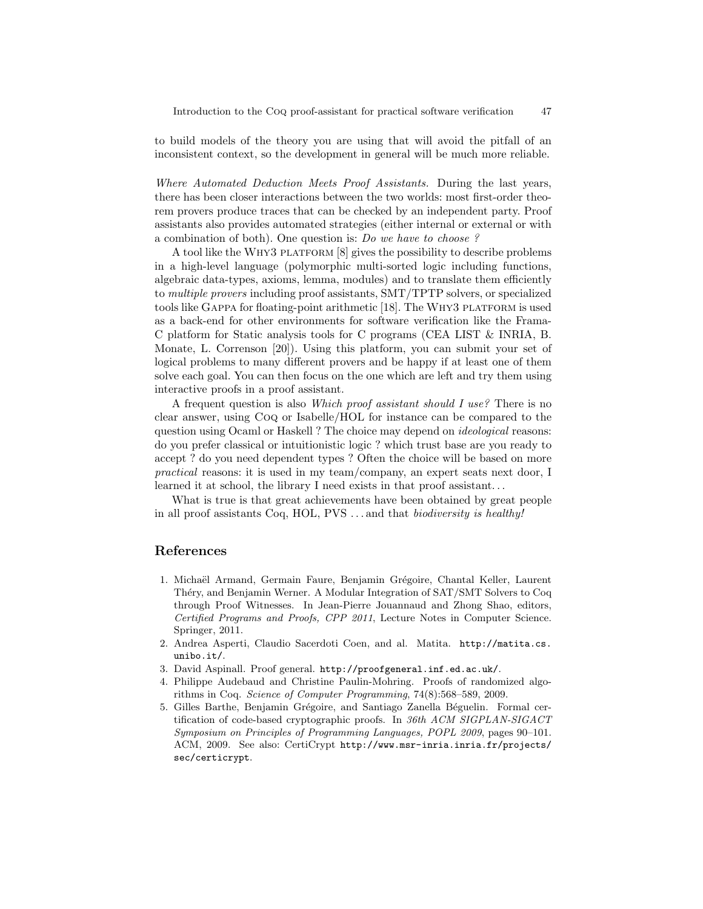to build models of the theory you are using that will avoid the pitfall of an inconsistent context, so the development in general will be much more reliable.

*Where Automated Deduction Meets Proof Assistants.* During the last years, there has been closer interactions between the two worlds: most first-order theorem provers produce traces that can be checked by an independent party. Proof assistants also provides automated strategies (either internal or external or with a combination of both). One question is: *Do we have to choose ?*

A tool like the Why3 platform [8] gives the possibility to describe problems in a high-level language (polymorphic multi-sorted logic including functions, algebraic data-types, axioms, lemma, modules) and to translate them efficiently to *multiple provers* including proof assistants, SMT/TPTP solvers, or specialized tools like Gappa for floating-point arithmetic [18]. The Why3 platform is used as a back-end for other environments for software verification like the Frama-C platform for Static analysis tools for C programs (CEA LIST & INRIA, B. Monate, L. Correnson [20]). Using this platform, you can submit your set of logical problems to many different provers and be happy if at least one of them solve each goal. You can then focus on the one which are left and try them using interactive proofs in a proof assistant.

A frequent question is also *Which proof assistant should I use?* There is no clear answer, using Coq or Isabelle/HOL for instance can be compared to the question using Ocaml or Haskell ? The choice may depend on *ideological* reasons: do you prefer classical or intuitionistic logic ? which trust base are you ready to accept ? do you need dependent types ? Often the choice will be based on more *practical* reasons: it is used in my team/company, an expert seats next door, I learned it at school, the library I need exists in that proof assistant...

What is true is that great achievements have been obtained by great people in all proof assistants Coq, HOL, PVS ... and that *biodiversity is healthy!*

## References

1. Michaël Armand, Germain Faure, Benjamin Grégoire, Chantal Keller, Laurent Théry, and Benjamin Werner. A Modular Integration of SAT/SMT Solvers to Coq through Proof Witnesses. In Jean-Pierre Jouannaud and Zhong Shao, editors, *Certified Programs and Proofs, CPP 2011*, Lecture Notes in Computer Science. Springer, 2011.
2. Andrea Asperti, Claudio Sacerdoti Coen, and al. Matita. `http://matita.cs.unibo.it/`.
3. David Aspinall. Proof general. `http://proofgeneral.inf.ed.ac.uk/`.
4. Philippe Audebaud and Christine Paulin-Mohring. Proofs of randomized algorithms in Coq. *Science of Computer Programming*, 74(8):568–589, 2009.
5. Gilles Barthe, Benjamin Grégoire, and Santiago Zanella Béguelin. Formal certification of code-based cryptographic proofs. In *36th ACM SIGPLAN-SIGACT Symposium on Principles of Programming Languages, POPL 2009*, pages 90–101. ACM, 2009. See also: CertiCrypt `http://www.msr-inria.inria.fr/projects/sec/certicrypt`.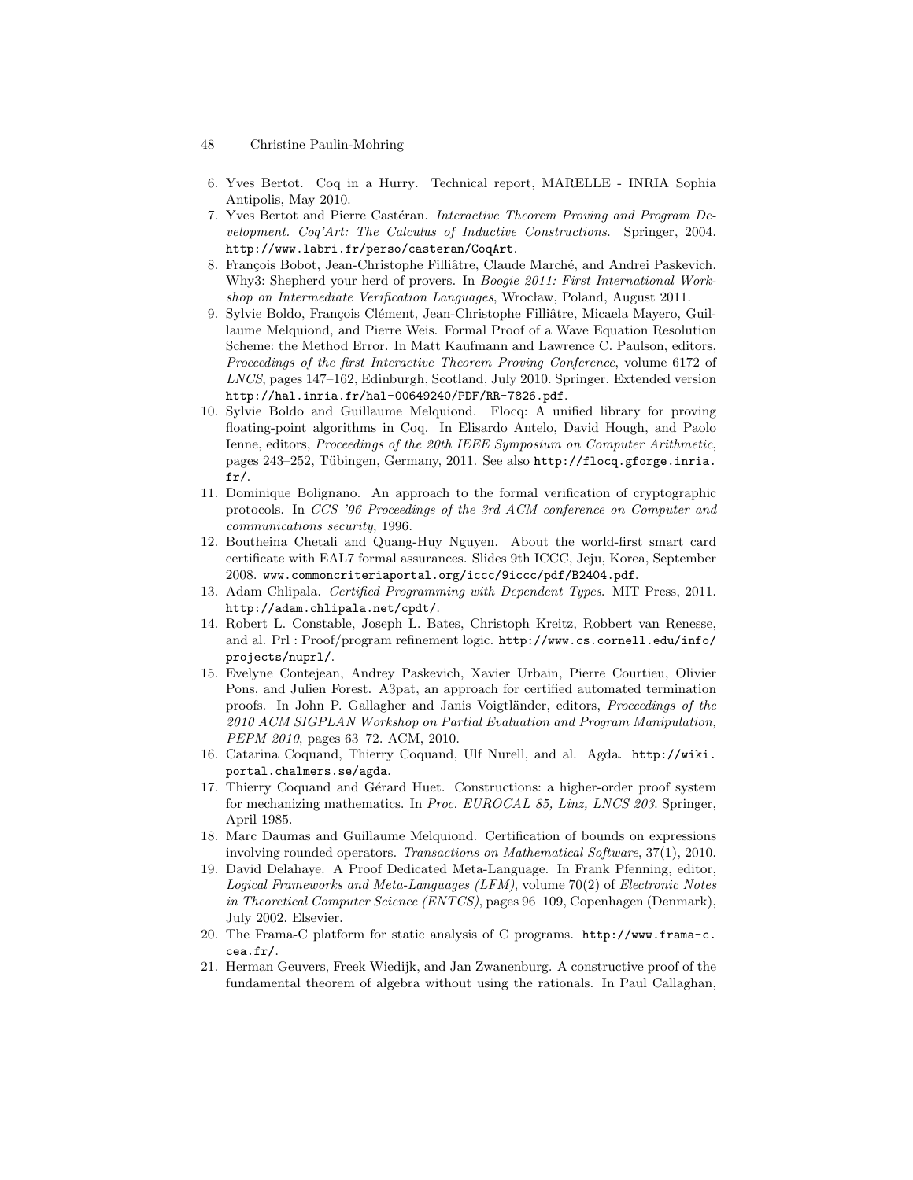6. Yves Bertot. Coq in a Hurry. Technical report, MARELLE - INRIA Sophia Antipolis, May 2010.
7. Yves Bertot and Pierre Castéran. *Interactive Theorem Proving and Program Development. Coq'Art: The Calculus of Inductive Constructions*. Springer, 2004. `http://www.labri.fr/perso/casteran/CoqArt`.
8. François Bobot, Jean-Christophe Filliâtre, Claude Marché, and Andrei Paskevich. Why3: Shepherd your herd of provers. In *Boogie 2011: First International Workshop on Intermediate Verification Languages*, Wrocław, Poland, August 2011.
9. Sylvie Boldo, François Clément, Jean-Christophe Filliâtre, Micaela Mayero, Guillaume Melquiond, and Pierre Weis. Formal Proof of a Wave Equation Resolution Scheme: the Method Error. In Matt Kaufmann and Lawrence C. Paulson, editors, *Proceedings of the first Interactive Theorem Proving Conference*, volume 6172 of *LNCS*, pages 147–162, Edinburgh, Scotland, July 2010. Springer. Extended version `http://hal.inria.fr/hal-00649240/PDF/RR-7826.pdf`.
10. Sylvie Boldo and Guillaume Melquiond. Flocq: A unified library for proving floating-point algorithms in Coq. In Elisardo Antelo, David Hough, and Paolo Ienne, editors, *Proceedings of the 20th IEEE Symposium on Computer Arithmetic*, pages 243–252, Tübingen, Germany, 2011. See also `http://flocq.gforge.inria.fr/`.
11. Dominique Bolignano. An approach to the formal verification of cryptographic protocols. In *CCS '96 Proceedings of the 3rd ACM conference on Computer and communications security*, 1996.
12. Boutheina Chetali and Quang-Huy Nguyen. About the world-first smart card certificate with EAL7 formal assurances. Slides 9th ICCC, Jeju, Korea, September 2008. `www.commoncriteriaportal.org/iccc/9iccc/pdf/B2404.pdf`.
13. Adam Chlipala. *Certified Programming with Dependent Types*. MIT Press, 2011. `http://adam.chlipala.net/cpdt/`.
14. Robert L. Constable, Joseph L. Bates, Christoph Kreitz, Robbert van Renesse, and al. Prl : Proof/program refinement logic. `http://www.cs.cornell.edu/info/projects/nuprl/`.
15. Evelyne Contejean, Andrey Paskevich, Xavier Urbain, Pierre Courtieu, Olivier Pons, and Julien Forest. A3pat, an approach for certified automated termination proofs. In John P. Gallagher and Janis Voigtländer, editors, *Proceedings of the 2010 ACM SIGPLAN Workshop on Partial Evaluation and Program Manipulation, PEPM 2010*, pages 63–72. ACM, 2010.
16. Catarina Coquand, Thierry Coquand, Ulf Nurell, and al. Agda. `http://wiki.portal.chalmers.se/agda`.
17. Thierry Coquand and Gérard Huet. Constructions: a higher-order proof system for mechanizing mathematics. In *Proc. EUROCAL 85, Linz, LNCS 203*. Springer, April 1985.
18. Marc Daumas and Guillaume Melquiond. Certification of bounds on expressions involving rounded operators. *Transactions on Mathematical Software*, 37(1), 2010.
19. David Delahaye. A Proof Dedicated Meta-Language. In Frank Pfenning, editor, *Logical Frameworks and Meta-Languages (LFM)*, volume 70(2) of *Electronic Notes in Theoretical Computer Science (ENTCS)*, pages 96–109, Copenhagen (Denmark), July 2002. Elsevier.
20. The Frama-C platform for static analysis of C programs. `http://www.frama-c.cea.fr/`.
21. Herman Geuvers, Freek Wiedijk, and Jan Zwanenburg. A constructive proof of the fundamental theorem of algebra without using the rationals. In Paul Callaghan,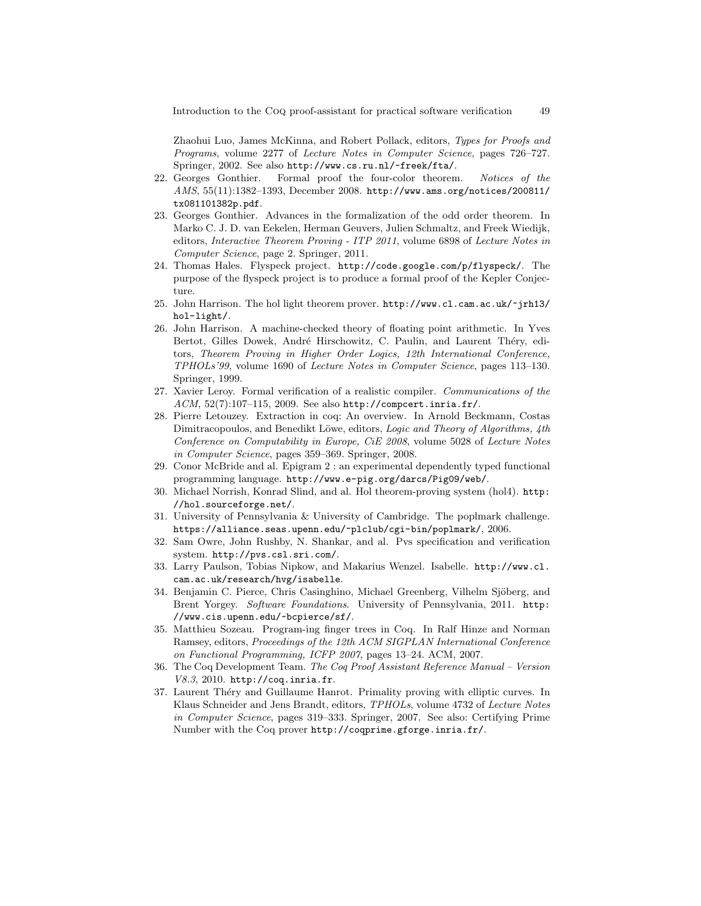Zhaohui Luo, James McKinna, and Robert Pollack, editors, *Types for Proofs and Programs*, volume 2277 of *Lecture Notes in Computer Science*, pages 726–727. Springer, 2002. See also `http://www.cs.ru.nl/~freek/fta/`.

22. Georges Gonthier. Formal proof the four-color theorem. *Notices of the AMS*, 55(11):1382–1393, December 2008. `http://www.ams.org/notices/200811/tx081101382p.pdf`.
23. Georges Gonthier. Advances in the formalization of the odd order theorem. In Marko C. J. D. van Eekelen, Herman Geuvers, Julien Schmaltz, and Freek Wiedijk, editors, *Interactive Theorem Proving - ITP 2011*, volume 6898 of *Lecture Notes in Computer Science*, page 2. Springer, 2011.
24. Thomas Hales. Flyspeck project. `http://code.google.com/p/flyspeck/`. The purpose of the flyspeck project is to produce a formal proof of the Kepler Conjecture.
25. John Harrison. The hol light theorem prover. `http://www.cl.cam.ac.uk/~jrh13/hol-light/`.
26. John Harrison. A machine-checked theory of floating point arithmetic. In Yves Bertot, Gilles Dowek, André Hirschowitz, C. Paulin, and Laurent Théry, editors, *Theorem Proving in Higher Order Logics, 12th International Conference, TPHOLs'99*, volume 1690 of *Lecture Notes in Computer Science*, pages 113–130. Springer, 1999.
27. Xavier Leroy. Formal verification of a realistic compiler. *Communications of the ACM*, 52(7):107–115, 2009. See also `http://compcert.inria.fr/`.
28. Pierre Letouzey. Extraction in coq: An overview. In Arnold Beckmann, Costas Dimitracopoulos, and Benedikt Löwe, editors, *Logic and Theory of Algorithms, 4th Conference on Computability in Europe, CiE 2008*, volume 5028 of *Lecture Notes in Computer Science*, pages 359–369. Springer, 2008.
29. Conor McBride and al. Epigram 2 : an experimental dependently typed functional programming language. `http://www.e-pig.org/darcs/Pig09/web/`.
30. Michael Norrish, Konrad Slind, and al. Hol theorem-proving system (hol4). `http://hol.sourceforge.net/`.
31. University of Pennsylvania & University of Cambridge. The poplmark challenge. `https://alliance.seas.upenn.edu/~plclub/cgi-bin/poplmark/`, 2006.
32. Sam Owre, John Rushby, N. Shankar, and al. Pvs specification and verification system. `http://pvs.csl.sri.com/`.
33. Larry Paulson, Tobias Nipkow, and Makarius Wenzel. Isabelle. `http://www.cl.cam.ac.uk/research/hvg/isabelle`.
34. Benjamin C. Pierce, Chris Casinghino, Michael Greenberg, Vilhelm Sjöberg, and Brent Yorgey. *Software Foundations*. University of Pennsylvania, 2011. `http://www.cis.upenn.edu/~bcpierce/sf/`.
35. Matthieu Sozeau. Program-ing finger trees in Coq. In Ralf Hinze and Norman Ramsey, editors, *Proceedings of the 12th ACM SIGPLAN International Conference on Functional Programming, ICFP 2007*, pages 13–24. ACM, 2007.
36. The Coq Development Team. *The Coq Proof Assistant Reference Manual – Version V8.3*, 2010. `http://coq.inria.fr`.
37. Laurent Théry and Guillaume Hanrot. Primality proving with elliptic curves. In Klaus Schneider and Jens Brandt, editors, *TPHOLs*, volume 4732 of *Lecture Notes in Computer Science*, pages 319–333. Springer, 2007. See also: Certifying Prime Number with the Coq prover `http://coqprime.gforge.inria.fr/`.